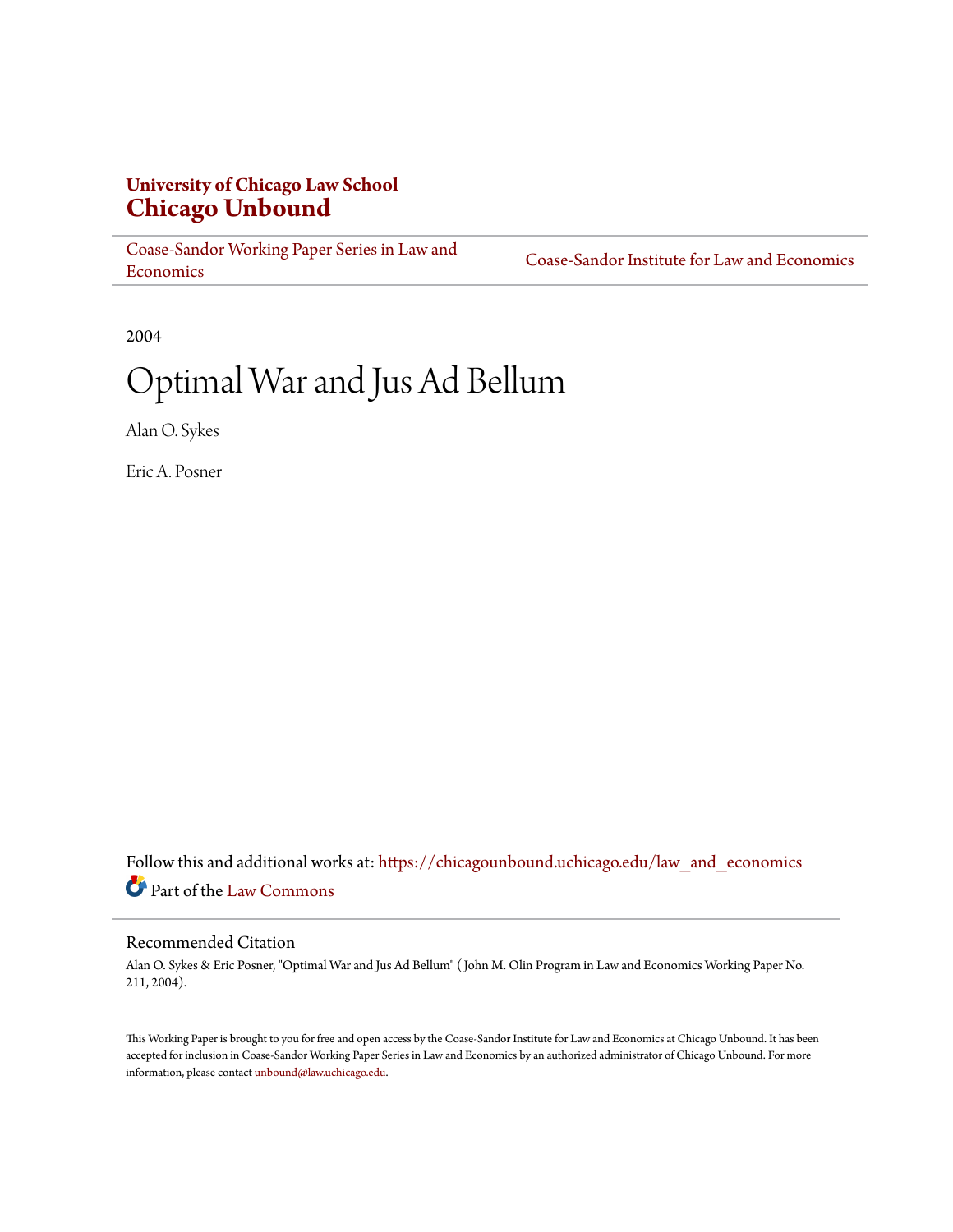# University of Chicago Law School
# Chicago Unbound

Coase-Sandor Working Paper Series in Law and Economics | Coase-Sandor Institute for Law and Economics

2004

# Optimal War and Jus Ad Bellum

Alan O. Sykes

Eric A. Posner

Follow this and additional works at: https://chicagounbound.uchicago.edu/law_and_economics

Part of the Law Commons

## Recommended Citation

Alan O. Sykes & Eric Posner, "Optimal War and Jus Ad Bellum" ( John M. Olin Program in Law and Economics Working Paper No. 211, 2004).

This Working Paper is brought to you for free and open access by the Coase-Sandor Institute for Law and Economics at Chicago Unbound. It has been accepted for inclusion in Coase-Sandor Working Paper Series in Law and Economics by an authorized administrator of Chicago Unbound. For more information, please contact unbound@law.uchicago.edu.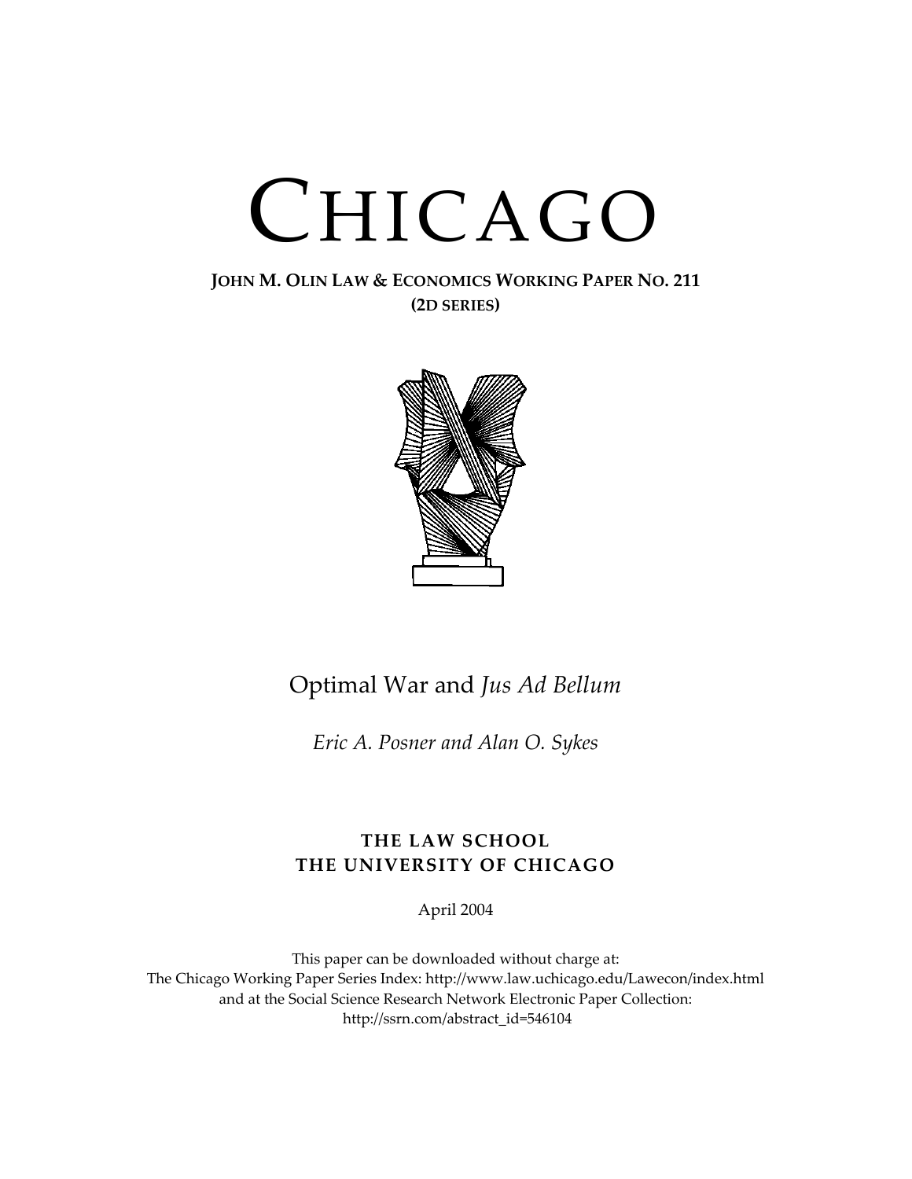# CHICAGO

**JOHN M. OLIN LAW & ECONOMICS WORKING PAPER NO. 211**
**(2D SERIES)**

Optimal War and *Jus Ad Bellum*

*Eric A. Posner and Alan O. Sykes*

**THE LAW SCHOOL**
**THE UNIVERSITY OF CHICAGO**

April 2004

This paper can be downloaded without charge at:
The Chicago Working Paper Series Index: http://www.law.uchicago.edu/Lawecon/index.html
and at the Social Science Research Network Electronic Paper Collection:
http://ssrn.com/abstract_id=546104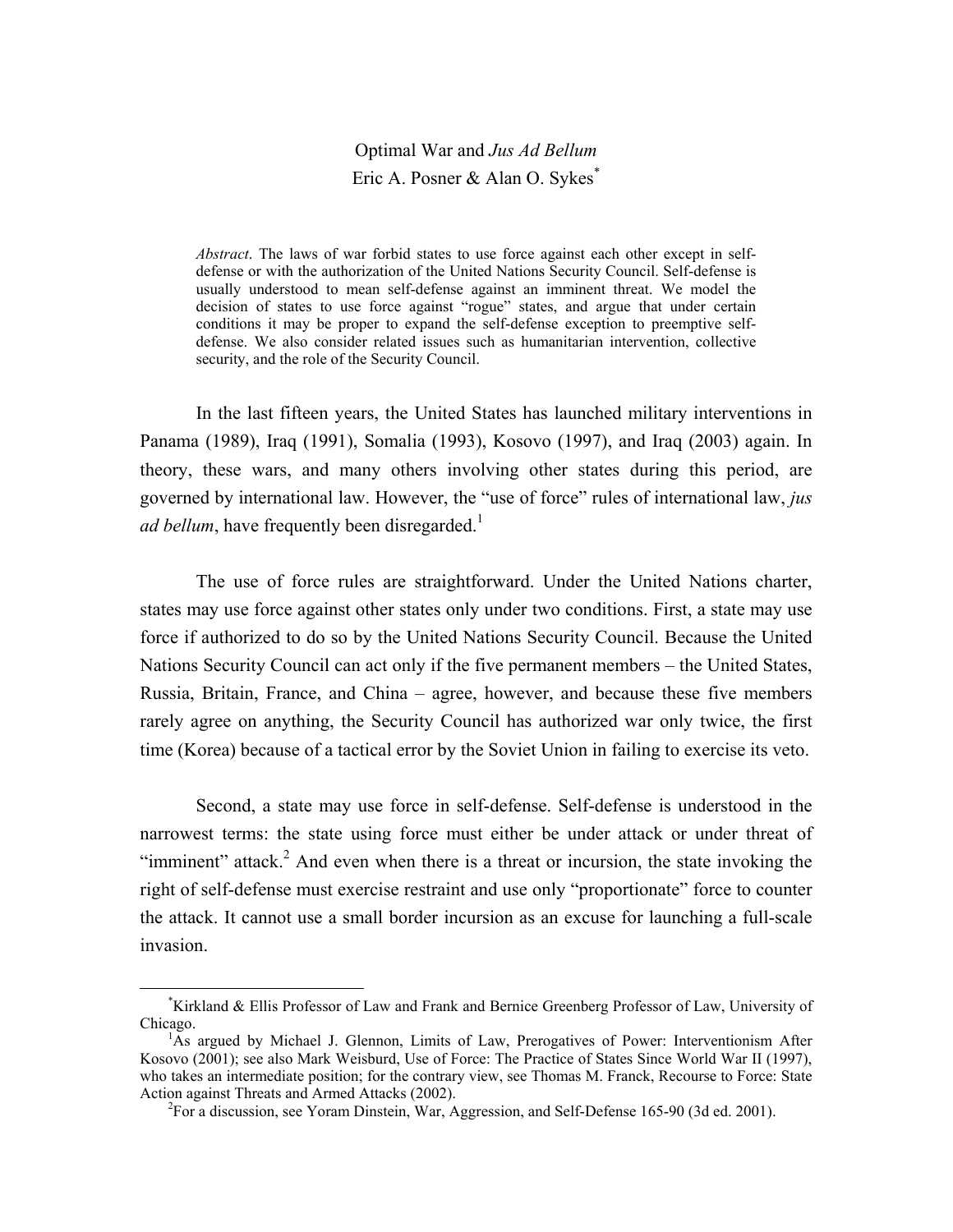# Optimal War and *Jus Ad Bellum*

Eric A. Posner & Alan O. Sykes*

*Abstract*. The laws of war forbid states to use force against each other except in self-defense or with the authorization of the United Nations Security Council. Self-defense is usually understood to mean self-defense against an imminent threat. We model the decision of states to use force against "rogue" states, and argue that under certain conditions it may be proper to expand the self-defense exception to preemptive self-defense. We also consider related issues such as humanitarian intervention, collective security, and the role of the Security Council.

In the last fifteen years, the United States has launched military interventions in Panama (1989), Iraq (1991), Somalia (1993), Kosovo (1997), and Iraq (2003) again. In theory, these wars, and many others involving other states during this period, are governed by international law. However, the "use of force" rules of international law, *jus ad bellum*, have frequently been disregarded.[1]

The use of force rules are straightforward. Under the United Nations charter, states may use force against other states only under two conditions. First, a state may use force if authorized to do so by the United Nations Security Council. Because the United Nations Security Council can act only if the five permanent members – the United States, Russia, Britain, France, and China – agree, however, and because these five members rarely agree on anything, the Security Council has authorized war only twice, the first time (Korea) because of a tactical error by the Soviet Union in failing to exercise its veto.

Second, a state may use force in self-defense. Self-defense is understood in the narrowest terms: the state using force must either be under attack or under threat of "imminent" attack.[2] And even when there is a threat or incursion, the state invoking the right of self-defense must exercise restraint and use only "proportionate" force to counter the attack. It cannot use a small border incursion as an excuse for launching a full-scale invasion.

---

*Kirkland & Ellis Professor of Law and Frank and Bernice Greenberg Professor of Law, University of Chicago.

[1]As argued by Michael J. Glennon, Limits of Law, Prerogatives of Power: Interventionism After Kosovo (2001); see also Mark Weisburd, Use of Force: The Practice of States Since World War II (1997), who takes an intermediate position; for the contrary view, see Thomas M. Franck, Recourse to Force: State Action against Threats and Armed Attacks (2002).

[2]For a discussion, see Yoram Dinstein, War, Aggression, and Self-Defense 165-90 (3d ed. 2001).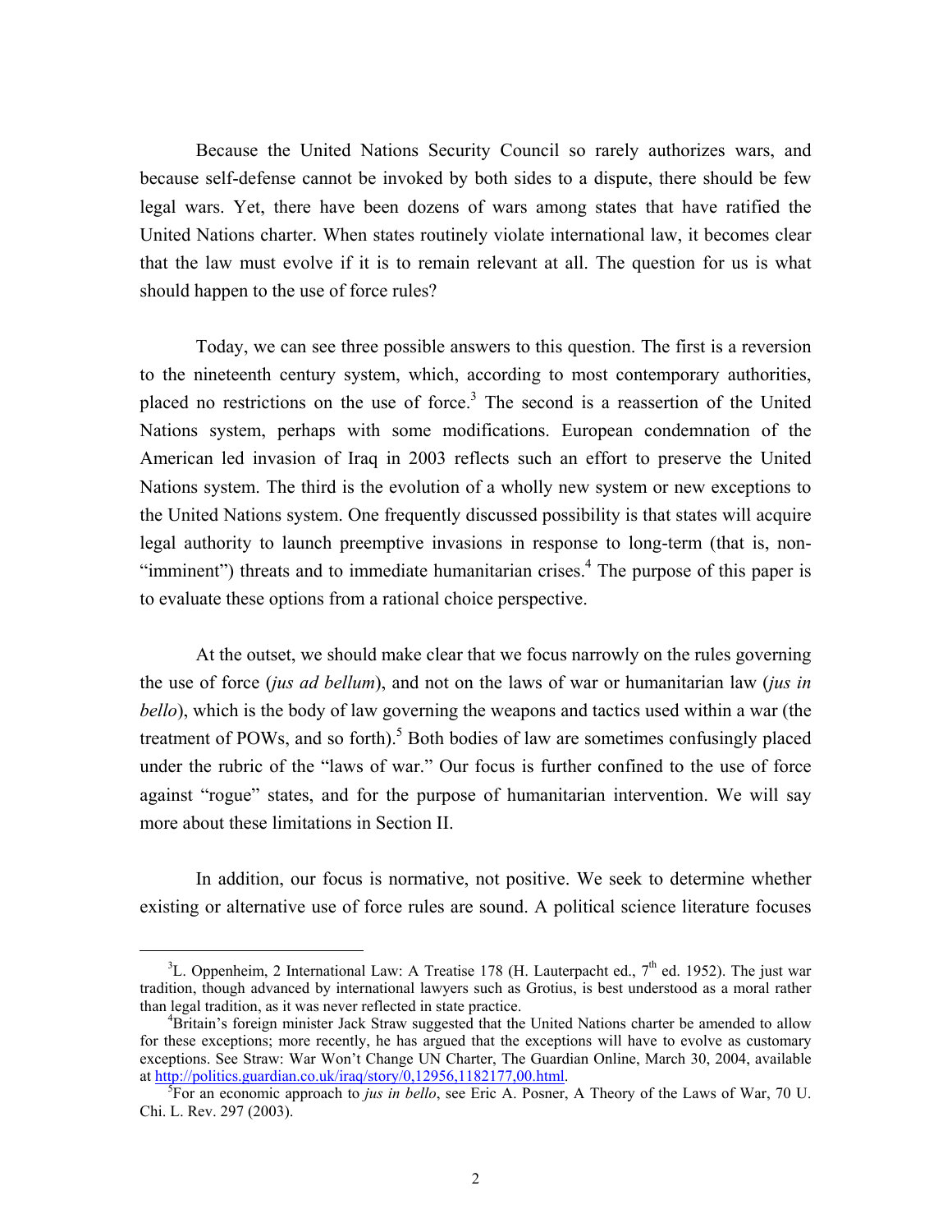Because the United Nations Security Council so rarely authorizes wars, and because self-defense cannot be invoked by both sides to a dispute, there should be few legal wars. Yet, there have been dozens of wars among states that have ratified the United Nations charter. When states routinely violate international law, it becomes clear that the law must evolve if it is to remain relevant at all. The question for us is what should happen to the use of force rules?

Today, we can see three possible answers to this question. The first is a reversion to the nineteenth century system, which, according to most contemporary authorities, placed no restrictions on the use of force.[3] The second is a reassertion of the United Nations system, perhaps with some modifications. European condemnation of the American led invasion of Iraq in 2003 reflects such an effort to preserve the United Nations system. The third is the evolution of a wholly new system or new exceptions to the United Nations system. One frequently discussed possibility is that states will acquire legal authority to launch preemptive invasions in response to long-term (that is, non-"imminent") threats and to immediate humanitarian crises.[4] The purpose of this paper is to evaluate these options from a rational choice perspective.

At the outset, we should make clear that we focus narrowly on the rules governing the use of force (*jus ad bellum*), and not on the laws of war or humanitarian law (*jus in bello*), which is the body of law governing the weapons and tactics used within a war (the treatment of POWs, and so forth).[5] Both bodies of law are sometimes confusingly placed under the rubric of the "laws of war." Our focus is further confined to the use of force against "rogue" states, and for the purpose of humanitarian intervention. We will say more about these limitations in Section II.

In addition, our focus is normative, not positive. We seek to determine whether existing or alternative use of force rules are sound. A political science literature focuses

---

[3] L. Oppenheim, 2 International Law: A Treatise 178 (H. Lauterpacht ed., 7th ed. 1952). The just war tradition, though advanced by international lawyers such as Grotius, is best understood as a moral rather than legal tradition, as it was never reflected in state practice.

[4] Britain's foreign minister Jack Straw suggested that the United Nations charter be amended to allow for these exceptions; more recently, he has argued that the exceptions will have to evolve as customary exceptions. See Straw: War Won't Change UN Charter, The Guardian Online, March 30, 2004, available at http://politics.guardian.co.uk/iraq/story/0,12956,1182177,00.html.

[5] For an economic approach to *jus in bello*, see Eric A. Posner, A Theory of the Laws of War, 70 U. Chi. L. Rev. 297 (2003).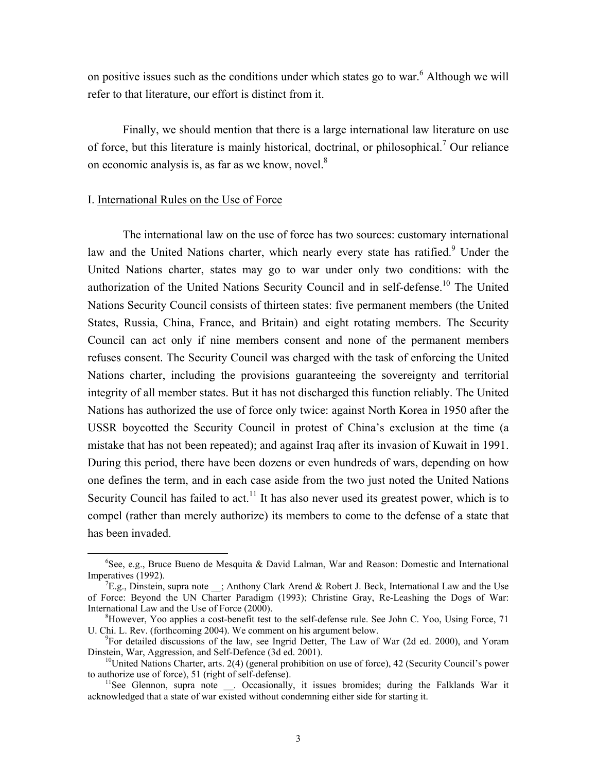on positive issues such as the conditions under which states go to war.[6] Although we will refer to that literature, our effort is distinct from it.

Finally, we should mention that there is a large international law literature on use of force, but this literature is mainly historical, doctrinal, or philosophical.[7] Our reliance on economic analysis is, as far as we know, novel.[8]

## I. International Rules on the Use of Force

The international law on the use of force has two sources: customary international law and the United Nations charter, which nearly every state has ratified.[9] Under the United Nations charter, states may go to war under only two conditions: with the authorization of the United Nations Security Council and in self-defense.[10] The United Nations Security Council consists of thirteen states: five permanent members (the United States, Russia, China, France, and Britain) and eight rotating members. The Security Council can act only if nine members consent and none of the permanent members refuses consent. The Security Council was charged with the task of enforcing the United Nations charter, including the provisions guaranteeing the sovereignty and territorial integrity of all member states. But it has not discharged this function reliably. The United Nations has authorized the use of force only twice: against North Korea in 1950 after the USSR boycotted the Security Council in protest of China's exclusion at the time (a mistake that has not been repeated); and against Iraq after its invasion of Kuwait in 1991. During this period, there have been dozens or even hundreds of wars, depending on how one defines the term, and in each case aside from the two just noted the United Nations Security Council has failed to act.[11] It has also never used its greatest power, which is to compel (rather than merely authorize) its members to come to the defense of a state that has been invaded.

[6] See, e.g., Bruce Bueno de Mesquita & David Lalman, War and Reason: Domestic and International Imperatives (1992).

[7] E.g., Dinstein, supra note __; Anthony Clark Arend & Robert J. Beck, International Law and the Use of Force: Beyond the UN Charter Paradigm (1993); Christine Gray, Re-Leashing the Dogs of War: International Law and the Use of Force (2000).

[8] However, Yoo applies a cost-benefit test to the self-defense rule. See John C. Yoo, Using Force, 71 U. Chi. L. Rev. (forthcoming 2004). We comment on his argument below.

[9] For detailed discussions of the law, see Ingrid Detter, The Law of War (2d ed. 2000), and Yoram Dinstein, War, Aggression, and Self-Defence (3d ed. 2001).

[10] United Nations Charter, arts. 2(4) (general prohibition on use of force), 42 (Security Council's power to authorize use of force), 51 (right of self-defense).

[11] See Glennon, supra note __. Occasionally, it issues bromides; during the Falklands War it acknowledged that a state of war existed without condemning either side for starting it.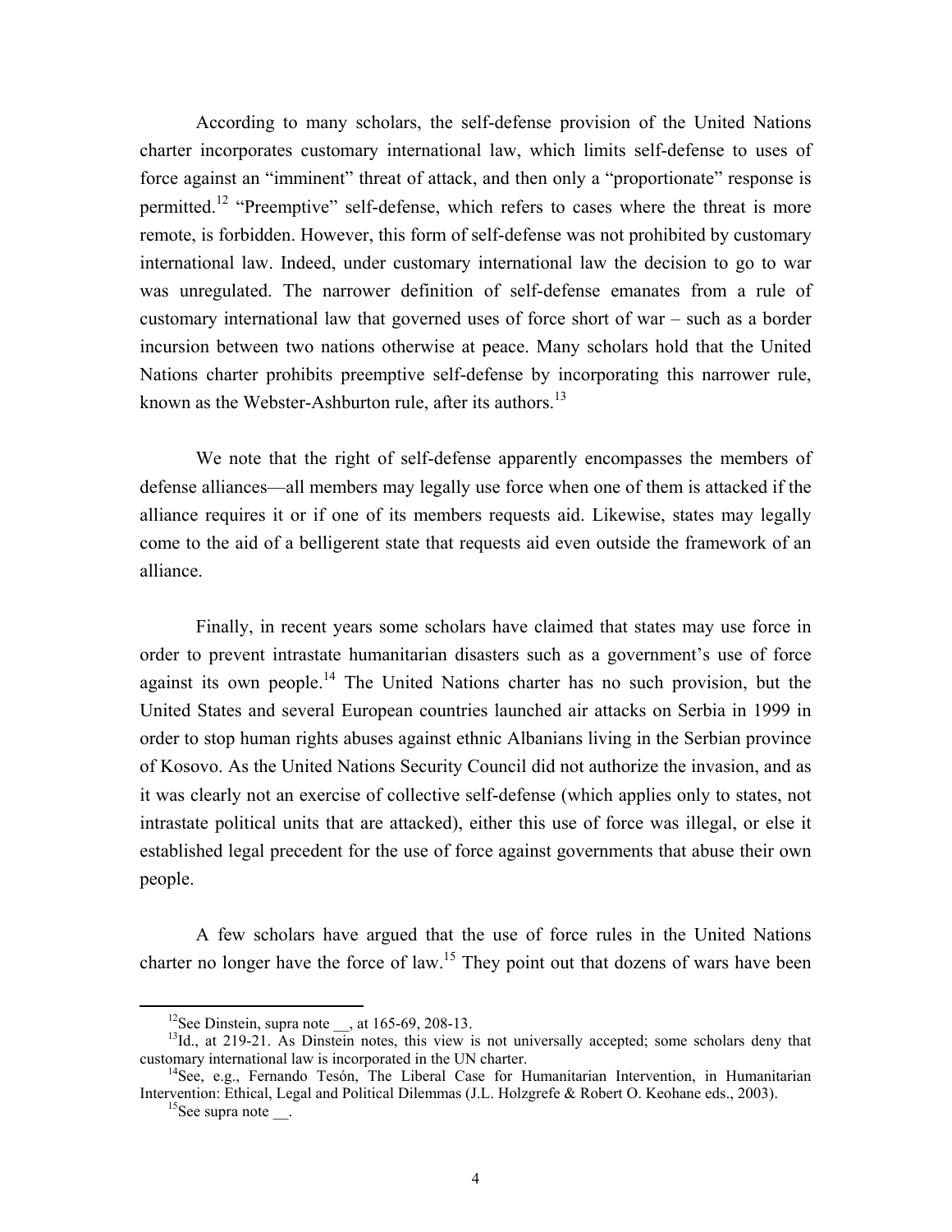According to many scholars, the self-defense provision of the United Nations charter incorporates customary international law, which limits self-defense to uses of force against an "imminent" threat of attack, and then only a "proportionate" response is permitted.[12] "Preemptive" self-defense, which refers to cases where the threat is more remote, is forbidden. However, this form of self-defense was not prohibited by customary international law. Indeed, under customary international law the decision to go to war was unregulated. The narrower definition of self-defense emanates from a rule of customary international law that governed uses of force short of war – such as a border incursion between two nations otherwise at peace. Many scholars hold that the United Nations charter prohibits preemptive self-defense by incorporating this narrower rule, known as the Webster-Ashburton rule, after its authors.[13]

We note that the right of self-defense apparently encompasses the members of defense alliances—all members may legally use force when one of them is attacked if the alliance requires it or if one of its members requests aid. Likewise, states may legally come to the aid of a belligerent state that requests aid even outside the framework of an alliance.

Finally, in recent years some scholars have claimed that states may use force in order to prevent intrastate humanitarian disasters such as a government's use of force against its own people.[14] The United Nations charter has no such provision, but the United States and several European countries launched air attacks on Serbia in 1999 in order to stop human rights abuses against ethnic Albanians living in the Serbian province of Kosovo. As the United Nations Security Council did not authorize the invasion, and as it was clearly not an exercise of collective self-defense (which applies only to states, not intrastate political units that are attacked), either this use of force was illegal, or else it established legal precedent for the use of force against governments that abuse their own people.

A few scholars have argued that the use of force rules in the United Nations charter no longer have the force of law.[15] They point out that dozens of wars have been

---

[12] See Dinstein, supra note __, at 165-69, 208-13.

[13] Id., at 219-21. As Dinstein notes, this view is not universally accepted; some scholars deny that customary international law is incorporated in the UN charter.

[14] See, e.g., Fernando Tesón, The Liberal Case for Humanitarian Intervention, in Humanitarian Intervention: Ethical, Legal and Political Dilemmas (J.L. Holzgrefe & Robert O. Keohane eds., 2003).

[15] See supra note __.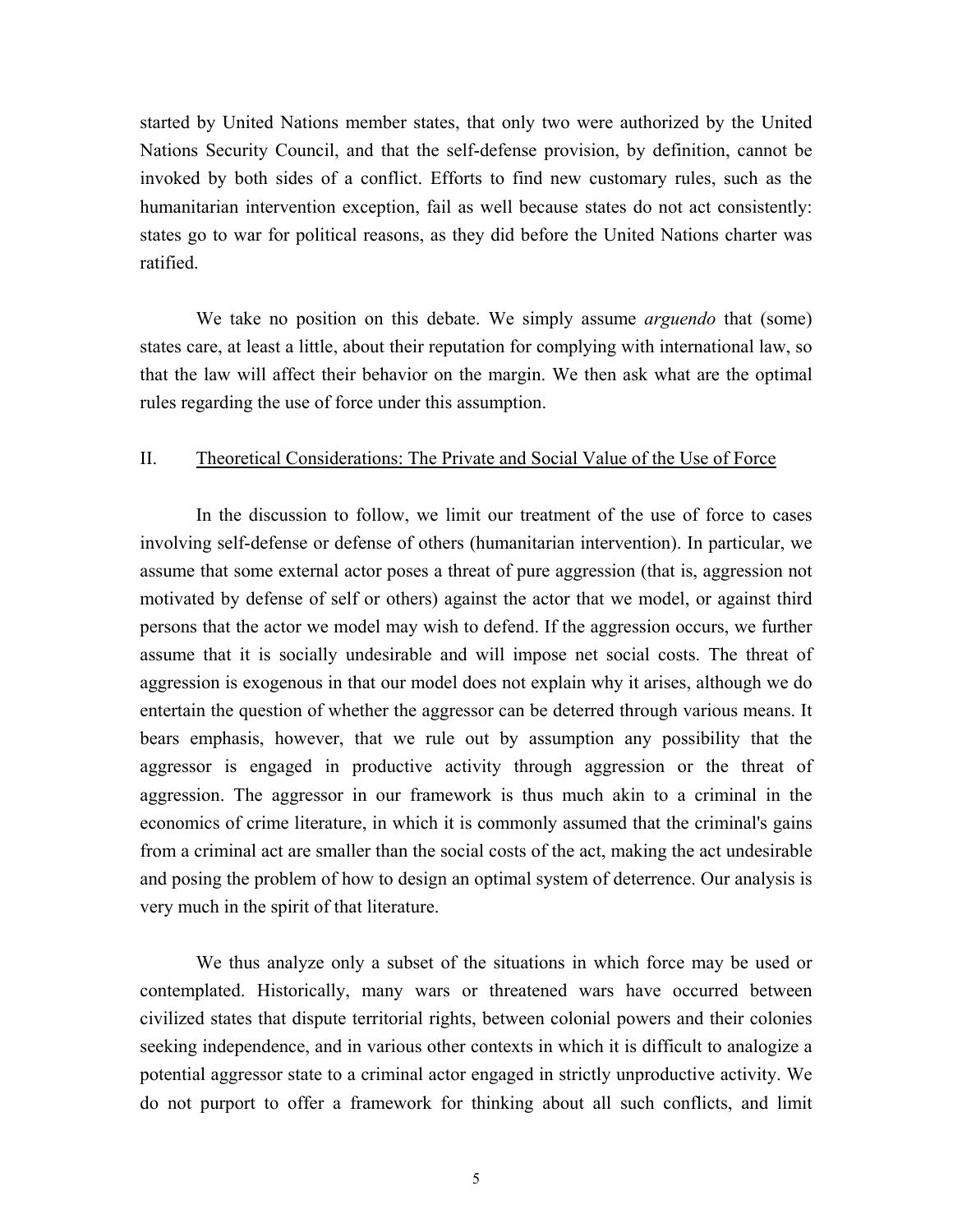started by United Nations member states, that only two were authorized by the United Nations Security Council, and that the self-defense provision, by definition, cannot be invoked by both sides of a conflict. Efforts to find new customary rules, such as the humanitarian intervention exception, fail as well because states do not act consistently: states go to war for political reasons, as they did before the United Nations charter was ratified.

We take no position on this debate. We simply assume *arguendo* that (some) states care, at least a little, about their reputation for complying with international law, so that the law will affect their behavior on the margin. We then ask what are the optimal rules regarding the use of force under this assumption.

## II. Theoretical Considerations: The Private and Social Value of the Use of Force

In the discussion to follow, we limit our treatment of the use of force to cases involving self-defense or defense of others (humanitarian intervention). In particular, we assume that some external actor poses a threat of pure aggression (that is, aggression not motivated by defense of self or others) against the actor that we model, or against third persons that the actor we model may wish to defend. If the aggression occurs, we further assume that it is socially undesirable and will impose net social costs. The threat of aggression is exogenous in that our model does not explain why it arises, although we do entertain the question of whether the aggressor can be deterred through various means. It bears emphasis, however, that we rule out by assumption any possibility that the aggressor is engaged in productive activity through aggression or the threat of aggression. The aggressor in our framework is thus much akin to a criminal in the economics of crime literature, in which it is commonly assumed that the criminal's gains from a criminal act are smaller than the social costs of the act, making the act undesirable and posing the problem of how to design an optimal system of deterrence. Our analysis is very much in the spirit of that literature.

We thus analyze only a subset of the situations in which force may be used or contemplated. Historically, many wars or threatened wars have occurred between civilized states that dispute territorial rights, between colonial powers and their colonies seeking independence, and in various other contexts in which it is difficult to analogize a potential aggressor state to a criminal actor engaged in strictly unproductive activity. We do not purport to offer a framework for thinking about all such conflicts, and limit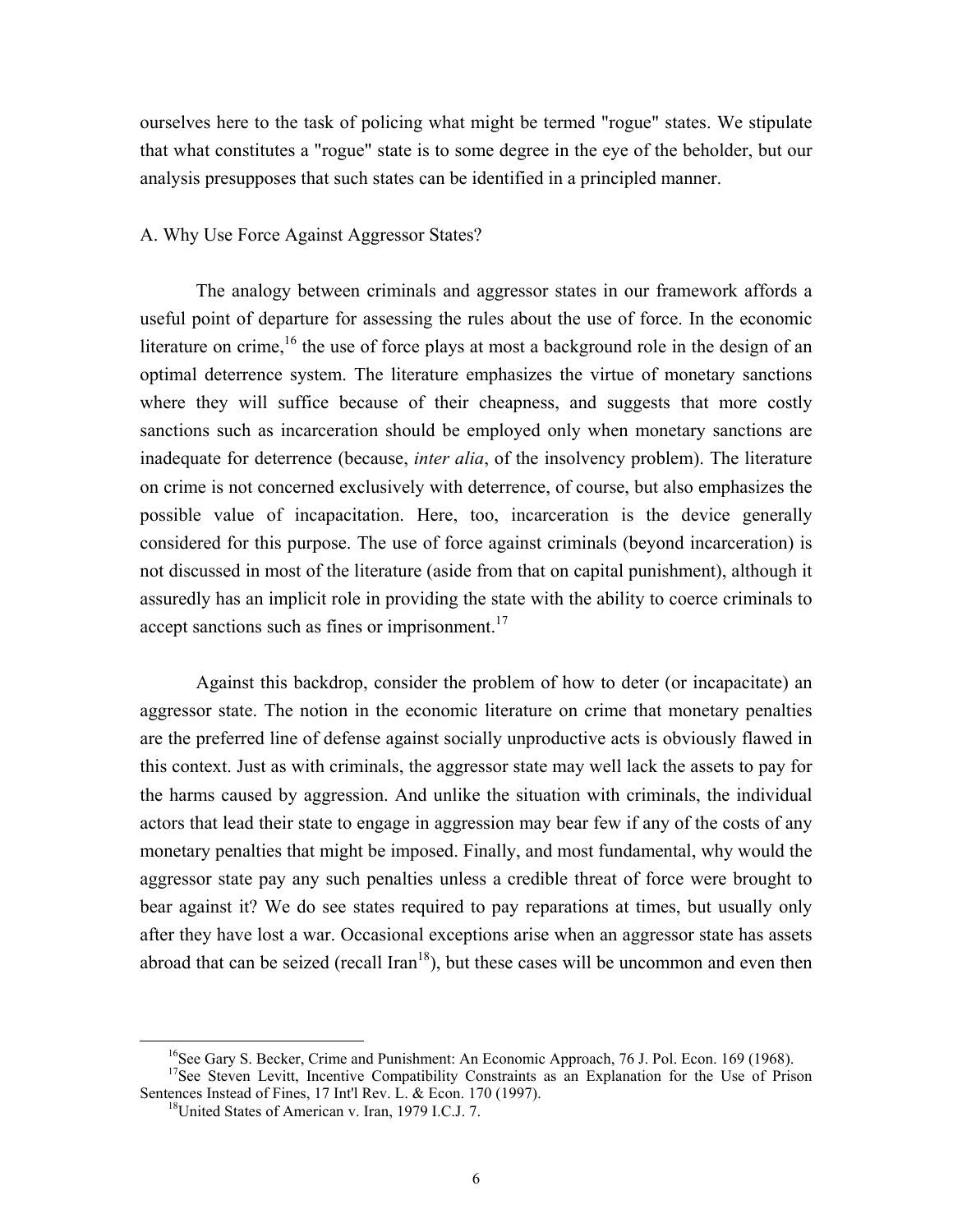ourselves here to the task of policing what might be termed "rogue" states. We stipulate that what constitutes a "rogue" state is to some degree in the eye of the beholder, but our analysis presupposes that such states can be identified in a principled manner.

### A. Why Use Force Against Aggressor States?

The analogy between criminals and aggressor states in our framework affords a useful point of departure for assessing the rules about the use of force. In the economic literature on crime,[16] the use of force plays at most a background role in the design of an optimal deterrence system. The literature emphasizes the virtue of monetary sanctions where they will suffice because of their cheapness, and suggests that more costly sanctions such as incarceration should be employed only when monetary sanctions are inadequate for deterrence (because, *inter alia*, of the insolvency problem). The literature on crime is not concerned exclusively with deterrence, of course, but also emphasizes the possible value of incapacitation. Here, too, incarceration is the device generally considered for this purpose. The use of force against criminals (beyond incarceration) is not discussed in most of the literature (aside from that on capital punishment), although it assuredly has an implicit role in providing the state with the ability to coerce criminals to accept sanctions such as fines or imprisonment.[17]

Against this backdrop, consider the problem of how to deter (or incapacitate) an aggressor state. The notion in the economic literature on crime that monetary penalties are the preferred line of defense against socially unproductive acts is obviously flawed in this context. Just as with criminals, the aggressor state may well lack the assets to pay for the harms caused by aggression. And unlike the situation with criminals, the individual actors that lead their state to engage in aggression may bear few if any of the costs of any monetary penalties that might be imposed. Finally, and most fundamental, why would the aggressor state pay any such penalties unless a credible threat of force were brought to bear against it? We do see states required to pay reparations at times, but usually only after they have lost a war. Occasional exceptions arise when an aggressor state has assets abroad that can be seized (recall Iran[18]), but these cases will be uncommon and even then

---

[16] See Gary S. Becker, Crime and Punishment: An Economic Approach, 76 J. Pol. Econ. 169 (1968).

[17] See Steven Levitt, Incentive Compatibility Constraints as an Explanation for the Use of Prison Sentences Instead of Fines, 17 Int'l Rev. L. & Econ. 170 (1997).

[18] United States of American v. Iran, 1979 I.C.J. 7.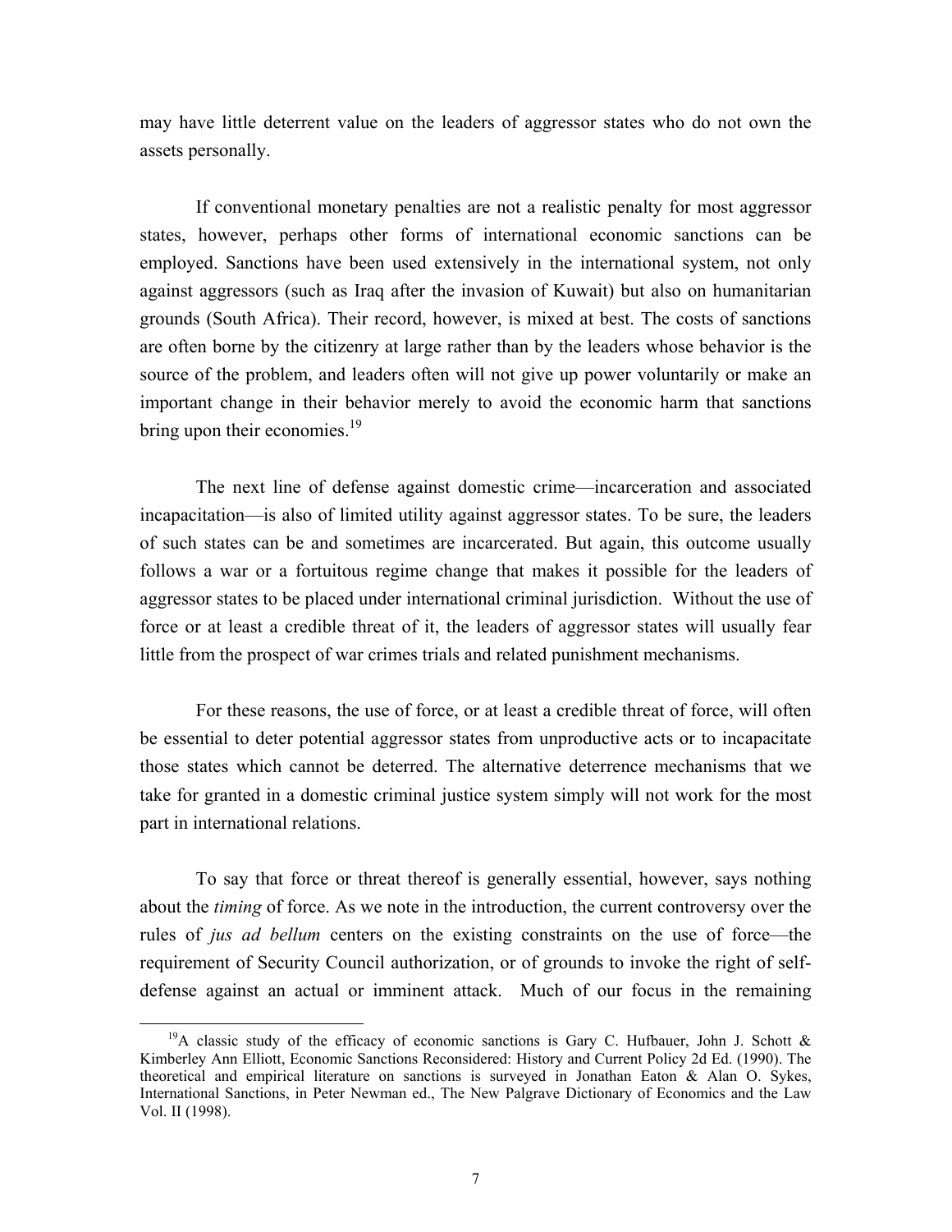may have little deterrent value on the leaders of aggressor states who do not own the assets personally.

If conventional monetary penalties are not a realistic penalty for most aggressor states, however, perhaps other forms of international economic sanctions can be employed. Sanctions have been used extensively in the international system, not only against aggressors (such as Iraq after the invasion of Kuwait) but also on humanitarian grounds (South Africa). Their record, however, is mixed at best. The costs of sanctions are often borne by the citizenry at large rather than by the leaders whose behavior is the source of the problem, and leaders often will not give up power voluntarily or make an important change in their behavior merely to avoid the economic harm that sanctions bring upon their economies.[19]

The next line of defense against domestic crime—incarceration and associated incapacitation—is also of limited utility against aggressor states. To be sure, the leaders of such states can be and sometimes are incarcerated. But again, this outcome usually follows a war or a fortuitous regime change that makes it possible for the leaders of aggressor states to be placed under international criminal jurisdiction. Without the use of force or at least a credible threat of it, the leaders of aggressor states will usually fear little from the prospect of war crimes trials and related punishment mechanisms.

For these reasons, the use of force, or at least a credible threat of force, will often be essential to deter potential aggressor states from unproductive acts or to incapacitate those states which cannot be deterred. The alternative deterrence mechanisms that we take for granted in a domestic criminal justice system simply will not work for the most part in international relations.

To say that force or threat thereof is generally essential, however, says nothing about the *timing* of force. As we note in the introduction, the current controversy over the rules of *jus ad bellum* centers on the existing constraints on the use of force—the requirement of Security Council authorization, or of grounds to invoke the right of self-defense against an actual or imminent attack. Much of our focus in the remaining

[19] A classic study of the efficacy of economic sanctions is Gary C. Hufbauer, John J. Schott & Kimberley Ann Elliott, Economic Sanctions Reconsidered: History and Current Policy 2d Ed. (1990). The theoretical and empirical literature on sanctions is surveyed in Jonathan Eaton & Alan O. Sykes, International Sanctions, in Peter Newman ed., The New Palgrave Dictionary of Economics and the Law Vol. II (1998).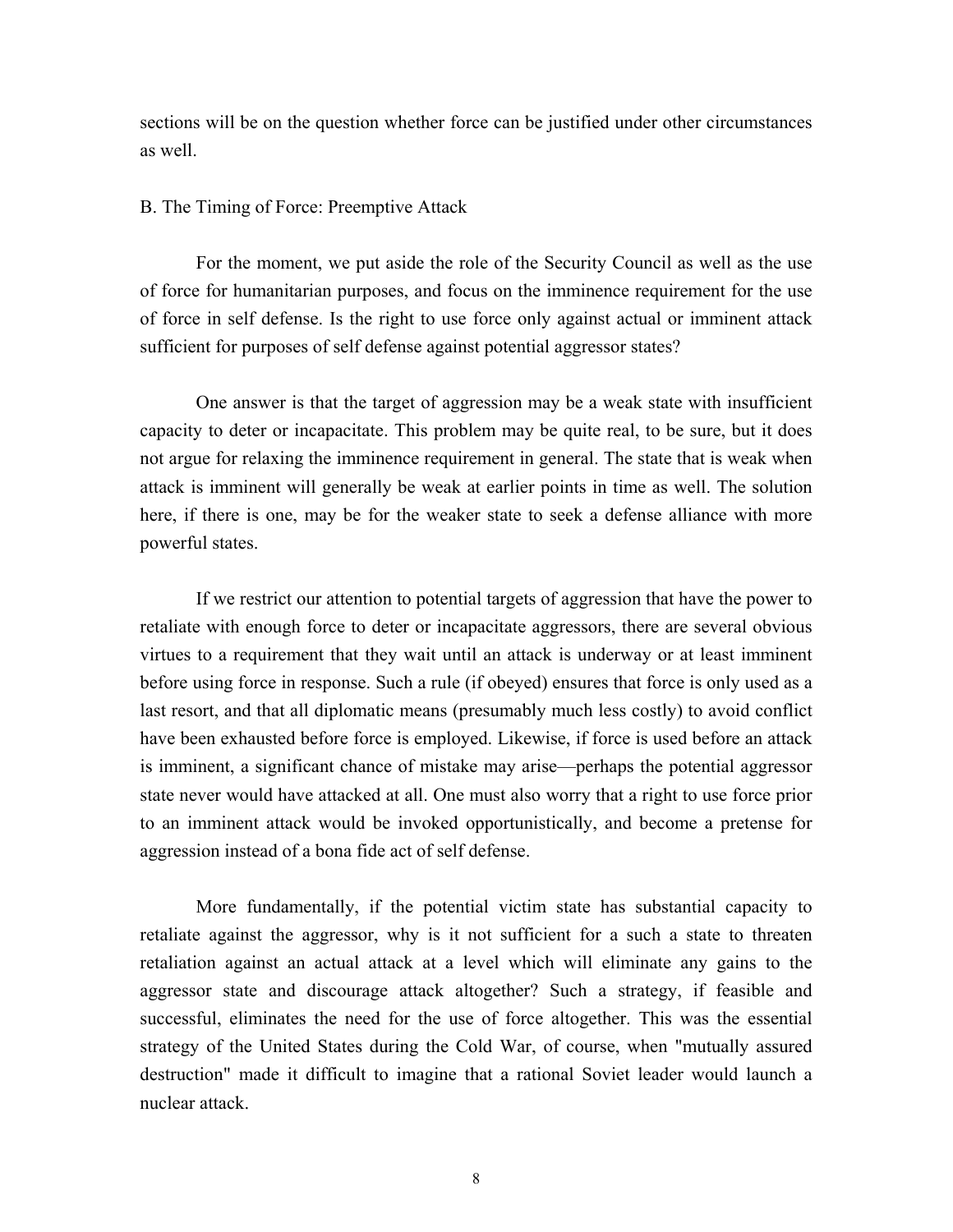sections will be on the question whether force can be justified under other circumstances as well.

## B. The Timing of Force: Preemptive Attack

For the moment, we put aside the role of the Security Council as well as the use of force for humanitarian purposes, and focus on the imminence requirement for the use of force in self defense. Is the right to use force only against actual or imminent attack sufficient for purposes of self defense against potential aggressor states?

One answer is that the target of aggression may be a weak state with insufficient capacity to deter or incapacitate. This problem may be quite real, to be sure, but it does not argue for relaxing the imminence requirement in general. The state that is weak when attack is imminent will generally be weak at earlier points in time as well. The solution here, if there is one, may be for the weaker state to seek a defense alliance with more powerful states.

If we restrict our attention to potential targets of aggression that have the power to retaliate with enough force to deter or incapacitate aggressors, there are several obvious virtues to a requirement that they wait until an attack is underway or at least imminent before using force in response. Such a rule (if obeyed) ensures that force is only used as a last resort, and that all diplomatic means (presumably much less costly) to avoid conflict have been exhausted before force is employed. Likewise, if force is used before an attack is imminent, a significant chance of mistake may arise—perhaps the potential aggressor state never would have attacked at all. One must also worry that a right to use force prior to an imminent attack would be invoked opportunistically, and become a pretense for aggression instead of a bona fide act of self defense.

More fundamentally, if the potential victim state has substantial capacity to retaliate against the aggressor, why is it not sufficient for a such a state to threaten retaliation against an actual attack at a level which will eliminate any gains to the aggressor state and discourage attack altogether? Such a strategy, if feasible and successful, eliminates the need for the use of force altogether. This was the essential strategy of the United States during the Cold War, of course, when "mutually assured destruction" made it difficult to imagine that a rational Soviet leader would launch a nuclear attack.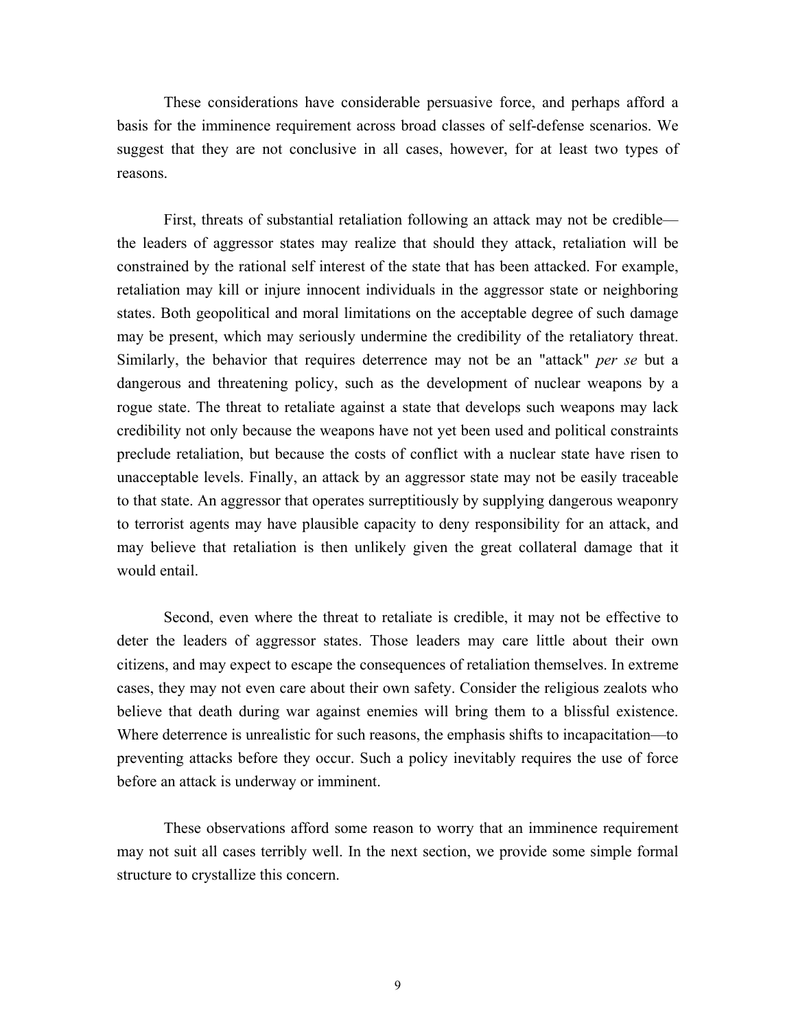These considerations have considerable persuasive force, and perhaps afford a basis for the imminence requirement across broad classes of self-defense scenarios. We suggest that they are not conclusive in all cases, however, for at least two types of reasons.

First, threats of substantial retaliation following an attack may not be credible—the leaders of aggressor states may realize that should they attack, retaliation will be constrained by the rational self interest of the state that has been attacked. For example, retaliation may kill or injure innocent individuals in the aggressor state or neighboring states. Both geopolitical and moral limitations on the acceptable degree of such damage may be present, which may seriously undermine the credibility of the retaliatory threat. Similarly, the behavior that requires deterrence may not be an "attack" *per se* but a dangerous and threatening policy, such as the development of nuclear weapons by a rogue state. The threat to retaliate against a state that develops such weapons may lack credibility not only because the weapons have not yet been used and political constraints preclude retaliation, but because the costs of conflict with a nuclear state have risen to unacceptable levels. Finally, an attack by an aggressor state may not be easily traceable to that state. An aggressor that operates surreptitiously by supplying dangerous weaponry to terrorist agents may have plausible capacity to deny responsibility for an attack, and may believe that retaliation is then unlikely given the great collateral damage that it would entail.

Second, even where the threat to retaliate is credible, it may not be effective to deter the leaders of aggressor states. Those leaders may care little about their own citizens, and may expect to escape the consequences of retaliation themselves. In extreme cases, they may not even care about their own safety. Consider the religious zealots who believe that death during war against enemies will bring them to a blissful existence. Where deterrence is unrealistic for such reasons, the emphasis shifts to incapacitation—to preventing attacks before they occur. Such a policy inevitably requires the use of force before an attack is underway or imminent.

These observations afford some reason to worry that an imminence requirement may not suit all cases terribly well. In the next section, we provide some simple formal structure to crystallize this concern.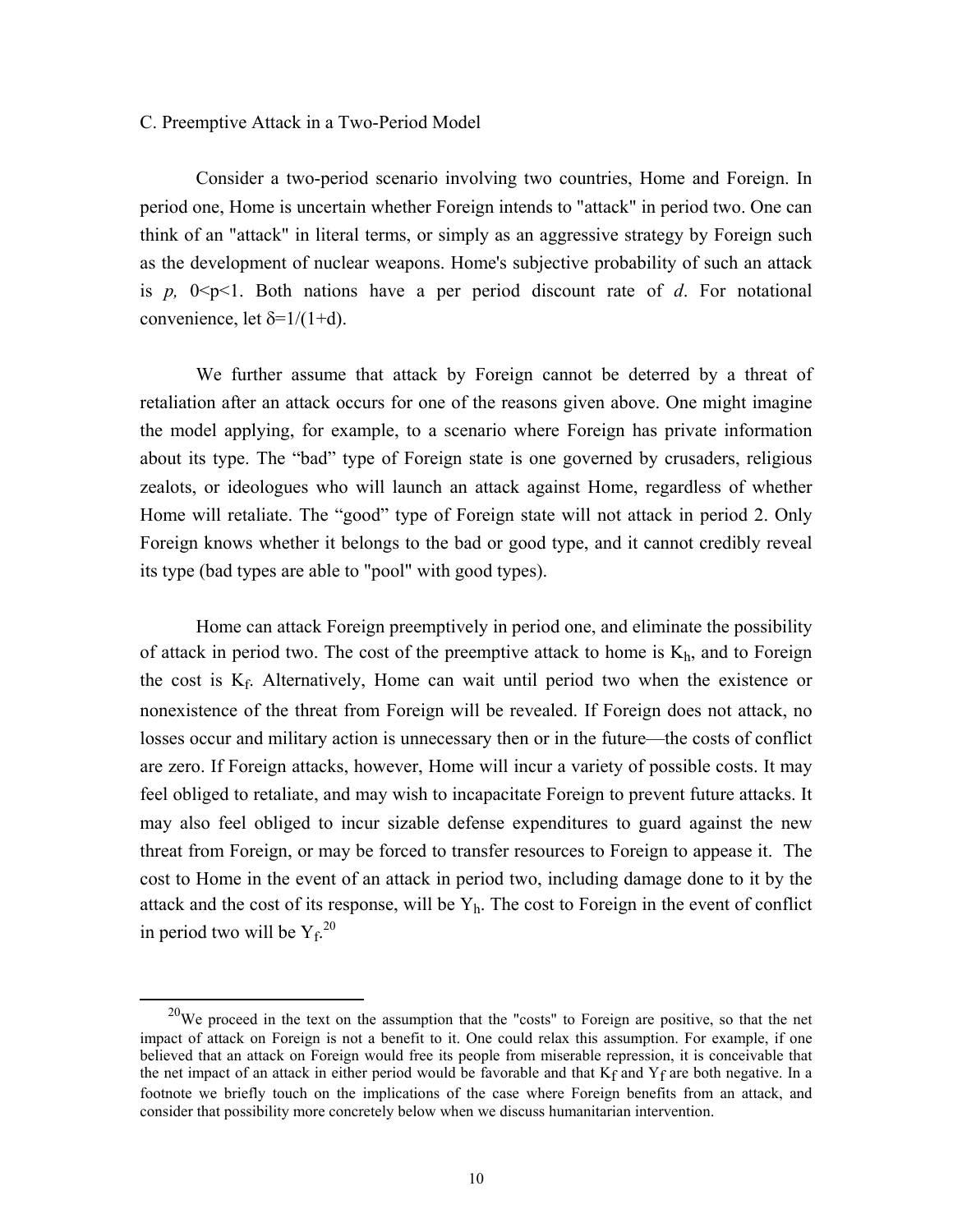### C. Preemptive Attack in a Two-Period Model

Consider a two-period scenario involving two countries, Home and Foreign. In period one, Home is uncertain whether Foreign intends to "attack" in period two. One can think of an "attack" in literal terms, or simply as an aggressive strategy by Foreign such as the development of nuclear weapons. Home's subjective probability of such an attack is *p*, $0<p<1$. Both nations have a per period discount rate of *d*. For notational convenience, let $\delta=1/(1+d)$.

We further assume that attack by Foreign cannot be deterred by a threat of retaliation after an attack occurs for one of the reasons given above. One might imagine the model applying, for example, to a scenario where Foreign has private information about its type. The "bad" type of Foreign state is one governed by crusaders, religious zealots, or ideologues who will launch an attack against Home, regardless of whether Home will retaliate. The "good" type of Foreign state will not attack in period 2. Only Foreign knows whether it belongs to the bad or good type, and it cannot credibly reveal its type (bad types are able to "pool" with good types).

Home can attack Foreign preemptively in period one, and eliminate the possibility of attack in period two. The cost of the preemptive attack to home is $K_h$, and to Foreign the cost is $K_f$. Alternatively, Home can wait until period two when the existence or nonexistence of the threat from Foreign will be revealed. If Foreign does not attack, no losses occur and military action is unnecessary then or in the future—the costs of conflict are zero. If Foreign attacks, however, Home will incur a variety of possible costs. It may feel obliged to retaliate, and may wish to incapacitate Foreign to prevent future attacks. It may also feel obliged to incur sizable defense expenditures to guard against the new threat from Foreign, or may be forced to transfer resources to Foreign to appease it. The cost to Home in the event of an attack in period two, including damage done to it by the attack and the cost of its response, will be $Y_h$. The cost to Foreign in the event of conflict in period two will be $Y_f$.[20]

[20] We proceed in the text on the assumption that the "costs" to Foreign are positive, so that the net impact of attack on Foreign is not a benefit to it. One could relax this assumption. For example, if one believed that an attack on Foreign would free its people from miserable repression, it is conceivable that the net impact of an attack in either period would be favorable and that $K_f$ and $Y_f$ are both negative. In a footnote we briefly touch on the implications of the case where Foreign benefits from an attack, and consider that possibility more concretely below when we discuss humanitarian intervention.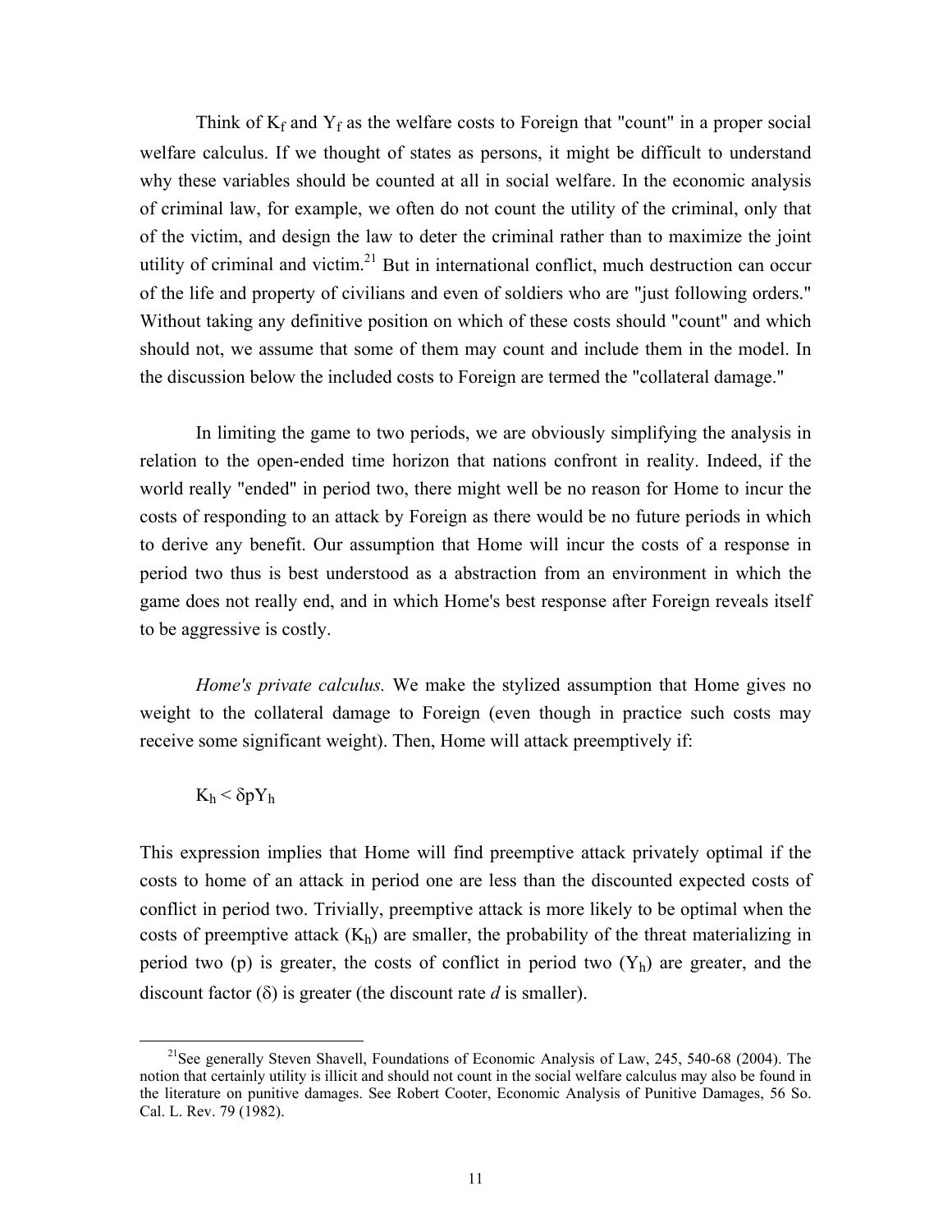Think of $K_f$ and $Y_f$ as the welfare costs to Foreign that "count" in a proper social welfare calculus. If we thought of states as persons, it might be difficult to understand why these variables should be counted at all in social welfare. In the economic analysis of criminal law, for example, we often do not count the utility of the criminal, only that of the victim, and design the law to deter the criminal rather than to maximize the joint utility of criminal and victim.[21] But in international conflict, much destruction can occur of the life and property of civilians and even of soldiers who are "just following orders." Without taking any definitive position on which of these costs should "count" and which should not, we assume that some of them may count and include them in the model. In the discussion below the included costs to Foreign are termed the "collateral damage."

In limiting the game to two periods, we are obviously simplifying the analysis in relation to the open-ended time horizon that nations confront in reality. Indeed, if the world really "ended" in period two, there might well be no reason for Home to incur the costs of responding to an attack by Foreign as there would be no future periods in which to derive any benefit. Our assumption that Home will incur the costs of a response in period two thus is best understood as a abstraction from an environment in which the game does not really end, and in which Home's best response after Foreign reveals itself to be aggressive is costly.

*Home's private calculus.* We make the stylized assumption that Home gives no weight to the collateral damage to Foreign (even though in practice such costs may receive some significant weight). Then, Home will attack preemptively if:

$$K_h < \delta p Y_h$$

This expression implies that Home will find preemptive attack privately optimal if the costs to home of an attack in period one are less than the discounted expected costs of conflict in period two. Trivially, preemptive attack is more likely to be optimal when the costs of preemptive attack ($K_h$) are smaller, the probability of the threat materializing in period two (p) is greater, the costs of conflict in period two ($Y_h$) are greater, and the discount factor ($\delta$) is greater (the discount rate *d* is smaller).

[21] See generally Steven Shavell, Foundations of Economic Analysis of Law, 245, 540-68 (2004). The notion that certainly utility is illicit and should not count in the social welfare calculus may also be found in the literature on punitive damages. See Robert Cooter, Economic Analysis of Punitive Damages, 56 So. Cal. L. Rev. 79 (1982).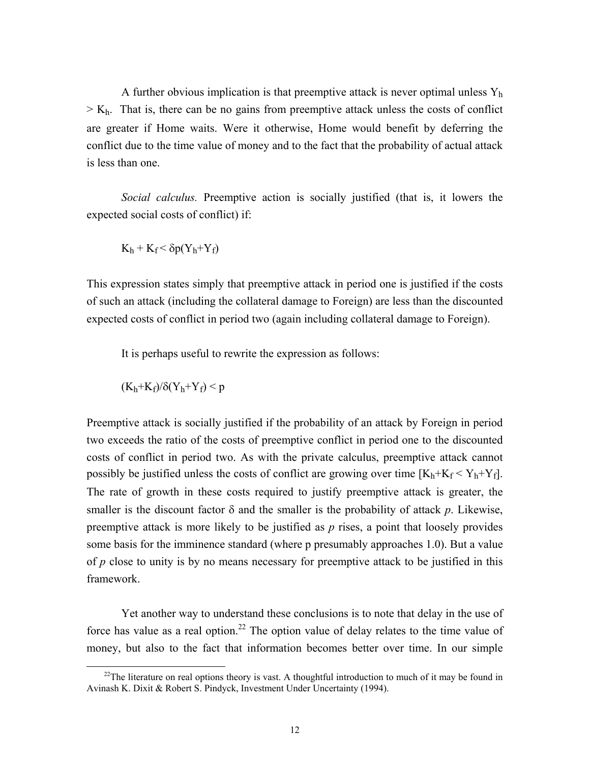A further obvious implication is that preemptive attack is never optimal unless $Y_h > K_h$. That is, there can be no gains from preemptive attack unless the costs of conflict are greater if Home waits. Were it otherwise, Home would benefit by deferring the conflict due to the time value of money and to the fact that the probability of actual attack is less than one.

*Social calculus.* Preemptive action is socially justified (that is, it lowers the expected social costs of conflict) if:

$$K_h + K_f < \delta p(Y_h+Y_f)$$

This expression states simply that preemptive attack in period one is justified if the costs of such an attack (including the collateral damage to Foreign) are less than the discounted expected costs of conflict in period two (again including collateral damage to Foreign).

It is perhaps useful to rewrite the expression as follows:

$$(K_h+K_f)/\delta(Y_h+Y_f) < p$$

Preemptive attack is socially justified if the probability of an attack by Foreign in period two exceeds the ratio of the costs of preemptive conflict in period one to the discounted costs of conflict in period two. As with the private calculus, preemptive attack cannot possibly be justified unless the costs of conflict are growing over time [$K_h+K_f < Y_h+Y_f$]. The rate of growth in these costs required to justify preemptive attack is greater, the smaller is the discount factor $\delta$ and the smaller is the probability of attack $p$. Likewise, preemptive attack is more likely to be justified as $p$ rises, a point that loosely provides some basis for the imminence standard (where p presumably approaches 1.0). But a value of $p$ close to unity is by no means necessary for preemptive attack to be justified in this framework.

Yet another way to understand these conclusions is to note that delay in the use of force has value as a real option.[22] The option value of delay relates to the time value of money, but also to the fact that information becomes better over time. In our simple

[22] The literature on real options theory is vast. A thoughtful introduction to much of it may be found in Avinash K. Dixit & Robert S. Pindyck, Investment Under Uncertainty (1994).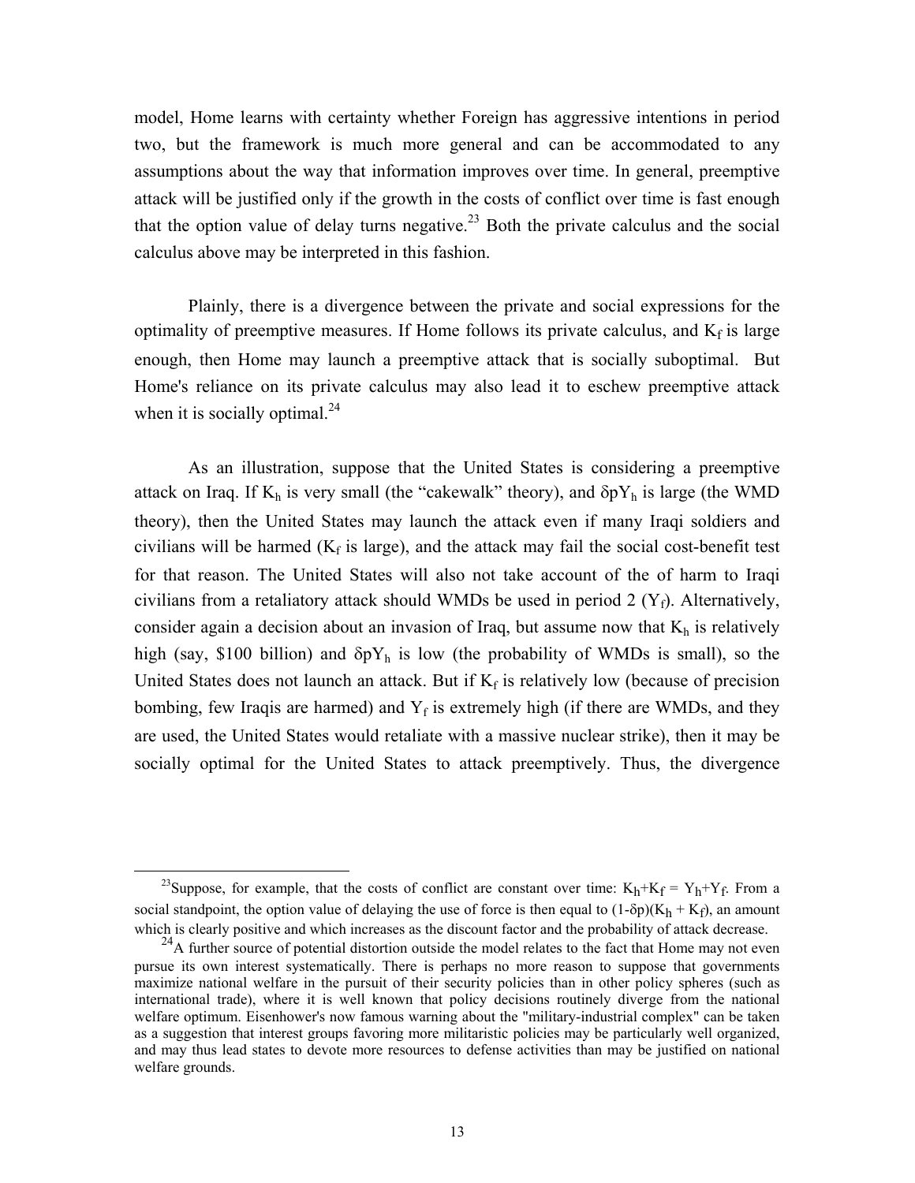model, Home learns with certainty whether Foreign has aggressive intentions in period two, but the framework is much more general and can be accommodated to any assumptions about the way that information improves over time. In general, preemptive attack will be justified only if the growth in the costs of conflict over time is fast enough that the option value of delay turns negative.[23] Both the private calculus and the social calculus above may be interpreted in this fashion.

Plainly, there is a divergence between the private and social expressions for the optimality of preemptive measures. If Home follows its private calculus, and $K_f$ is large enough, then Home may launch a preemptive attack that is socially suboptimal. But Home's reliance on its private calculus may also lead it to eschew preemptive attack when it is socially optimal.[24]

As an illustration, suppose that the United States is considering a preemptive attack on Iraq. If $K_h$ is very small (the "cakewalk" theory), and $\delta p Y_h$ is large (the WMD theory), then the United States may launch the attack even if many Iraqi soldiers and civilians will be harmed ($K_f$ is large), and the attack may fail the social cost-benefit test for that reason. The United States will also not take account of the of harm to Iraqi civilians from a retaliatory attack should WMDs be used in period 2 ($Y_f$). Alternatively, consider again a decision about an invasion of Iraq, but assume now that $K_h$ is relatively high (say, \$100 billion) and $\delta p Y_h$ is low (the probability of WMDs is small), so the United States does not launch an attack. But if $K_f$ is relatively low (because of precision bombing, few Iraqis are harmed) and $Y_f$ is extremely high (if there are WMDs, and they are used, the United States would retaliate with a massive nuclear strike), then it may be socially optimal for the United States to attack preemptively. Thus, the divergence

---

[23] Suppose, for example, that the costs of conflict are constant over time: $K_h + K_f = Y_h + Y_f$. From a social standpoint, the option value of delaying the use of force is then equal to $(1-\delta p)(K_h + K_f)$, an amount which is clearly positive and which increases as the discount factor and the probability of attack decrease.

[24] A further source of potential distortion outside the model relates to the fact that Home may not even pursue its own interest systematically. There is perhaps no more reason to suppose that governments maximize national welfare in the pursuit of their security policies than in other policy spheres (such as international trade), where it is well known that policy decisions routinely diverge from the national welfare optimum. Eisenhower's now famous warning about the "military-industrial complex" can be taken as a suggestion that interest groups favoring more militaristic policies may be particularly well organized, and may thus lead states to devote more resources to defense activities than may be justified on national welfare grounds.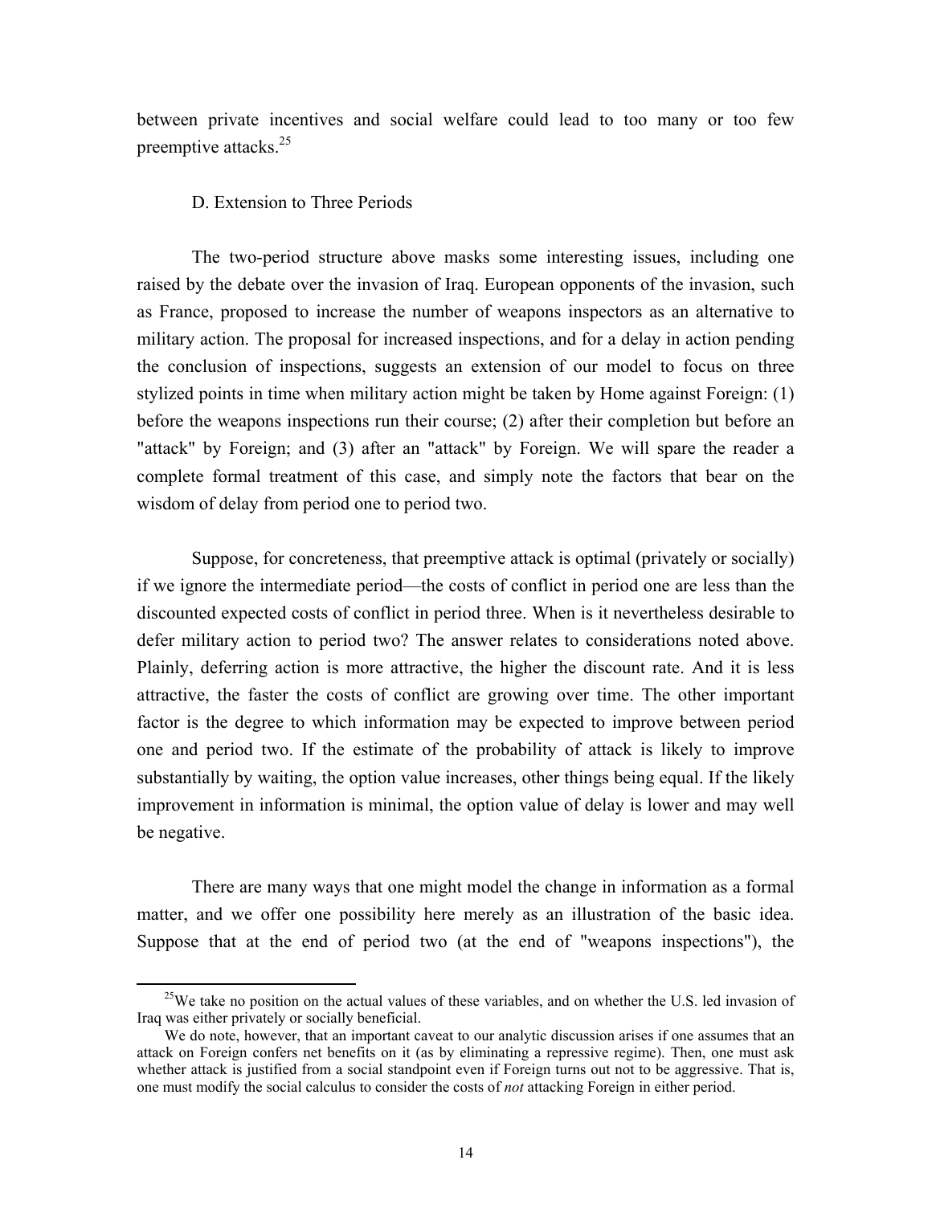between private incentives and social welfare could lead to too many or too few preemptive attacks.[25]

### D. Extension to Three Periods

The two-period structure above masks some interesting issues, including one raised by the debate over the invasion of Iraq. European opponents of the invasion, such as France, proposed to increase the number of weapons inspectors as an alternative to military action. The proposal for increased inspections, and for a delay in action pending the conclusion of inspections, suggests an extension of our model to focus on three stylized points in time when military action might be taken by Home against Foreign: (1) before the weapons inspections run their course; (2) after their completion but before an "attack" by Foreign; and (3) after an "attack" by Foreign. We will spare the reader a complete formal treatment of this case, and simply note the factors that bear on the wisdom of delay from period one to period two.

Suppose, for concreteness, that preemptive attack is optimal (privately or socially) if we ignore the intermediate period—the costs of conflict in period one are less than the discounted expected costs of conflict in period three. When is it nevertheless desirable to defer military action to period two? The answer relates to considerations noted above. Plainly, deferring action is more attractive, the higher the discount rate. And it is less attractive, the faster the costs of conflict are growing over time. The other important factor is the degree to which information may be expected to improve between period one and period two. If the estimate of the probability of attack is likely to improve substantially by waiting, the option value increases, other things being equal. If the likely improvement in information is minimal, the option value of delay is lower and may well be negative.

There are many ways that one might model the change in information as a formal matter, and we offer one possibility here merely as an illustration of the basic idea. Suppose that at the end of period two (at the end of "weapons inspections"), the

---

[25] We take no position on the actual values of these variables, and on whether the U.S. led invasion of Iraq was either privately or socially beneficial.

We do note, however, that an important caveat to our analytic discussion arises if one assumes that an attack on Foreign confers net benefits on it (as by eliminating a repressive regime). Then, one must ask whether attack is justified from a social standpoint even if Foreign turns out not to be aggressive. That is, one must modify the social calculus to consider the costs of *not* attacking Foreign in either period.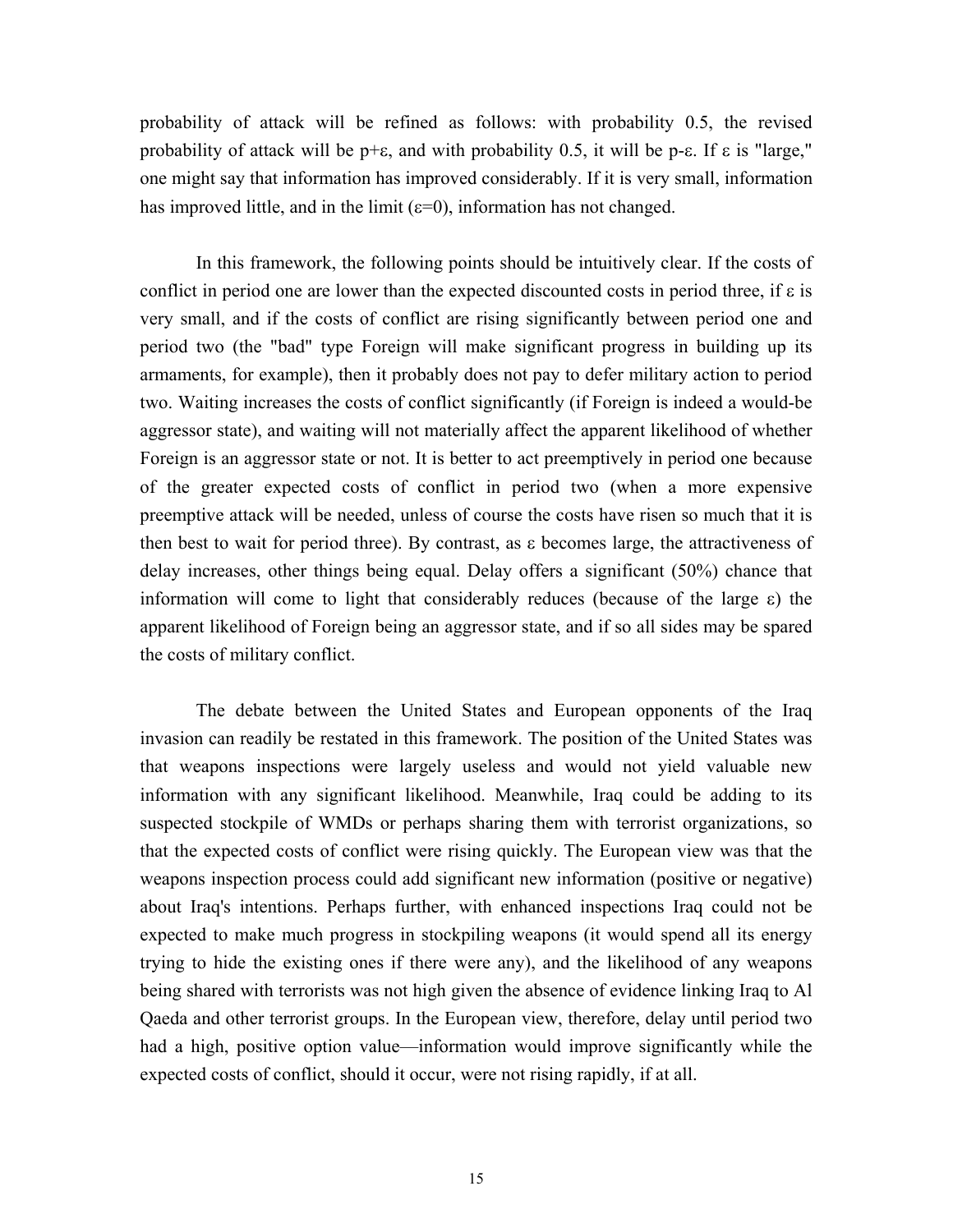probability of attack will be refined as follows: with probability 0.5, the revised probability of attack will be $p+\varepsilon$, and with probability 0.5, it will be $p-\varepsilon$. If $\varepsilon$ is "large," one might say that information has improved considerably. If it is very small, information has improved little, and in the limit ($\varepsilon=0$), information has not changed.

In this framework, the following points should be intuitively clear. If the costs of conflict in period one are lower than the expected discounted costs in period three, if $\varepsilon$ is very small, and if the costs of conflict are rising significantly between period one and period two (the "bad" type Foreign will make significant progress in building up its armaments, for example), then it probably does not pay to defer military action to period two. Waiting increases the costs of conflict significantly (if Foreign is indeed a would-be aggressor state), and waiting will not materially affect the apparent likelihood of whether Foreign is an aggressor state or not. It is better to act preemptively in period one because of the greater expected costs of conflict in period two (when a more expensive preemptive attack will be needed, unless of course the costs have risen so much that it is then best to wait for period three). By contrast, as $\varepsilon$ becomes large, the attractiveness of delay increases, other things being equal. Delay offers a significant (50%) chance that information will come to light that considerably reduces (because of the large $\varepsilon$) the apparent likelihood of Foreign being an aggressor state, and if so all sides may be spared the costs of military conflict.

The debate between the United States and European opponents of the Iraq invasion can readily be restated in this framework. The position of the United States was that weapons inspections were largely useless and would not yield valuable new information with any significant likelihood. Meanwhile, Iraq could be adding to its suspected stockpile of WMDs or perhaps sharing them with terrorist organizations, so that the expected costs of conflict were rising quickly. The European view was that the weapons inspection process could add significant new information (positive or negative) about Iraq's intentions. Perhaps further, with enhanced inspections Iraq could not be expected to make much progress in stockpiling weapons (it would spend all its energy trying to hide the existing ones if there were any), and the likelihood of any weapons being shared with terrorists was not high given the absence of evidence linking Iraq to Al Qaeda and other terrorist groups. In the European view, therefore, delay until period two had a high, positive option value—information would improve significantly while the expected costs of conflict, should it occur, were not rising rapidly, if at all.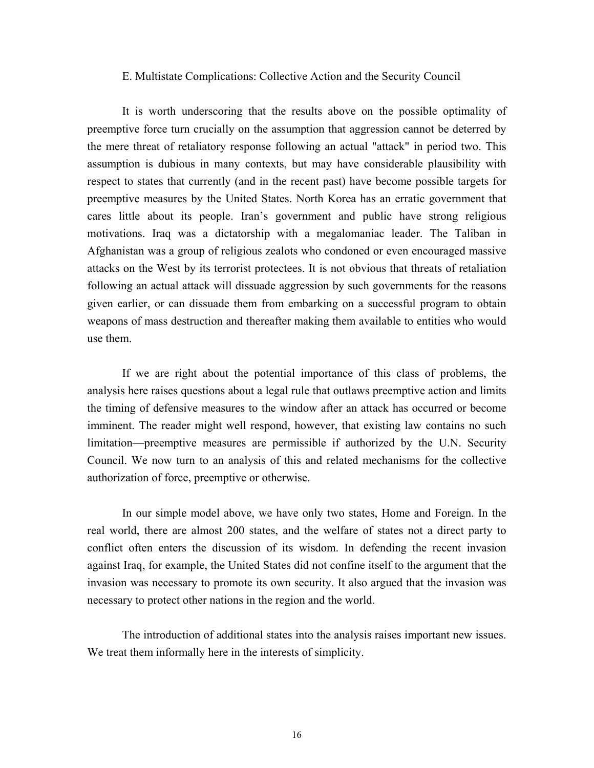### E. Multistate Complications: Collective Action and the Security Council

It is worth underscoring that the results above on the possible optimality of preemptive force turn crucially on the assumption that aggression cannot be deterred by the mere threat of retaliatory response following an actual "attack" in period two. This assumption is dubious in many contexts, but may have considerable plausibility with respect to states that currently (and in the recent past) have become possible targets for preemptive measures by the United States. North Korea has an erratic government that cares little about its people. Iran's government and public have strong religious motivations. Iraq was a dictatorship with a megalomaniac leader. The Taliban in Afghanistan was a group of religious zealots who condoned or even encouraged massive attacks on the West by its terrorist protectees. It is not obvious that threats of retaliation following an actual attack will dissuade aggression by such governments for the reasons given earlier, or can dissuade them from embarking on a successful program to obtain weapons of mass destruction and thereafter making them available to entities who would use them.

If we are right about the potential importance of this class of problems, the analysis here raises questions about a legal rule that outlaws preemptive action and limits the timing of defensive measures to the window after an attack has occurred or become imminent. The reader might well respond, however, that existing law contains no such limitation—preemptive measures are permissible if authorized by the U.N. Security Council. We now turn to an analysis of this and related mechanisms for the collective authorization of force, preemptive or otherwise.

In our simple model above, we have only two states, Home and Foreign. In the real world, there are almost 200 states, and the welfare of states not a direct party to conflict often enters the discussion of its wisdom. In defending the recent invasion against Iraq, for example, the United States did not confine itself to the argument that the invasion was necessary to promote its own security. It also argued that the invasion was necessary to protect other nations in the region and the world.

The introduction of additional states into the analysis raises important new issues. We treat them informally here in the interests of simplicity.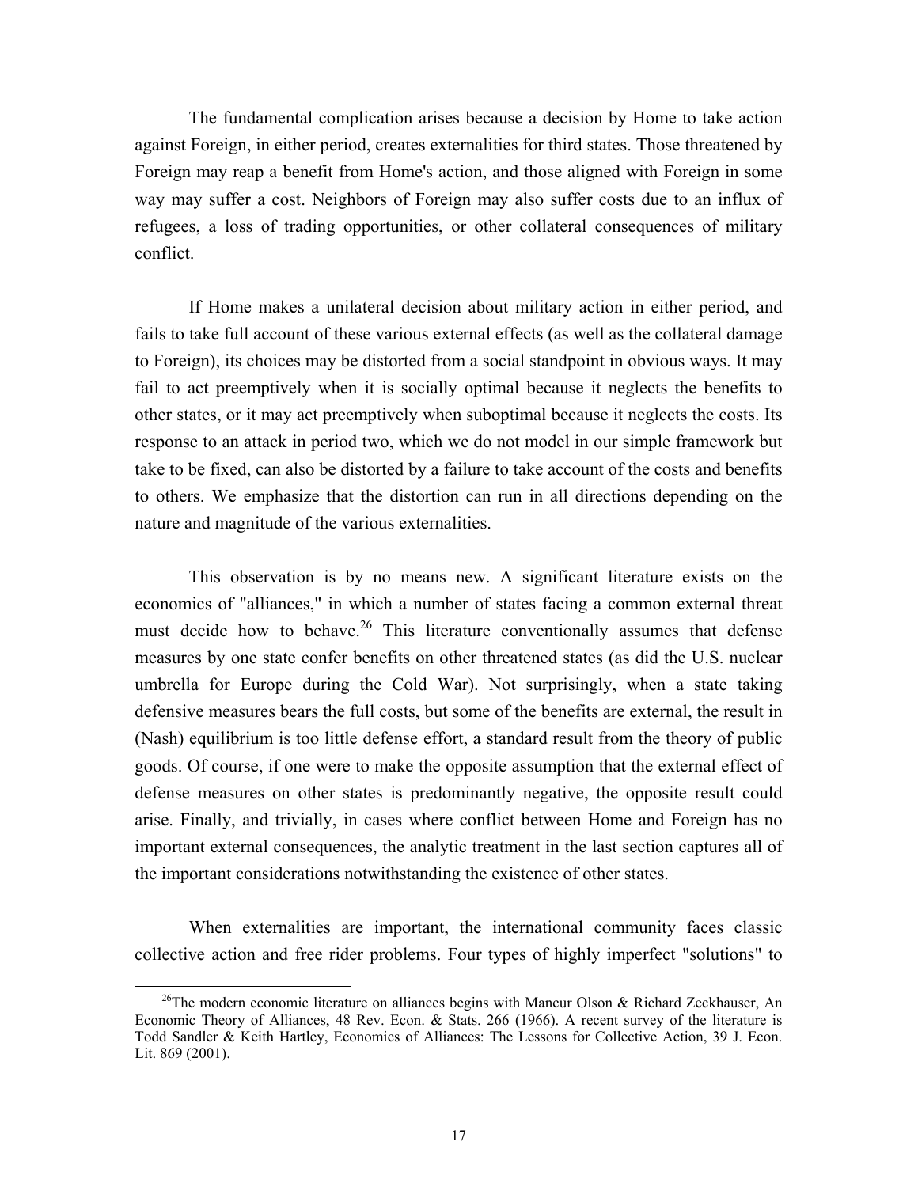The fundamental complication arises because a decision by Home to take action against Foreign, in either period, creates externalities for third states. Those threatened by Foreign may reap a benefit from Home's action, and those aligned with Foreign in some way may suffer a cost. Neighbors of Foreign may also suffer costs due to an influx of refugees, a loss of trading opportunities, or other collateral consequences of military conflict.

If Home makes a unilateral decision about military action in either period, and fails to take full account of these various external effects (as well as the collateral damage to Foreign), its choices may be distorted from a social standpoint in obvious ways. It may fail to act preemptively when it is socially optimal because it neglects the benefits to other states, or it may act preemptively when suboptimal because it neglects the costs. Its response to an attack in period two, which we do not model in our simple framework but take to be fixed, can also be distorted by a failure to take account of the costs and benefits to others. We emphasize that the distortion can run in all directions depending on the nature and magnitude of the various externalities.

This observation is by no means new. A significant literature exists on the economics of "alliances," in which a number of states facing a common external threat must decide how to behave.[26] This literature conventionally assumes that defense measures by one state confer benefits on other threatened states (as did the U.S. nuclear umbrella for Europe during the Cold War). Not surprisingly, when a state taking defensive measures bears the full costs, but some of the benefits are external, the result in (Nash) equilibrium is too little defense effort, a standard result from the theory of public goods. Of course, if one were to make the opposite assumption that the external effect of defense measures on other states is predominantly negative, the opposite result could arise. Finally, and trivially, in cases where conflict between Home and Foreign has no important external consequences, the analytic treatment in the last section captures all of the important considerations notwithstanding the existence of other states.

When externalities are important, the international community faces classic collective action and free rider problems. Four types of highly imperfect "solutions" to

---

[26] The modern economic literature on alliances begins with Mancur Olson & Richard Zeckhauser, An Economic Theory of Alliances, 48 Rev. Econ. & Stats. 266 (1966). A recent survey of the literature is Todd Sandler & Keith Hartley, Economics of Alliances: The Lessons for Collective Action, 39 J. Econ. Lit. 869 (2001).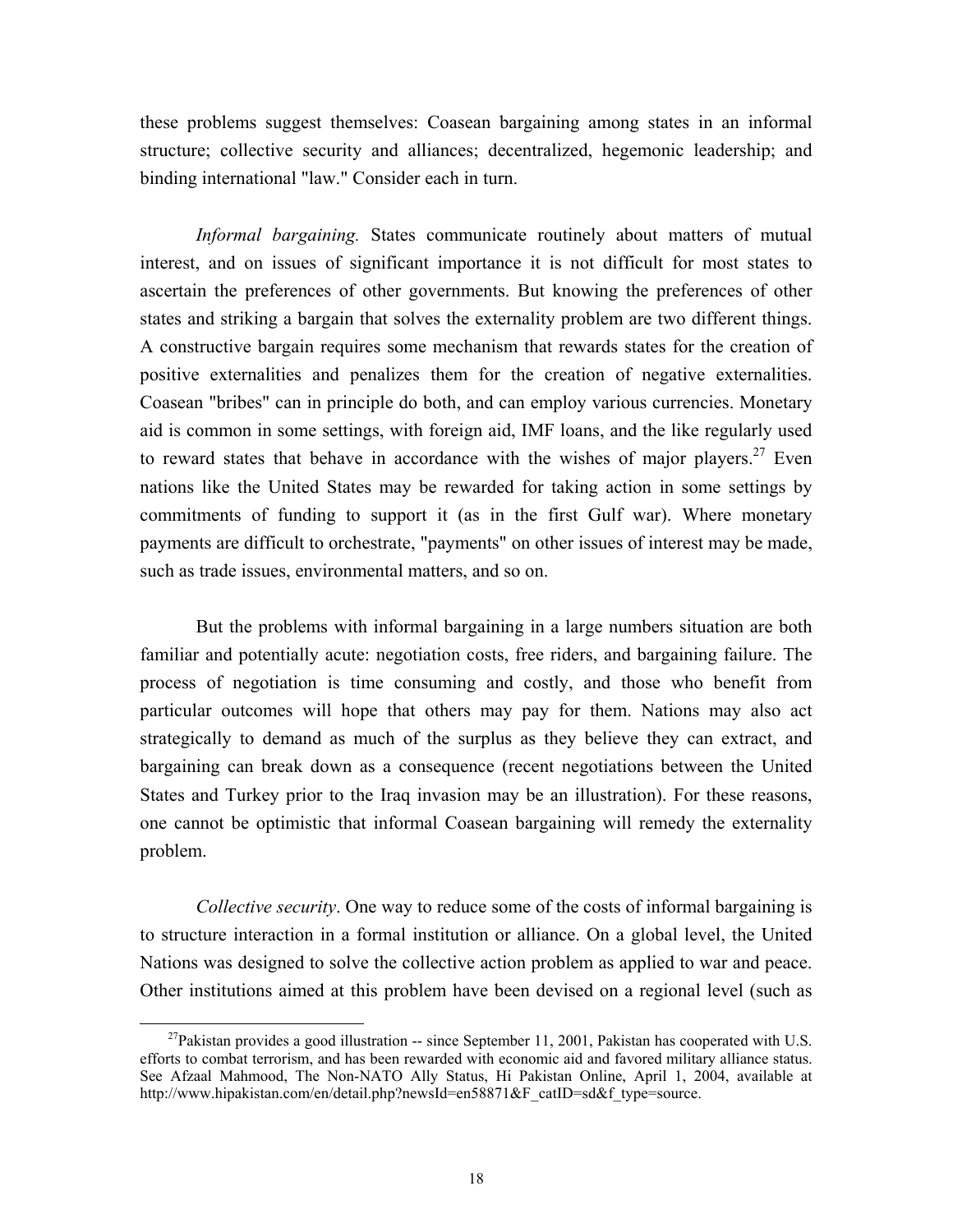these problems suggest themselves: Coasean bargaining among states in an informal structure; collective security and alliances; decentralized, hegemonic leadership; and binding international "law." Consider each in turn.

*Informal bargaining.* States communicate routinely about matters of mutual interest, and on issues of significant importance it is not difficult for most states to ascertain the preferences of other governments. But knowing the preferences of other states and striking a bargain that solves the externality problem are two different things. A constructive bargain requires some mechanism that rewards states for the creation of positive externalities and penalizes them for the creation of negative externalities. Coasean "bribes" can in principle do both, and can employ various currencies. Monetary aid is common in some settings, with foreign aid, IMF loans, and the like regularly used to reward states that behave in accordance with the wishes of major players.[27] Even nations like the United States may be rewarded for taking action in some settings by commitments of funding to support it (as in the first Gulf war). Where monetary payments are difficult to orchestrate, "payments" on other issues of interest may be made, such as trade issues, environmental matters, and so on.

But the problems with informal bargaining in a large numbers situation are both familiar and potentially acute: negotiation costs, free riders, and bargaining failure. The process of negotiation is time consuming and costly, and those who benefit from particular outcomes will hope that others may pay for them. Nations may also act strategically to demand as much of the surplus as they believe they can extract, and bargaining can break down as a consequence (recent negotiations between the United States and Turkey prior to the Iraq invasion may be an illustration). For these reasons, one cannot be optimistic that informal Coasean bargaining will remedy the externality problem.

*Collective security*. One way to reduce some of the costs of informal bargaining is to structure interaction in a formal institution or alliance. On a global level, the United Nations was designed to solve the collective action problem as applied to war and peace. Other institutions aimed at this problem have been devised on a regional level (such as

[27] Pakistan provides a good illustration -- since September 11, 2001, Pakistan has cooperated with U.S. efforts to combat terrorism, and has been rewarded with economic aid and favored military alliance status. See Afzaal Mahmood, The Non-NATO Ally Status, Hi Pakistan Online, April 1, 2004, available at http://www.hipakistan.com/en/detail.php?newsId=en58871&F_catID=sd&f_type=source.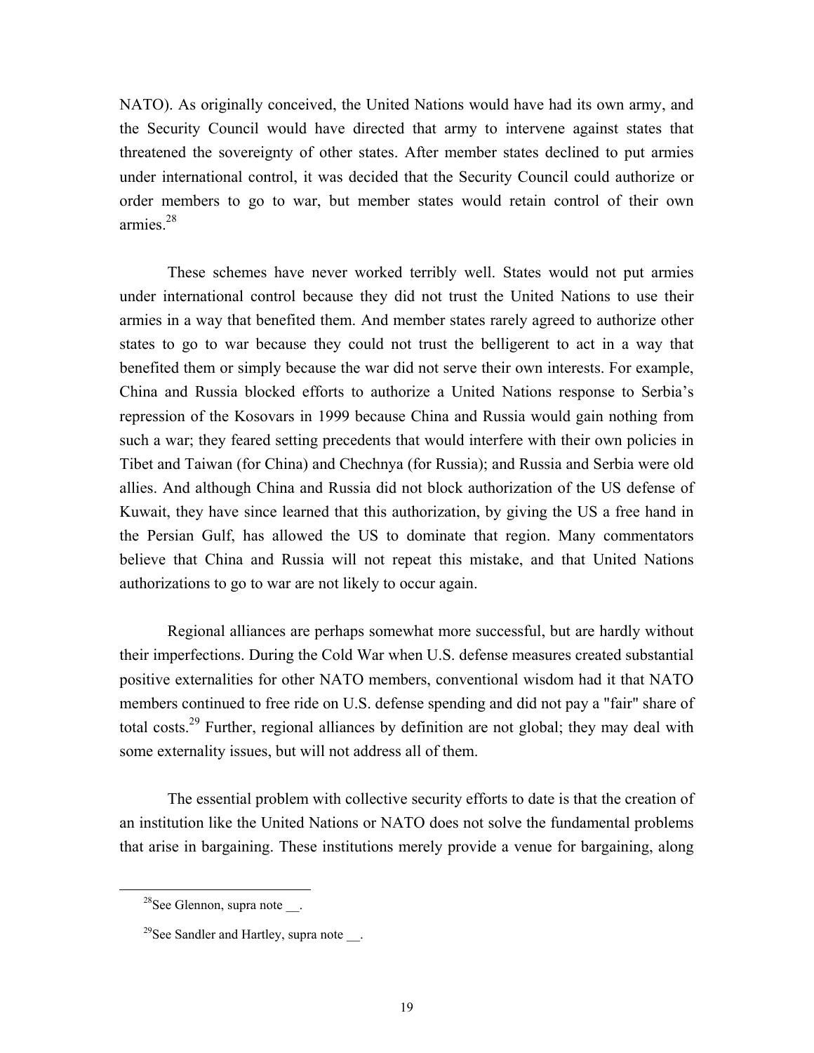NATO). As originally conceived, the United Nations would have had its own army, and the Security Council would have directed that army to intervene against states that threatened the sovereignty of other states. After member states declined to put armies under international control, it was decided that the Security Council could authorize or order members to go to war, but member states would retain control of their own armies.[28]

These schemes have never worked terribly well. States would not put armies under international control because they did not trust the United Nations to use their armies in a way that benefited them. And member states rarely agreed to authorize other states to go to war because they could not trust the belligerent to act in a way that benefited them or simply because the war did not serve their own interests. For example, China and Russia blocked efforts to authorize a United Nations response to Serbia's repression of the Kosovars in 1999 because China and Russia would gain nothing from such a war; they feared setting precedents that would interfere with their own policies in Tibet and Taiwan (for China) and Chechnya (for Russia); and Russia and Serbia were old allies. And although China and Russia did not block authorization of the US defense of Kuwait, they have since learned that this authorization, by giving the US a free hand in the Persian Gulf, has allowed the US to dominate that region. Many commentators believe that China and Russia will not repeat this mistake, and that United Nations authorizations to go to war are not likely to occur again.

Regional alliances are perhaps somewhat more successful, but are hardly without their imperfections. During the Cold War when U.S. defense measures created substantial positive externalities for other NATO members, conventional wisdom had it that NATO members continued to free ride on U.S. defense spending and did not pay a "fair" share of total costs.[29] Further, regional alliances by definition are not global; they may deal with some externality issues, but will not address all of them.

The essential problem with collective security efforts to date is that the creation of an institution like the United Nations or NATO does not solve the fundamental problems that arise in bargaining. These institutions merely provide a venue for bargaining, along

[28] See Glennon, supra note __.

[29] See Sandler and Hartley, supra note __.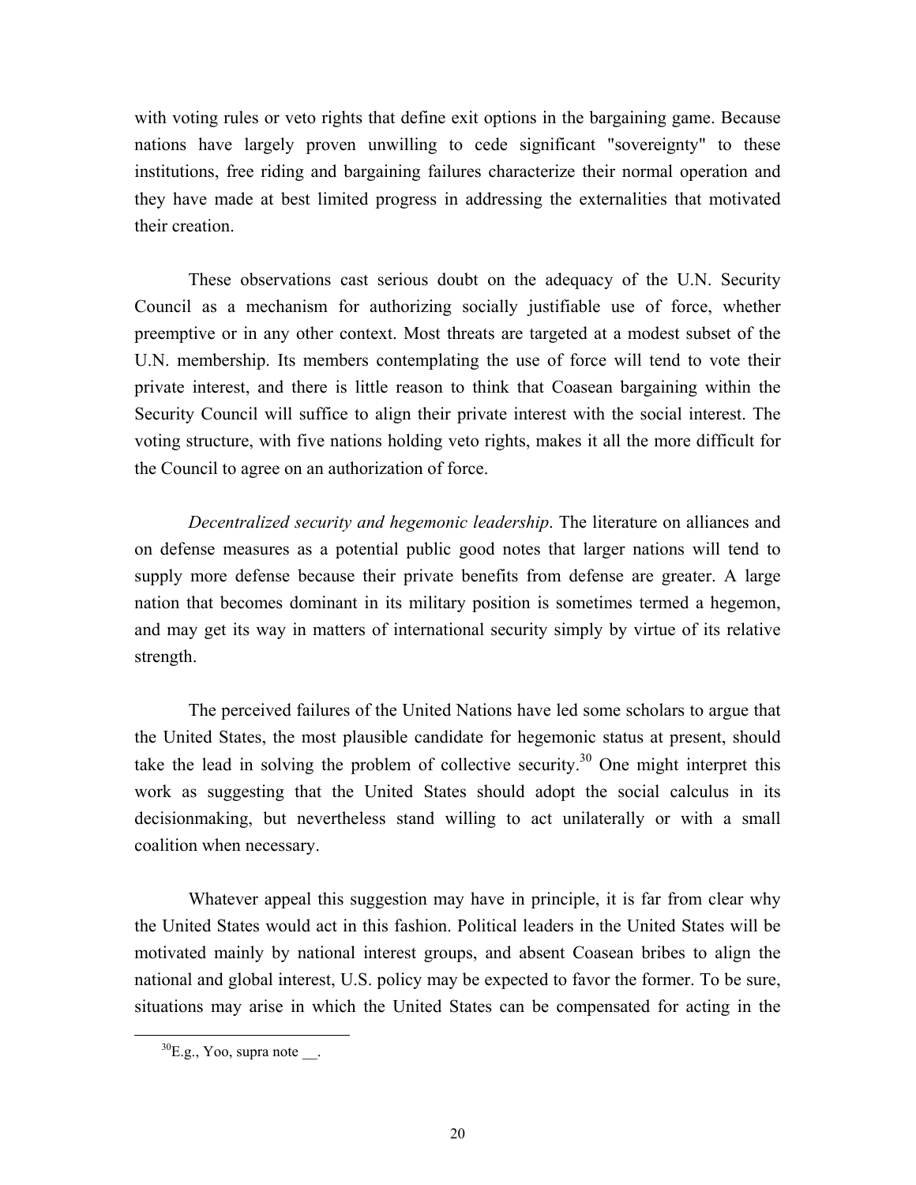with voting rules or veto rights that define exit options in the bargaining game. Because nations have largely proven unwilling to cede significant "sovereignty" to these institutions, free riding and bargaining failures characterize their normal operation and they have made at best limited progress in addressing the externalities that motivated their creation.

These observations cast serious doubt on the adequacy of the U.N. Security Council as a mechanism for authorizing socially justifiable use of force, whether preemptive or in any other context. Most threats are targeted at a modest subset of the U.N. membership. Its members contemplating the use of force will tend to vote their private interest, and there is little reason to think that Coasean bargaining within the Security Council will suffice to align their private interest with the social interest. The voting structure, with five nations holding veto rights, makes it all the more difficult for the Council to agree on an authorization of force.

*Decentralized security and hegemonic leadership*. The literature on alliances and on defense measures as a potential public good notes that larger nations will tend to supply more defense because their private benefits from defense are greater. A large nation that becomes dominant in its military position is sometimes termed a hegemon, and may get its way in matters of international security simply by virtue of its relative strength.

The perceived failures of the United Nations have led some scholars to argue that the United States, the most plausible candidate for hegemonic status at present, should take the lead in solving the problem of collective security.[30] One might interpret this work as suggesting that the United States should adopt the social calculus in its decisionmaking, but nevertheless stand willing to act unilaterally or with a small coalition when necessary.

Whatever appeal this suggestion may have in principle, it is far from clear why the United States would act in this fashion. Political leaders in the United States will be motivated mainly by national interest groups, and absent Coasean bribes to align the national and global interest, U.S. policy may be expected to favor the former. To be sure, situations may arise in which the United States can be compensated for acting in the

[30] E.g., Yoo, supra note __.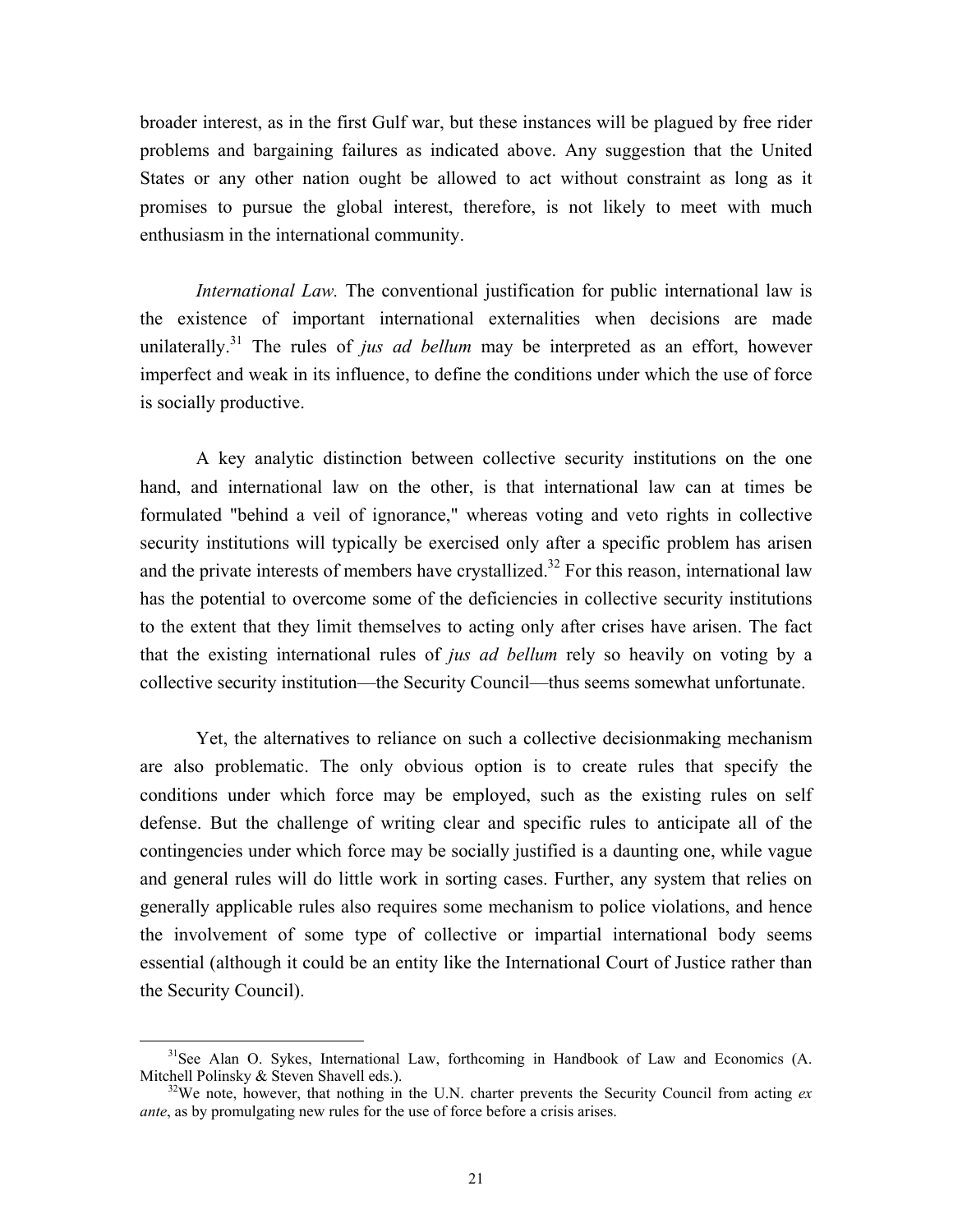broader interest, as in the first Gulf war, but these instances will be plagued by free rider problems and bargaining failures as indicated above. Any suggestion that the United States or any other nation ought be allowed to act without constraint as long as it promises to pursue the global interest, therefore, is not likely to meet with much enthusiasm in the international community.

*International Law.* The conventional justification for public international law is the existence of important international externalities when decisions are made unilaterally.[31] The rules of *jus ad bellum* may be interpreted as an effort, however imperfect and weak in its influence, to define the conditions under which the use of force is socially productive.

A key analytic distinction between collective security institutions on the one hand, and international law on the other, is that international law can at times be formulated "behind a veil of ignorance," whereas voting and veto rights in collective security institutions will typically be exercised only after a specific problem has arisen and the private interests of members have crystallized.[32] For this reason, international law has the potential to overcome some of the deficiencies in collective security institutions to the extent that they limit themselves to acting only after crises have arisen. The fact that the existing international rules of *jus ad bellum* rely so heavily on voting by a collective security institution—the Security Council—thus seems somewhat unfortunate.

Yet, the alternatives to reliance on such a collective decisionmaking mechanism are also problematic. The only obvious option is to create rules that specify the conditions under which force may be employed, such as the existing rules on self defense. But the challenge of writing clear and specific rules to anticipate all of the contingencies under which force may be socially justified is a daunting one, while vague and general rules will do little work in sorting cases. Further, any system that relies on generally applicable rules also requires some mechanism to police violations, and hence the involvement of some type of collective or impartial international body seems essential (although it could be an entity like the International Court of Justice rather than the Security Council).

---

[31] See Alan O. Sykes, International Law, forthcoming in Handbook of Law and Economics (A. Mitchell Polinsky & Steven Shavell eds.).

[32] We note, however, that nothing in the U.N. charter prevents the Security Council from acting *ex ante*, as by promulgating new rules for the use of force before a crisis arises.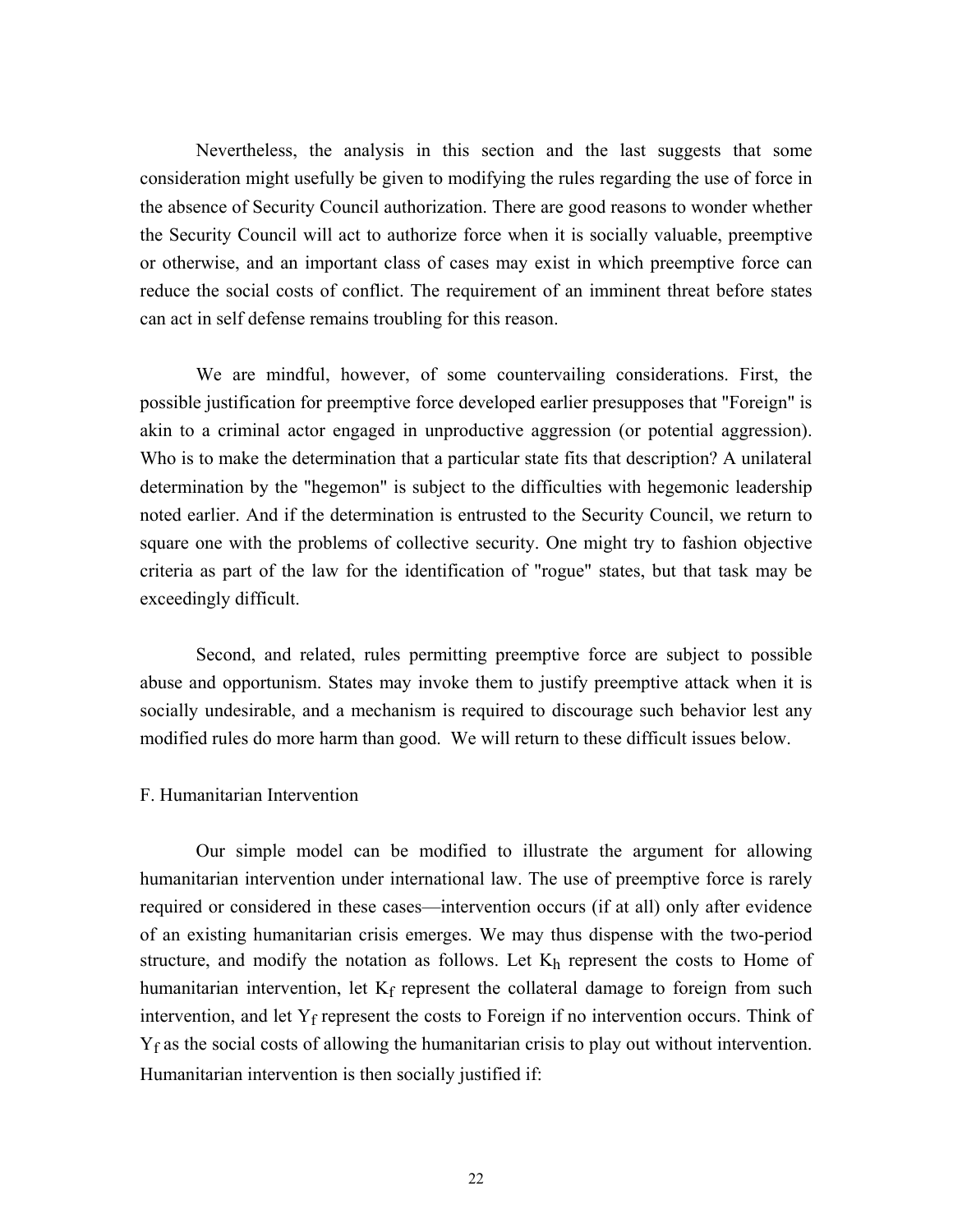Nevertheless, the analysis in this section and the last suggests that some consideration might usefully be given to modifying the rules regarding the use of force in the absence of Security Council authorization. There are good reasons to wonder whether the Security Council will act to authorize force when it is socially valuable, preemptive or otherwise, and an important class of cases may exist in which preemptive force can reduce the social costs of conflict. The requirement of an imminent threat before states can act in self defense remains troubling for this reason.

We are mindful, however, of some countervailing considerations. First, the possible justification for preemptive force developed earlier presupposes that "Foreign" is akin to a criminal actor engaged in unproductive aggression (or potential aggression). Who is to make the determination that a particular state fits that description? A unilateral determination by the "hegemon" is subject to the difficulties with hegemonic leadership noted earlier. And if the determination is entrusted to the Security Council, we return to square one with the problems of collective security. One might try to fashion objective criteria as part of the law for the identification of "rogue" states, but that task may be exceedingly difficult.

Second, and related, rules permitting preemptive force are subject to possible abuse and opportunism. States may invoke them to justify preemptive attack when it is socially undesirable, and a mechanism is required to discourage such behavior lest any modified rules do more harm than good. We will return to these difficult issues below.

F. Humanitarian Intervention

Our simple model can be modified to illustrate the argument for allowing humanitarian intervention under international law. The use of preemptive force is rarely required or considered in these cases—intervention occurs (if at all) only after evidence of an existing humanitarian crisis emerges. We may thus dispense with the two-period structure, and modify the notation as follows. Let $K_h$ represent the costs to Home of humanitarian intervention, let $K_f$ represent the collateral damage to foreign from such intervention, and let $Y_f$ represent the costs to Foreign if no intervention occurs. Think of $Y_f$ as the social costs of allowing the humanitarian crisis to play out without intervention. Humanitarian intervention is then socially justified if: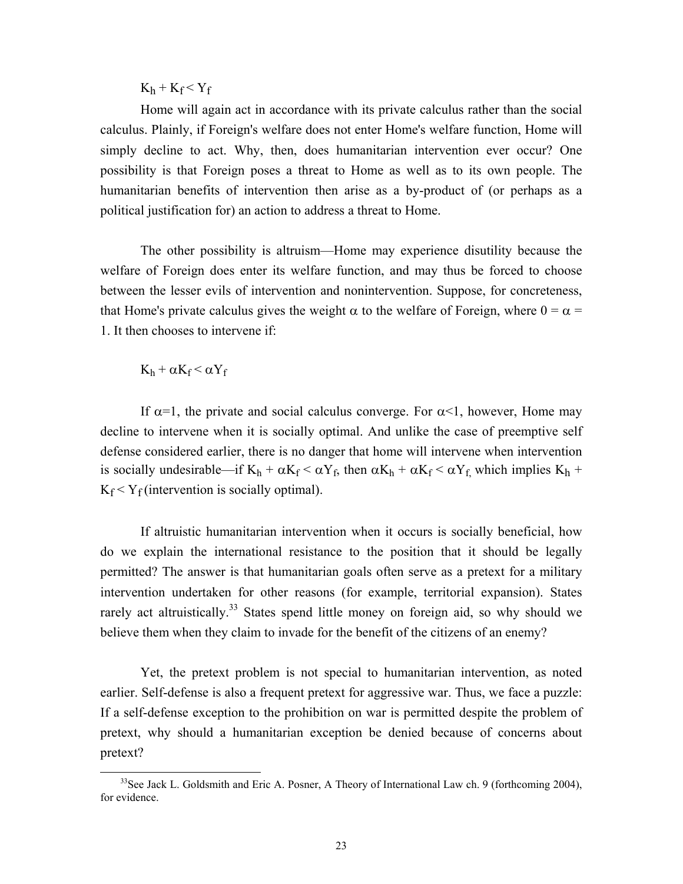$$K_h + K_f < Y_f$$

Home will again act in accordance with its private calculus rather than the social calculus. Plainly, if Foreign's welfare does not enter Home's welfare function, Home will simply decline to act. Why, then, does humanitarian intervention ever occur? One possibility is that Foreign poses a threat to Home as well as to its own people. The humanitarian benefits of intervention then arise as a by-product of (or perhaps as a political justification for) an action to address a threat to Home.

The other possibility is altruism—Home may experience disutility because the welfare of Foreign does enter its welfare function, and may thus be forced to choose between the lesser evils of intervention and nonintervention. Suppose, for concreteness, that Home's private calculus gives the weight $\alpha$ to the welfare of Foreign, where $0 = \alpha = 1$. It then chooses to intervene if:

$$K_h + \alpha K_f < \alpha Y_f$$

If $\alpha=1$, the private and social calculus converge. For $\alpha<1$, however, Home may decline to intervene when it is socially optimal. And unlike the case of preemptive self defense considered earlier, there is no danger that home will intervene when intervention is socially undesirable—if $K_h + \alpha K_f < \alpha Y_f$, then $\alpha K_h + \alpha K_f < \alpha Y_f$, which implies $K_h + K_f < Y_f$ (intervention is socially optimal).

If altruistic humanitarian intervention when it occurs is socially beneficial, how do we explain the international resistance to the position that it should be legally permitted? The answer is that humanitarian goals often serve as a pretext for a military intervention undertaken for other reasons (for example, territorial expansion). States rarely act altruistically.[33] States spend little money on foreign aid, so why should we believe them when they claim to invade for the benefit of the citizens of an enemy?

Yet, the pretext problem is not special to humanitarian intervention, as noted earlier. Self-defense is also a frequent pretext for aggressive war. Thus, we face a puzzle: If a self-defense exception to the prohibition on war is permitted despite the problem of pretext, why should a humanitarian exception be denied because of concerns about pretext?

---

[33] See Jack L. Goldsmith and Eric A. Posner, A Theory of International Law ch. 9 (forthcoming 2004), for evidence.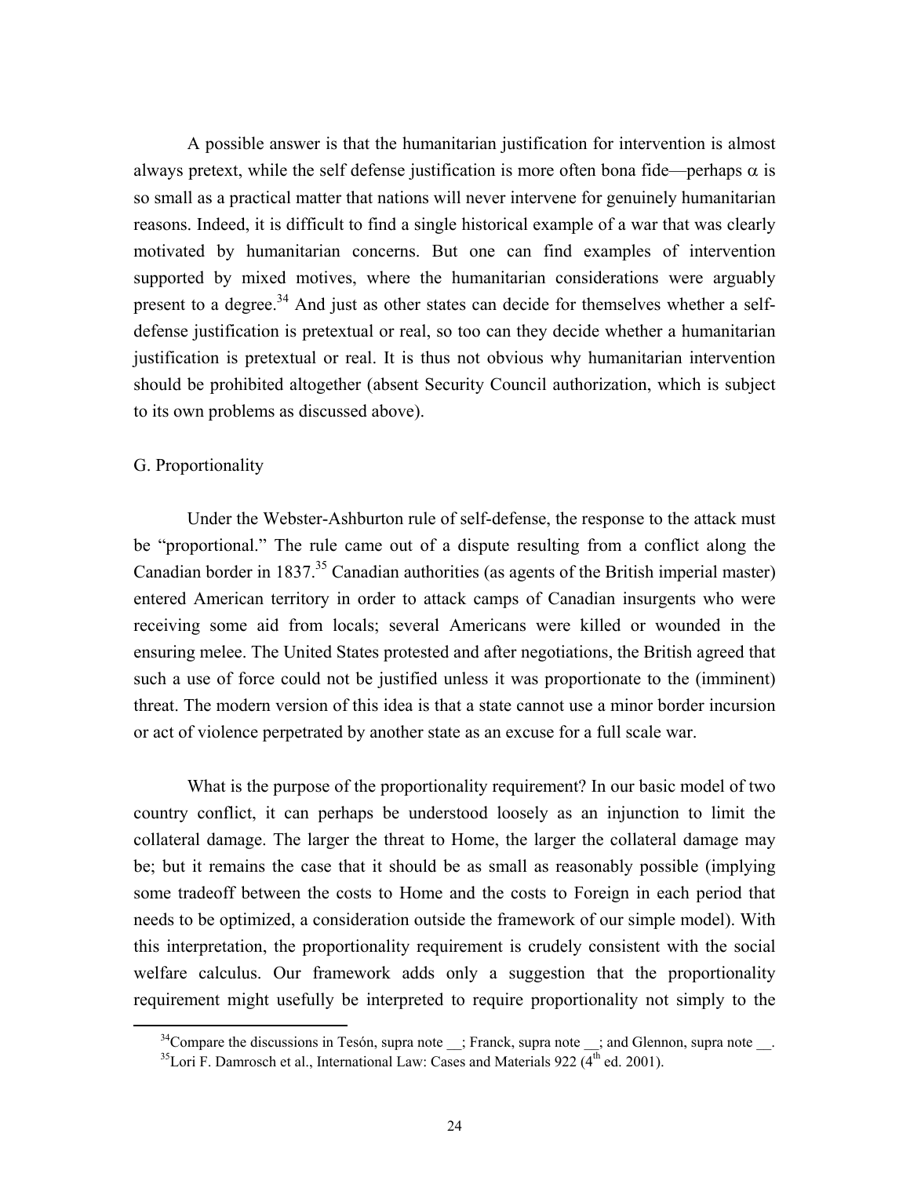A possible answer is that the humanitarian justification for intervention is almost always pretext, while the self defense justification is more often bona fide—perhaps $\alpha$ is so small as a practical matter that nations will never intervene for genuinely humanitarian reasons. Indeed, it is difficult to find a single historical example of a war that was clearly motivated by humanitarian concerns. But one can find examples of intervention supported by mixed motives, where the humanitarian considerations were arguably present to a degree.[34] And just as other states can decide for themselves whether a self-defense justification is pretextual or real, so too can they decide whether a humanitarian justification is pretextual or real. It is thus not obvious why humanitarian intervention should be prohibited altogether (absent Security Council authorization, which is subject to its own problems as discussed above).

G. Proportionality

Under the Webster-Ashburton rule of self-defense, the response to the attack must be "proportional." The rule came out of a dispute resulting from a conflict along the Canadian border in 1837.[35] Canadian authorities (as agents of the British imperial master) entered American territory in order to attack camps of Canadian insurgents who were receiving some aid from locals; several Americans were killed or wounded in the ensuring melee. The United States protested and after negotiations, the British agreed that such a use of force could not be justified unless it was proportionate to the (imminent) threat. The modern version of this idea is that a state cannot use a minor border incursion or act of violence perpetrated by another state as an excuse for a full scale war.

What is the purpose of the proportionality requirement? In our basic model of two country conflict, it can perhaps be understood loosely as an injunction to limit the collateral damage. The larger the threat to Home, the larger the collateral damage may be; but it remains the case that it should be as small as reasonably possible (implying some tradeoff between the costs to Home and the costs to Foreign in each period that needs to be optimized, a consideration outside the framework of our simple model). With this interpretation, the proportionality requirement is crudely consistent with the social welfare calculus. Our framework adds only a suggestion that the proportionality requirement might usefully be interpreted to require proportionality not simply to the

[34]Compare the discussions in Tesón, supra note __; Franck, supra note __; and Glennon, supra note __.

[35]Lori F. Damrosch et al., International Law: Cases and Materials 922 (4th ed. 2001).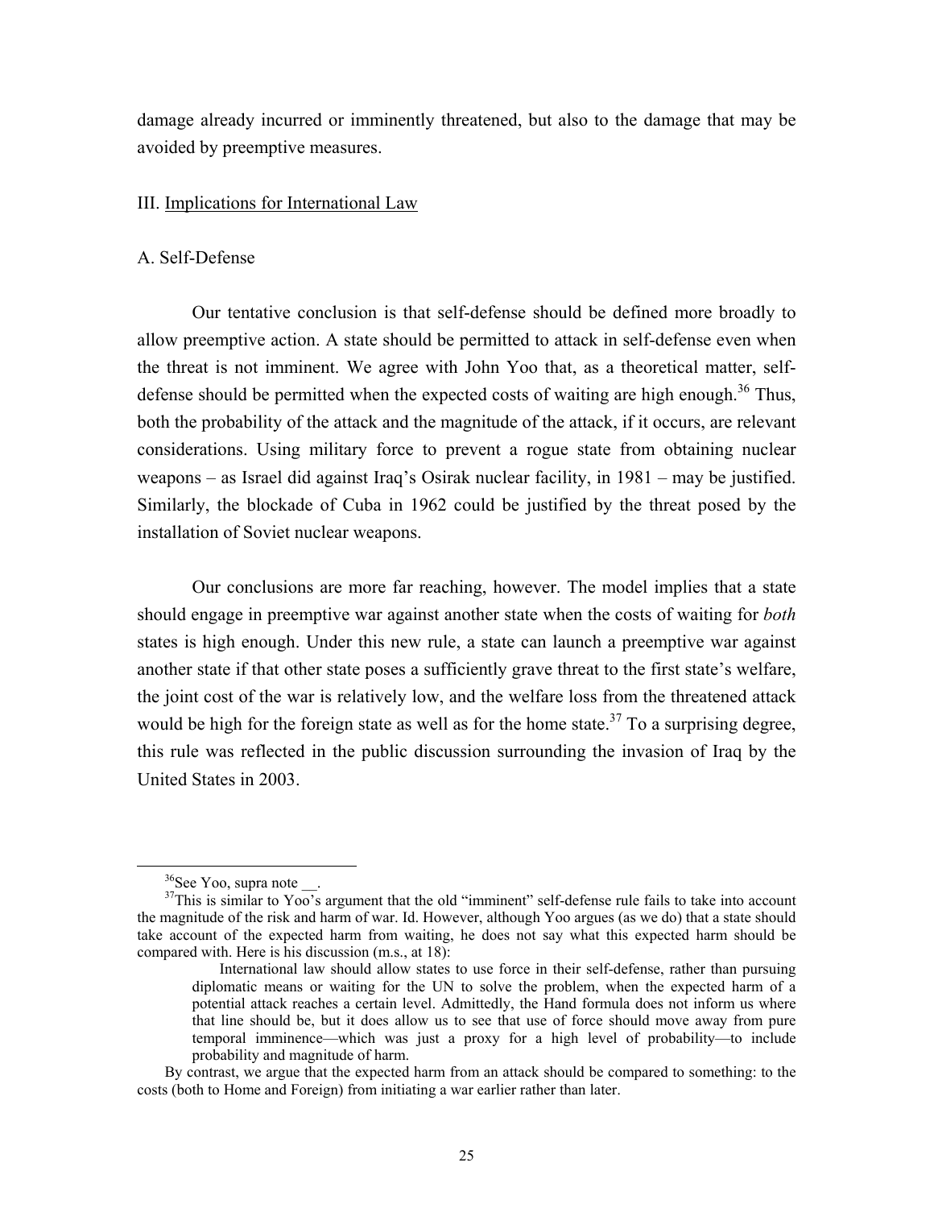damage already incurred or imminently threatened, but also to the damage that may be avoided by preemptive measures.

## III. Implications for International Law

### A. Self-Defense

Our tentative conclusion is that self-defense should be defined more broadly to allow preemptive action. A state should be permitted to attack in self-defense even when the threat is not imminent. We agree with John Yoo that, as a theoretical matter, self-defense should be permitted when the expected costs of waiting are high enough.[36] Thus, both the probability of the attack and the magnitude of the attack, if it occurs, are relevant considerations. Using military force to prevent a rogue state from obtaining nuclear weapons – as Israel did against Iraq's Osirak nuclear facility, in 1981 – may be justified. Similarly, the blockade of Cuba in 1962 could be justified by the threat posed by the installation of Soviet nuclear weapons.

Our conclusions are more far reaching, however. The model implies that a state should engage in preemptive war against another state when the costs of waiting for *both* states is high enough. Under this new rule, a state can launch a preemptive war against another state if that other state poses a sufficiently grave threat to the first state's welfare, the joint cost of the war is relatively low, and the welfare loss from the threatened attack would be high for the foreign state as well as for the home state.[37] To a surprising degree, this rule was reflected in the public discussion surrounding the invasion of Iraq by the United States in 2003.

---

[36] See Yoo, supra note __.

[37] This is similar to Yoo's argument that the old "imminent" self-defense rule fails to take into account the magnitude of the risk and harm of war. Id. However, although Yoo argues (as we do) that a state should take account of the expected harm from waiting, he does not say what this expected harm should be compared with. Here is his discussion (m.s., at 18):

> International law should allow states to use force in their self-defense, rather than pursuing diplomatic means or waiting for the UN to solve the problem, when the expected harm of a potential attack reaches a certain level. Admittedly, the Hand formula does not inform us where that line should be, but it does allow us to see that use of force should move away from pure temporal imminence—which was just a proxy for a high level of probability—to include probability and magnitude of harm.

By contrast, we argue that the expected harm from an attack should be compared to something: to the costs (both to Home and Foreign) from initiating a war earlier rather than later.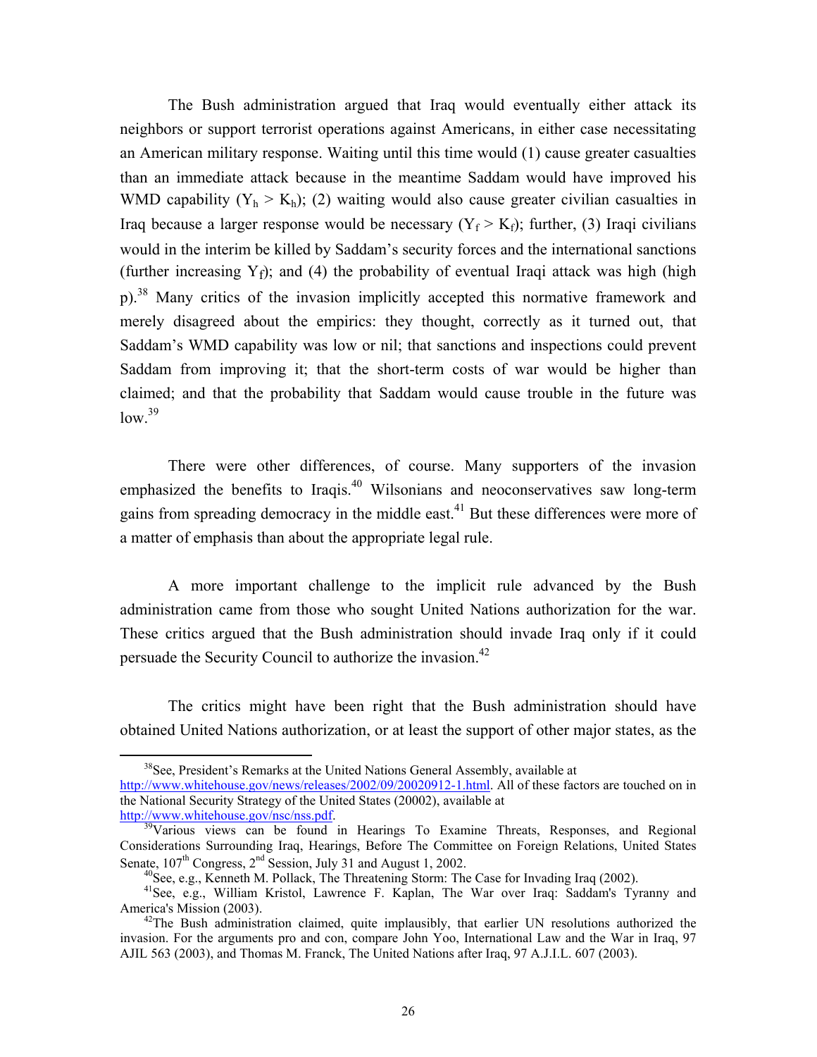The Bush administration argued that Iraq would eventually either attack its neighbors or support terrorist operations against Americans, in either case necessitating an American military response. Waiting until this time would (1) cause greater casualties than an immediate attack because in the meantime Saddam would have improved his WMD capability ($Y_h > K_h$); (2) waiting would also cause greater civilian casualties in Iraq because a larger response would be necessary ($Y_f > K_f$); further, (3) Iraqi civilians would in the interim be killed by Saddam's security forces and the international sanctions (further increasing $Y_f$); and (4) the probability of eventual Iraqi attack was high (high p).[38] Many critics of the invasion implicitly accepted this normative framework and merely disagreed about the empirics: they thought, correctly as it turned out, that Saddam's WMD capability was low or nil; that sanctions and inspections could prevent Saddam from improving it; that the short-term costs of war would be higher than claimed; and that the probability that Saddam would cause trouble in the future was low.[39]

There were other differences, of course. Many supporters of the invasion emphasized the benefits to Iraqis.[40] Wilsonians and neoconservatives saw long-term gains from spreading democracy in the middle east.[41] But these differences were more of a matter of emphasis than about the appropriate legal rule.

A more important challenge to the implicit rule advanced by the Bush administration came from those who sought United Nations authorization for the war. These critics argued that the Bush administration should invade Iraq only if it could persuade the Security Council to authorize the invasion.[42]

The critics might have been right that the Bush administration should have obtained United Nations authorization, or at least the support of other major states, as the

---

[38] See, President's Remarks at the United Nations General Assembly, available at http://www.whitehouse.gov/news/releases/2002/09/20020912-1.html. All of these factors are touched on in the National Security Strategy of the United States (20002), available at http://www.whitehouse.gov/nsc/nss.pdf.

[39] Various views can be found in Hearings To Examine Threats, Responses, and Regional Considerations Surrounding Iraq, Hearings, Before The Committee on Foreign Relations, United States Senate, 107th Congress, 2nd Session, July 31 and August 1, 2002.

[40] See, e.g., Kenneth M. Pollack, The Threatening Storm: The Case for Invading Iraq (2002).

[41] See, e.g., William Kristol, Lawrence F. Kaplan, The War over Iraq: Saddam's Tyranny and America's Mission (2003).

[42] The Bush administration claimed, quite implausibly, that earlier UN resolutions authorized the invasion. For the arguments pro and con, compare John Yoo, International Law and the War in Iraq, 97 AJIL 563 (2003), and Thomas M. Franck, The United Nations after Iraq, 97 A.J.I.L. 607 (2003).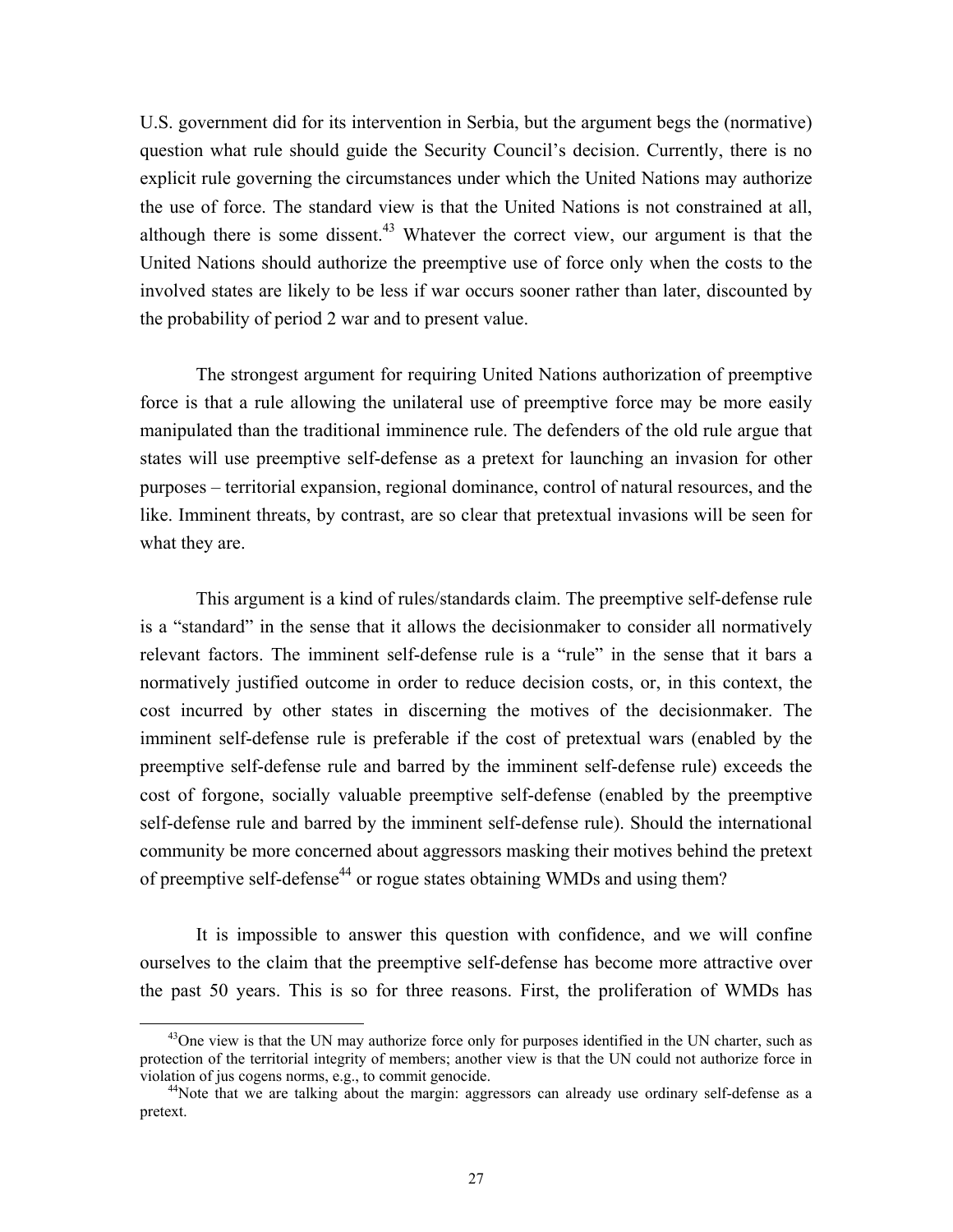U.S. government did for its intervention in Serbia, but the argument begs the (normative) question what rule should guide the Security Council's decision. Currently, there is no explicit rule governing the circumstances under which the United Nations may authorize the use of force. The standard view is that the United Nations is not constrained at all, although there is some dissent.[43] Whatever the correct view, our argument is that the United Nations should authorize the preemptive use of force only when the costs to the involved states are likely to be less if war occurs sooner rather than later, discounted by the probability of period 2 war and to present value.

The strongest argument for requiring United Nations authorization of preemptive force is that a rule allowing the unilateral use of preemptive force may be more easily manipulated than the traditional imminence rule. The defenders of the old rule argue that states will use preemptive self-defense as a pretext for launching an invasion for other purposes – territorial expansion, regional dominance, control of natural resources, and the like. Imminent threats, by contrast, are so clear that pretextual invasions will be seen for what they are.

This argument is a kind of rules/standards claim. The preemptive self-defense rule is a "standard" in the sense that it allows the decisionmaker to consider all normatively relevant factors. The imminent self-defense rule is a "rule" in the sense that it bars a normatively justified outcome in order to reduce decision costs, or, in this context, the cost incurred by other states in discerning the motives of the decisionmaker. The imminent self-defense rule is preferable if the cost of pretextual wars (enabled by the preemptive self-defense rule and barred by the imminent self-defense rule) exceeds the cost of forgone, socially valuable preemptive self-defense (enabled by the preemptive self-defense rule and barred by the imminent self-defense rule). Should the international community be more concerned about aggressors masking their motives behind the pretext of preemptive self-defense[44] or rogue states obtaining WMDs and using them?

It is impossible to answer this question with confidence, and we will confine ourselves to the claim that the preemptive self-defense has become more attractive over the past 50 years. This is so for three reasons. First, the proliferation of WMDs has

---

[43]One view is that the UN may authorize force only for purposes identified in the UN charter, such as protection of the territorial integrity of members; another view is that the UN could not authorize force in violation of jus cogens norms, e.g., to commit genocide.

[44]Note that we are talking about the margin: aggressors can already use ordinary self-defense as a pretext.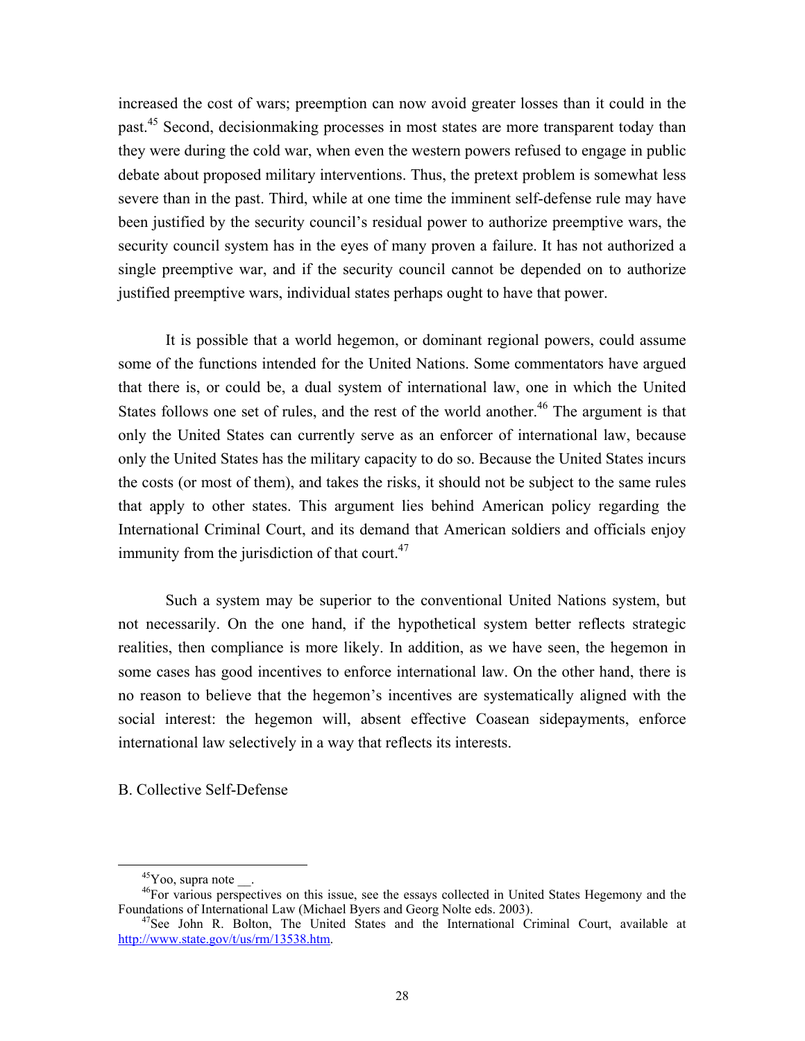increased the cost of wars; preemption can now avoid greater losses than it could in the past.[45] Second, decisionmaking processes in most states are more transparent today than they were during the cold war, when even the western powers refused to engage in public debate about proposed military interventions. Thus, the pretext problem is somewhat less severe than in the past. Third, while at one time the imminent self-defense rule may have been justified by the security council's residual power to authorize preemptive wars, the security council system has in the eyes of many proven a failure. It has not authorized a single preemptive war, and if the security council cannot be depended on to authorize justified preemptive wars, individual states perhaps ought to have that power.

It is possible that a world hegemon, or dominant regional powers, could assume some of the functions intended for the United Nations. Some commentators have argued that there is, or could be, a dual system of international law, one in which the United States follows one set of rules, and the rest of the world another.[46] The argument is that only the United States can currently serve as an enforcer of international law, because only the United States has the military capacity to do so. Because the United States incurs the costs (or most of them), and takes the risks, it should not be subject to the same rules that apply to other states. This argument lies behind American policy regarding the International Criminal Court, and its demand that American soldiers and officials enjoy immunity from the jurisdiction of that court.[47]

Such a system may be superior to the conventional United Nations system, but not necessarily. On the one hand, if the hypothetical system better reflects strategic realities, then compliance is more likely. In addition, as we have seen, the hegemon in some cases has good incentives to enforce international law. On the other hand, there is no reason to believe that the hegemon's incentives are systematically aligned with the social interest: the hegemon will, absent effective Coasean sidepayments, enforce international law selectively in a way that reflects its interests.

B. Collective Self-Defense

---

[45] Yoo, supra note __.

[46] For various perspectives on this issue, see the essays collected in United States Hegemony and the Foundations of International Law (Michael Byers and Georg Nolte eds. 2003).

[47] See John R. Bolton, The United States and the International Criminal Court, available at http://www.state.gov/t/us/rm/13538.htm.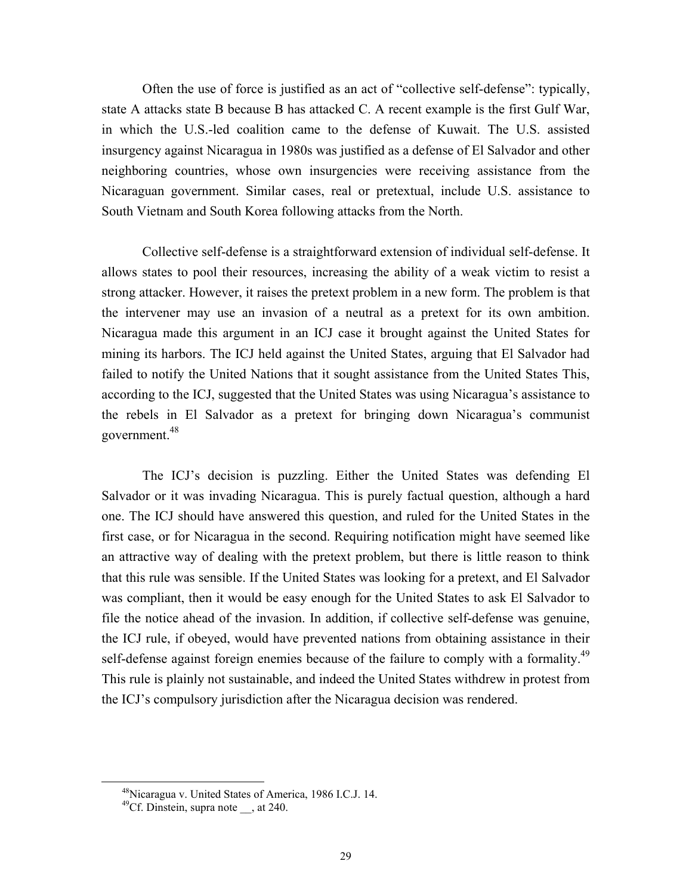Often the use of force is justified as an act of "collective self-defense": typically, state A attacks state B because B has attacked C. A recent example is the first Gulf War, in which the U.S.-led coalition came to the defense of Kuwait. The U.S. assisted insurgency against Nicaragua in 1980s was justified as a defense of El Salvador and other neighboring countries, whose own insurgencies were receiving assistance from the Nicaraguan government. Similar cases, real or pretextual, include U.S. assistance to South Vietnam and South Korea following attacks from the North.

Collective self-defense is a straightforward extension of individual self-defense. It allows states to pool their resources, increasing the ability of a weak victim to resist a strong attacker. However, it raises the pretext problem in a new form. The problem is that the intervener may use an invasion of a neutral as a pretext for its own ambition. Nicaragua made this argument in an ICJ case it brought against the United States for mining its harbors. The ICJ held against the United States, arguing that El Salvador had failed to notify the United Nations that it sought assistance from the United States This, according to the ICJ, suggested that the United States was using Nicaragua's assistance to the rebels in El Salvador as a pretext for bringing down Nicaragua's communist government.[48]

The ICJ's decision is puzzling. Either the United States was defending El Salvador or it was invading Nicaragua. This is purely factual question, although a hard one. The ICJ should have answered this question, and ruled for the United States in the first case, or for Nicaragua in the second. Requiring notification might have seemed like an attractive way of dealing with the pretext problem, but there is little reason to think that this rule was sensible. If the United States was looking for a pretext, and El Salvador was compliant, then it would be easy enough for the United States to ask El Salvador to file the notice ahead of the invasion. In addition, if collective self-defense was genuine, the ICJ rule, if obeyed, would have prevented nations from obtaining assistance in their self-defense against foreign enemies because of the failure to comply with a formality.[49] This rule is plainly not sustainable, and indeed the United States withdrew in protest from the ICJ's compulsory jurisdiction after the Nicaragua decision was rendered.

---

[48] Nicaragua v. United States of America, 1986 I.C.J. 14.

[49] Cf. Dinstein, supra note __, at 240.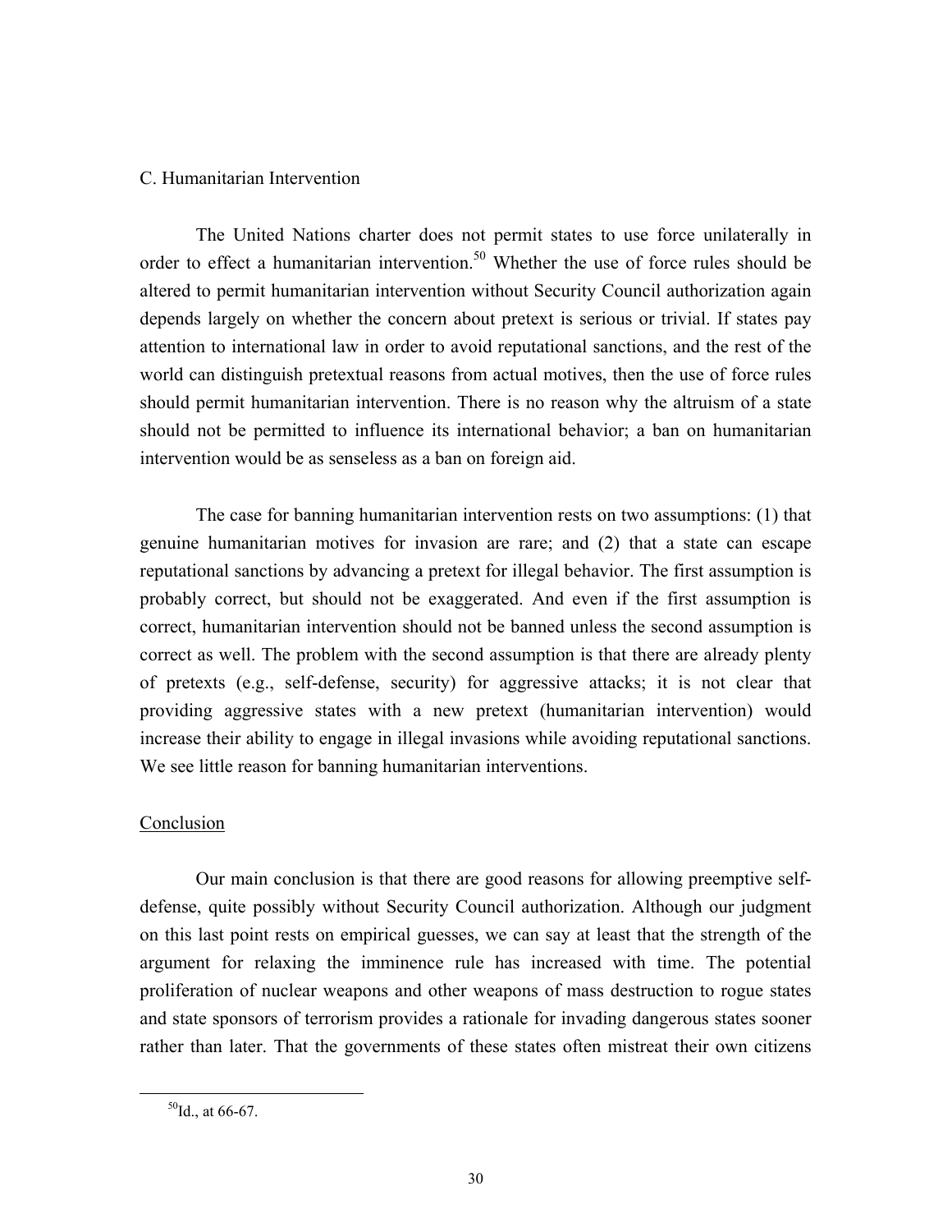### C. Humanitarian Intervention

The United Nations charter does not permit states to use force unilaterally in order to effect a humanitarian intervention.[50] Whether the use of force rules should be altered to permit humanitarian intervention without Security Council authorization again depends largely on whether the concern about pretext is serious or trivial. If states pay attention to international law in order to avoid reputational sanctions, and the rest of the world can distinguish pretextual reasons from actual motives, then the use of force rules should permit humanitarian intervention. There is no reason why the altruism of a state should not be permitted to influence its international behavior; a ban on humanitarian intervention would be as senseless as a ban on foreign aid.

The case for banning humanitarian intervention rests on two assumptions: (1) that genuine humanitarian motives for invasion are rare; and (2) that a state can escape reputational sanctions by advancing a pretext for illegal behavior. The first assumption is probably correct, but should not be exaggerated. And even if the first assumption is correct, humanitarian intervention should not be banned unless the second assumption is correct as well. The problem with the second assumption is that there are already plenty of pretexts (e.g., self-defense, security) for aggressive attacks; it is not clear that providing aggressive states with a new pretext (humanitarian intervention) would increase their ability to engage in illegal invasions while avoiding reputational sanctions. We see little reason for banning humanitarian interventions.

## Conclusion

Our main conclusion is that there are good reasons for allowing preemptive self-defense, quite possibly without Security Council authorization. Although our judgment on this last point rests on empirical guesses, we can say at least that the strength of the argument for relaxing the imminence rule has increased with time. The potential proliferation of nuclear weapons and other weapons of mass destruction to rogue states and state sponsors of terrorism provides a rationale for invading dangerous states sooner rather than later. That the governments of these states often mistreat their own citizens

[50] Id., at 66-67.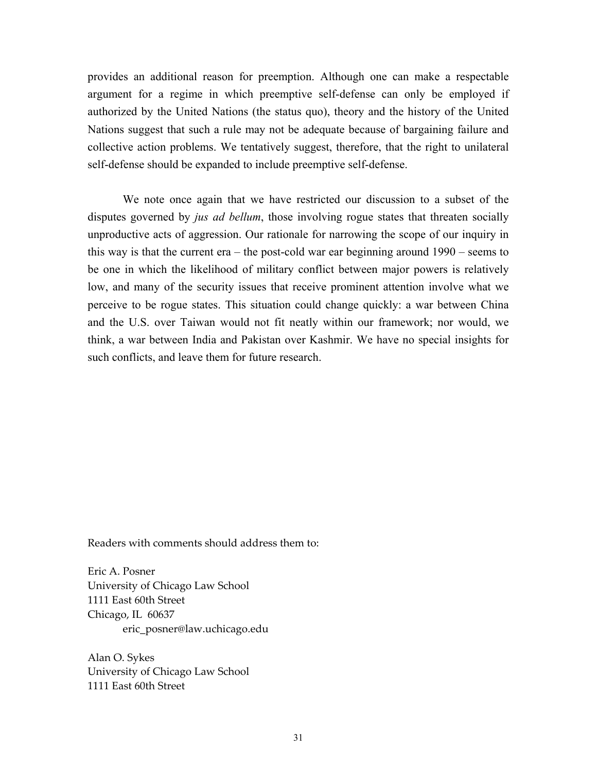provides an additional reason for preemption. Although one can make a respectable argument for a regime in which preemptive self-defense can only be employed if authorized by the United Nations (the status quo), theory and the history of the United Nations suggest that such a rule may not be adequate because of bargaining failure and collective action problems. We tentatively suggest, therefore, that the right to unilateral self-defense should be expanded to include preemptive self-defense.

We note once again that we have restricted our discussion to a subset of the disputes governed by *jus ad bellum*, those involving rogue states that threaten socially unproductive acts of aggression. Our rationale for narrowing the scope of our inquiry in this way is that the current era – the post-cold war ear beginning around 1990 – seems to be one in which the likelihood of military conflict between major powers is relatively low, and many of the security issues that receive prominent attention involve what we perceive to be rogue states. This situation could change quickly: a war between China and the U.S. over Taiwan would not fit neatly within our framework; nor would, we think, a war between India and Pakistan over Kashmir. We have no special insights for such conflicts, and leave them for future research.

Readers with comments should address them to:

Eric A. Posner
University of Chicago Law School
1111 East 60th Street
Chicago, IL 60637
eric_posner@law.uchicago.edu

Alan O. Sykes
University of Chicago Law School
1111 East 60th Street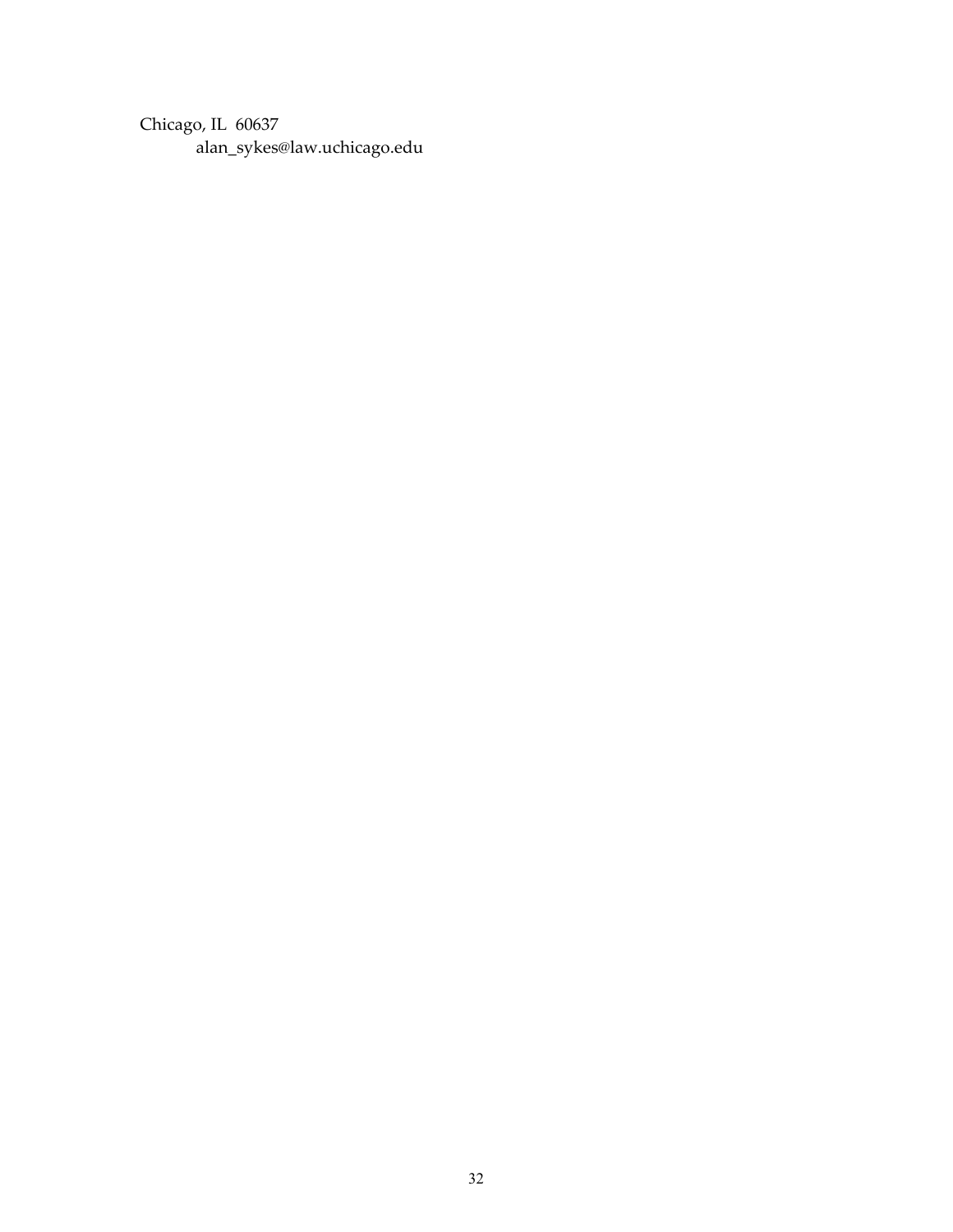Chicago, IL  60637
alan_sykes@law.uchicago.edu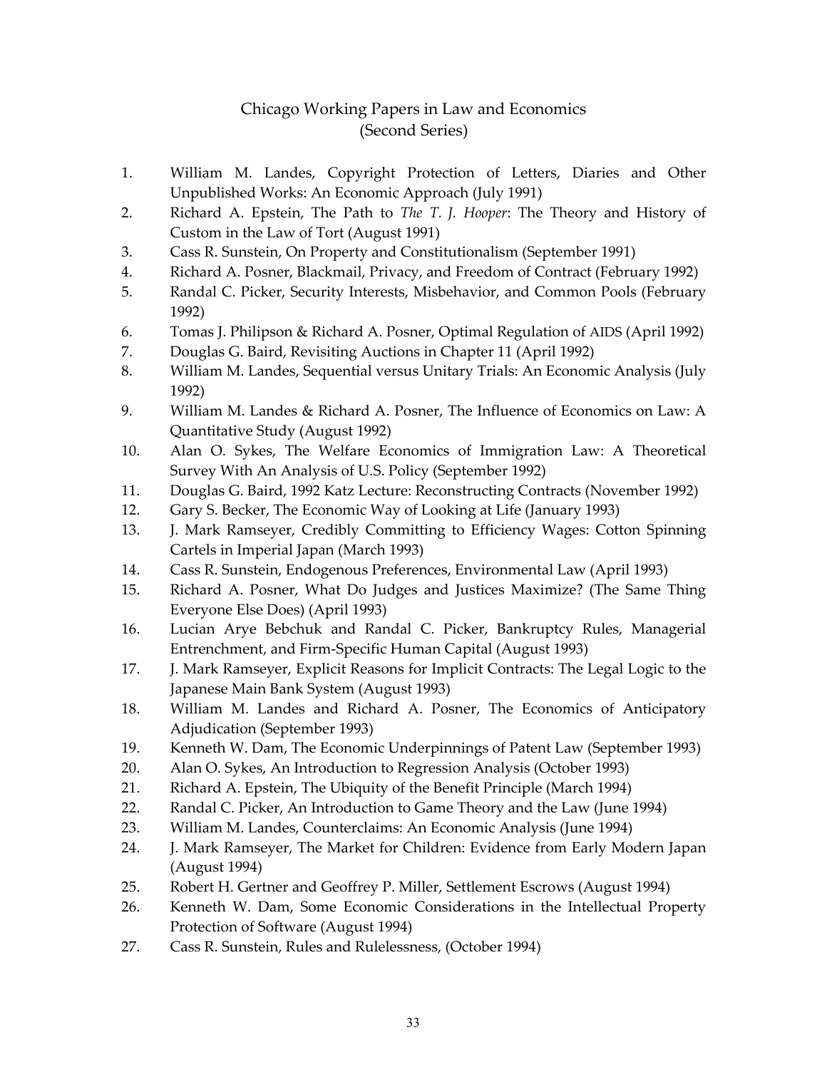# Chicago Working Papers in Law and Economics (Second Series)

1. William M. Landes, Copyright Protection of Letters, Diaries and Other Unpublished Works: An Economic Approach (July 1991)
2. Richard A. Epstein, The Path to *The T. J. Hooper*: The Theory and History of Custom in the Law of Tort (August 1991)
3. Cass R. Sunstein, On Property and Constitutionalism (September 1991)
4. Richard A. Posner, Blackmail, Privacy, and Freedom of Contract (February 1992)
5. Randal C. Picker, Security Interests, Misbehavior, and Common Pools (February 1992)
6. Tomas J. Philipson & Richard A. Posner, Optimal Regulation of AIDS (April 1992)
7. Douglas G. Baird, Revisiting Auctions in Chapter 11 (April 1992)
8. William M. Landes, Sequential versus Unitary Trials: An Economic Analysis (July 1992)
9. William M. Landes & Richard A. Posner, The Influence of Economics on Law: A Quantitative Study (August 1992)
10. Alan O. Sykes, The Welfare Economics of Immigration Law: A Theoretical Survey With An Analysis of U.S. Policy (September 1992)
11. Douglas G. Baird, 1992 Katz Lecture: Reconstructing Contracts (November 1992)
12. Gary S. Becker, The Economic Way of Looking at Life (January 1993)
13. J. Mark Ramseyer, Credibly Committing to Efficiency Wages: Cotton Spinning Cartels in Imperial Japan (March 1993)
14. Cass R. Sunstein, Endogenous Preferences, Environmental Law (April 1993)
15. Richard A. Posner, What Do Judges and Justices Maximize? (The Same Thing Everyone Else Does) (April 1993)
16. Lucian Arye Bebchuk and Randal C. Picker, Bankruptcy Rules, Managerial Entrenchment, and Firm-Specific Human Capital (August 1993)
17. J. Mark Ramseyer, Explicit Reasons for Implicit Contracts: The Legal Logic to the Japanese Main Bank System (August 1993)
18. William M. Landes and Richard A. Posner, The Economics of Anticipatory Adjudication (September 1993)
19. Kenneth W. Dam, The Economic Underpinnings of Patent Law (September 1993)
20. Alan O. Sykes, An Introduction to Regression Analysis (October 1993)
21. Richard A. Epstein, The Ubiquity of the Benefit Principle (March 1994)
22. Randal C. Picker, An Introduction to Game Theory and the Law (June 1994)
23. William M. Landes, Counterclaims: An Economic Analysis (June 1994)
24. J. Mark Ramseyer, The Market for Children: Evidence from Early Modern Japan (August 1994)
25. Robert H. Gertner and Geoffrey P. Miller, Settlement Escrows (August 1994)
26. Kenneth W. Dam, Some Economic Considerations in the Intellectual Property Protection of Software (August 1994)
27. Cass R. Sunstein, Rules and Rulelessness, (October 1994)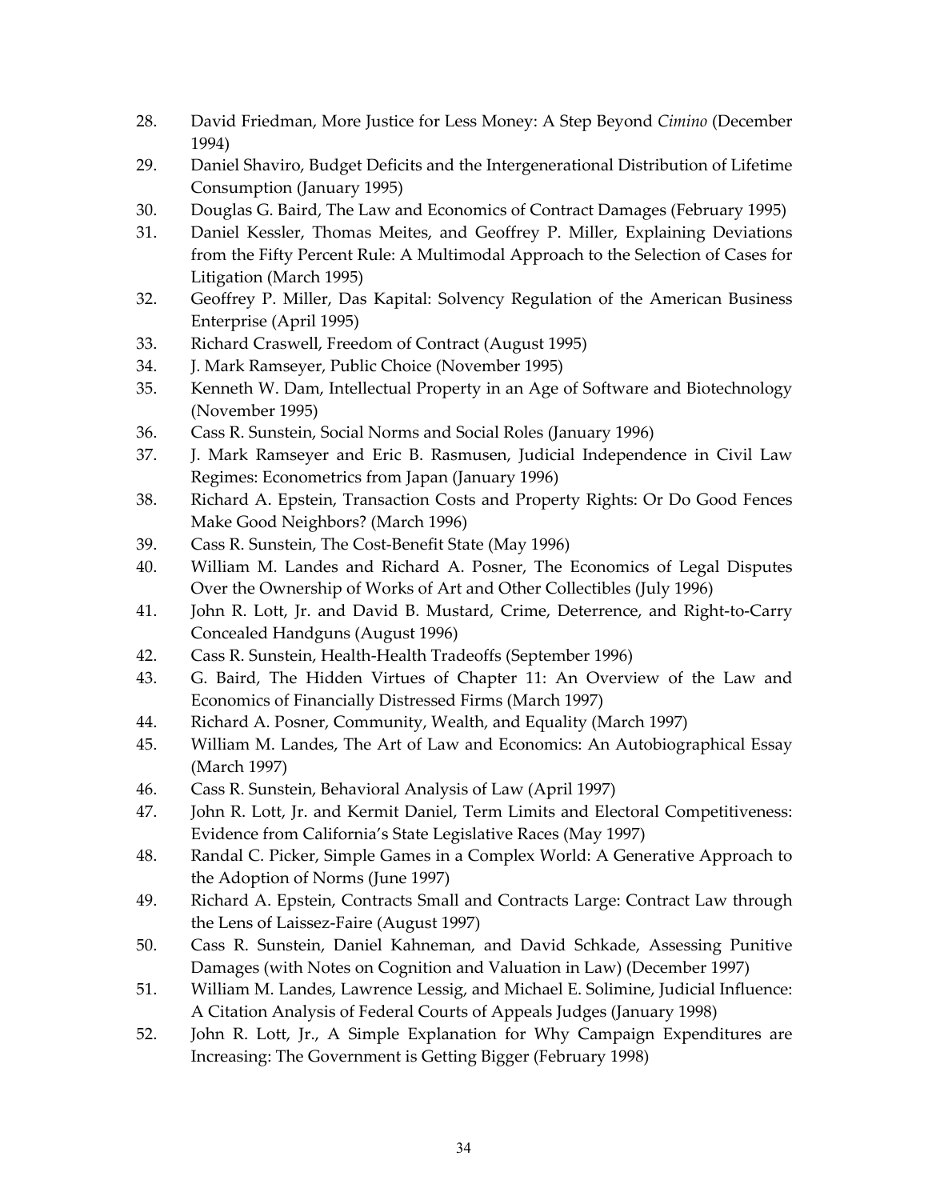28. David Friedman, More Justice for Less Money: A Step Beyond *Cimino* (December 1994)
29. Daniel Shaviro, Budget Deficits and the Intergenerational Distribution of Lifetime Consumption (January 1995)
30. Douglas G. Baird, The Law and Economics of Contract Damages (February 1995)
31. Daniel Kessler, Thomas Meites, and Geoffrey P. Miller, Explaining Deviations from the Fifty Percent Rule: A Multimodal Approach to the Selection of Cases for Litigation (March 1995)
32. Geoffrey P. Miller, Das Kapital: Solvency Regulation of the American Business Enterprise (April 1995)
33. Richard Craswell, Freedom of Contract (August 1995)
34. J. Mark Ramseyer, Public Choice (November 1995)
35. Kenneth W. Dam, Intellectual Property in an Age of Software and Biotechnology (November 1995)
36. Cass R. Sunstein, Social Norms and Social Roles (January 1996)
37. J. Mark Ramseyer and Eric B. Rasmusen, Judicial Independence in Civil Law Regimes: Econometrics from Japan (January 1996)
38. Richard A. Epstein, Transaction Costs and Property Rights: Or Do Good Fences Make Good Neighbors? (March 1996)
39. Cass R. Sunstein, The Cost-Benefit State (May 1996)
40. William M. Landes and Richard A. Posner, The Economics of Legal Disputes Over the Ownership of Works of Art and Other Collectibles (July 1996)
41. John R. Lott, Jr. and David B. Mustard, Crime, Deterrence, and Right-to-Carry Concealed Handguns (August 1996)
42. Cass R. Sunstein, Health-Health Tradeoffs (September 1996)
43. G. Baird, The Hidden Virtues of Chapter 11: An Overview of the Law and Economics of Financially Distressed Firms (March 1997)
44. Richard A. Posner, Community, Wealth, and Equality (March 1997)
45. William M. Landes, The Art of Law and Economics: An Autobiographical Essay (March 1997)
46. Cass R. Sunstein, Behavioral Analysis of Law (April 1997)
47. John R. Lott, Jr. and Kermit Daniel, Term Limits and Electoral Competitiveness: Evidence from California's State Legislative Races (May 1997)
48. Randal C. Picker, Simple Games in a Complex World: A Generative Approach to the Adoption of Norms (June 1997)
49. Richard A. Epstein, Contracts Small and Contracts Large: Contract Law through the Lens of Laissez-Faire (August 1997)
50. Cass R. Sunstein, Daniel Kahneman, and David Schkade, Assessing Punitive Damages (with Notes on Cognition and Valuation in Law) (December 1997)
51. William M. Landes, Lawrence Lessig, and Michael E. Solimine, Judicial Influence: A Citation Analysis of Federal Courts of Appeals Judges (January 1998)
52. John R. Lott, Jr., A Simple Explanation for Why Campaign Expenditures are Increasing: The Government is Getting Bigger (February 1998)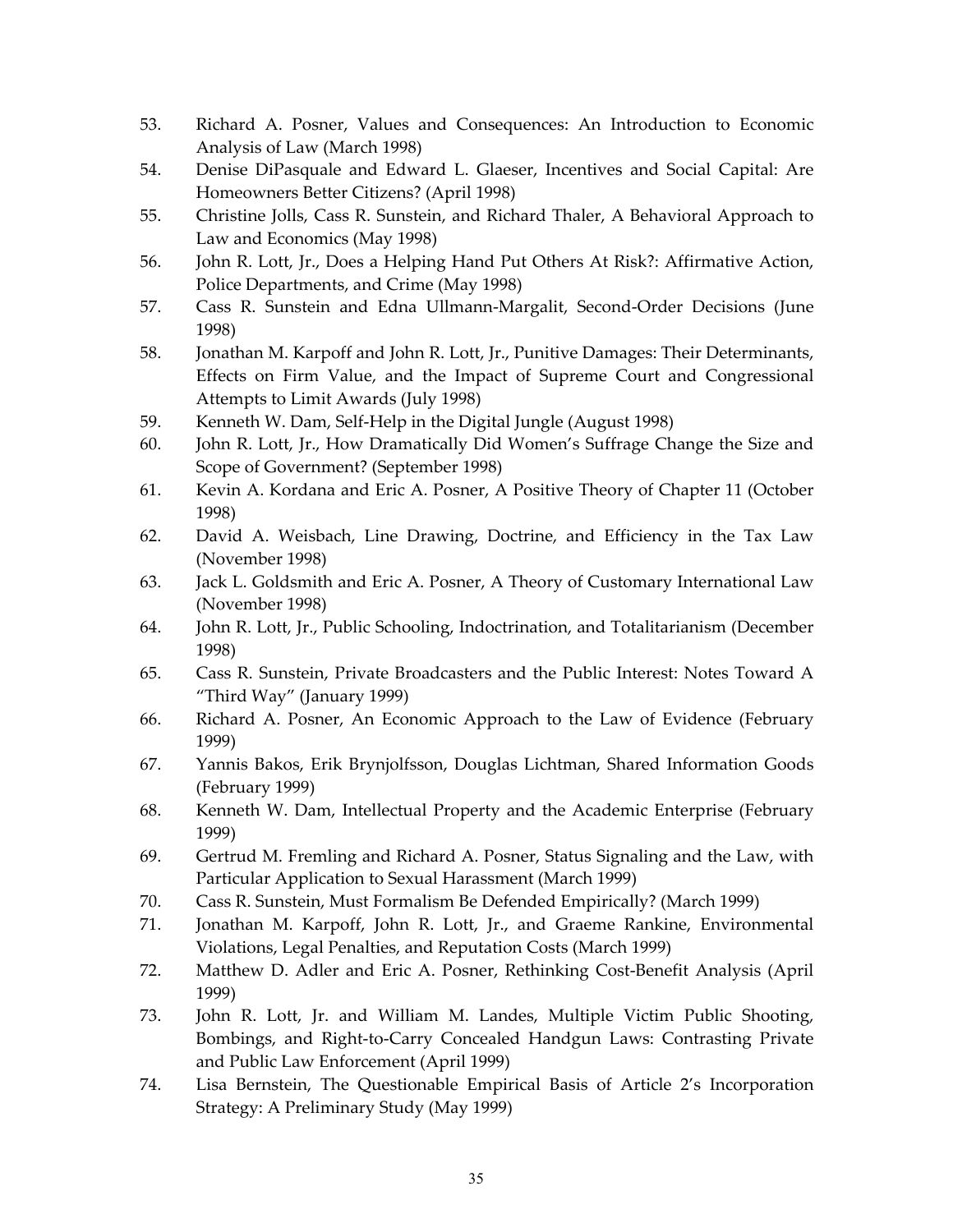53. Richard A. Posner, Values and Consequences: An Introduction to Economic Analysis of Law (March 1998)
54. Denise DiPasquale and Edward L. Glaeser, Incentives and Social Capital: Are Homeowners Better Citizens? (April 1998)
55. Christine Jolls, Cass R. Sunstein, and Richard Thaler, A Behavioral Approach to Law and Economics (May 1998)
56. John R. Lott, Jr., Does a Helping Hand Put Others At Risk?: Affirmative Action, Police Departments, and Crime (May 1998)
57. Cass R. Sunstein and Edna Ullmann-Margalit, Second-Order Decisions (June 1998)
58. Jonathan M. Karpoff and John R. Lott, Jr., Punitive Damages: Their Determinants, Effects on Firm Value, and the Impact of Supreme Court and Congressional Attempts to Limit Awards (July 1998)
59. Kenneth W. Dam, Self-Help in the Digital Jungle (August 1998)
60. John R. Lott, Jr., How Dramatically Did Women's Suffrage Change the Size and Scope of Government? (September 1998)
61. Kevin A. Kordana and Eric A. Posner, A Positive Theory of Chapter 11 (October 1998)
62. David A. Weisbach, Line Drawing, Doctrine, and Efficiency in the Tax Law (November 1998)
63. Jack L. Goldsmith and Eric A. Posner, A Theory of Customary International Law (November 1998)
64. John R. Lott, Jr., Public Schooling, Indoctrination, and Totalitarianism (December 1998)
65. Cass R. Sunstein, Private Broadcasters and the Public Interest: Notes Toward A "Third Way" (January 1999)
66. Richard A. Posner, An Economic Approach to the Law of Evidence (February 1999)
67. Yannis Bakos, Erik Brynjolfsson, Douglas Lichtman, Shared Information Goods (February 1999)
68. Kenneth W. Dam, Intellectual Property and the Academic Enterprise (February 1999)
69. Gertrud M. Fremling and Richard A. Posner, Status Signaling and the Law, with Particular Application to Sexual Harassment (March 1999)
70. Cass R. Sunstein, Must Formalism Be Defended Empirically? (March 1999)
71. Jonathan M. Karpoff, John R. Lott, Jr., and Graeme Rankine, Environmental Violations, Legal Penalties, and Reputation Costs (March 1999)
72. Matthew D. Adler and Eric A. Posner, Rethinking Cost-Benefit Analysis (April 1999)
73. John R. Lott, Jr. and William M. Landes, Multiple Victim Public Shooting, Bombings, and Right-to-Carry Concealed Handgun Laws: Contrasting Private and Public Law Enforcement (April 1999)
74. Lisa Bernstein, The Questionable Empirical Basis of Article 2's Incorporation Strategy: A Preliminary Study (May 1999)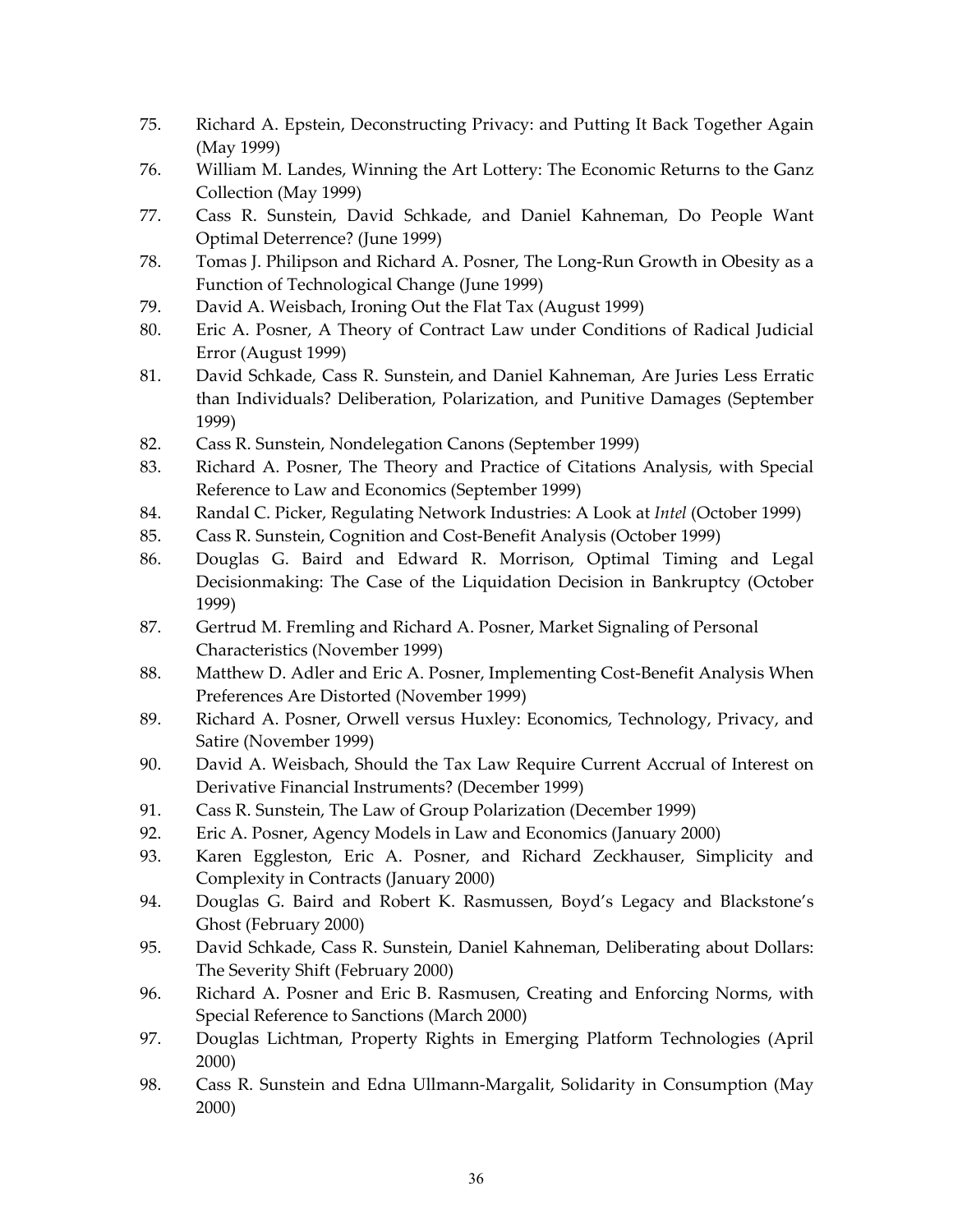75. Richard A. Epstein, Deconstructing Privacy: and Putting It Back Together Again (May 1999)
76. William M. Landes, Winning the Art Lottery: The Economic Returns to the Ganz Collection (May 1999)
77. Cass R. Sunstein, David Schkade, and Daniel Kahneman, Do People Want Optimal Deterrence? (June 1999)
78. Tomas J. Philipson and Richard A. Posner, The Long-Run Growth in Obesity as a Function of Technological Change (June 1999)
79. David A. Weisbach, Ironing Out the Flat Tax (August 1999)
80. Eric A. Posner, A Theory of Contract Law under Conditions of Radical Judicial Error (August 1999)
81. David Schkade, Cass R. Sunstein, and Daniel Kahneman, Are Juries Less Erratic than Individuals? Deliberation, Polarization, and Punitive Damages (September 1999)
82. Cass R. Sunstein, Nondelegation Canons (September 1999)
83. Richard A. Posner, The Theory and Practice of Citations Analysis, with Special Reference to Law and Economics (September 1999)
84. Randal C. Picker, Regulating Network Industries: A Look at *Intel* (October 1999)
85. Cass R. Sunstein, Cognition and Cost-Benefit Analysis (October 1999)
86. Douglas G. Baird and Edward R. Morrison, Optimal Timing and Legal Decisionmaking: The Case of the Liquidation Decision in Bankruptcy (October 1999)
87. Gertrud M. Fremling and Richard A. Posner, Market Signaling of Personal Characteristics (November 1999)
88. Matthew D. Adler and Eric A. Posner, Implementing Cost-Benefit Analysis When Preferences Are Distorted (November 1999)
89. Richard A. Posner, Orwell versus Huxley: Economics, Technology, Privacy, and Satire (November 1999)
90. David A. Weisbach, Should the Tax Law Require Current Accrual of Interest on Derivative Financial Instruments? (December 1999)
91. Cass R. Sunstein, The Law of Group Polarization (December 1999)
92. Eric A. Posner, Agency Models in Law and Economics (January 2000)
93. Karen Eggleston, Eric A. Posner, and Richard Zeckhauser, Simplicity and Complexity in Contracts (January 2000)
94. Douglas G. Baird and Robert K. Rasmussen, Boyd's Legacy and Blackstone's Ghost (February 2000)
95. David Schkade, Cass R. Sunstein, Daniel Kahneman, Deliberating about Dollars: The Severity Shift (February 2000)
96. Richard A. Posner and Eric B. Rasmusen, Creating and Enforcing Norms, with Special Reference to Sanctions (March 2000)
97. Douglas Lichtman, Property Rights in Emerging Platform Technologies (April 2000)
98. Cass R. Sunstein and Edna Ullmann-Margalit, Solidarity in Consumption (May 2000)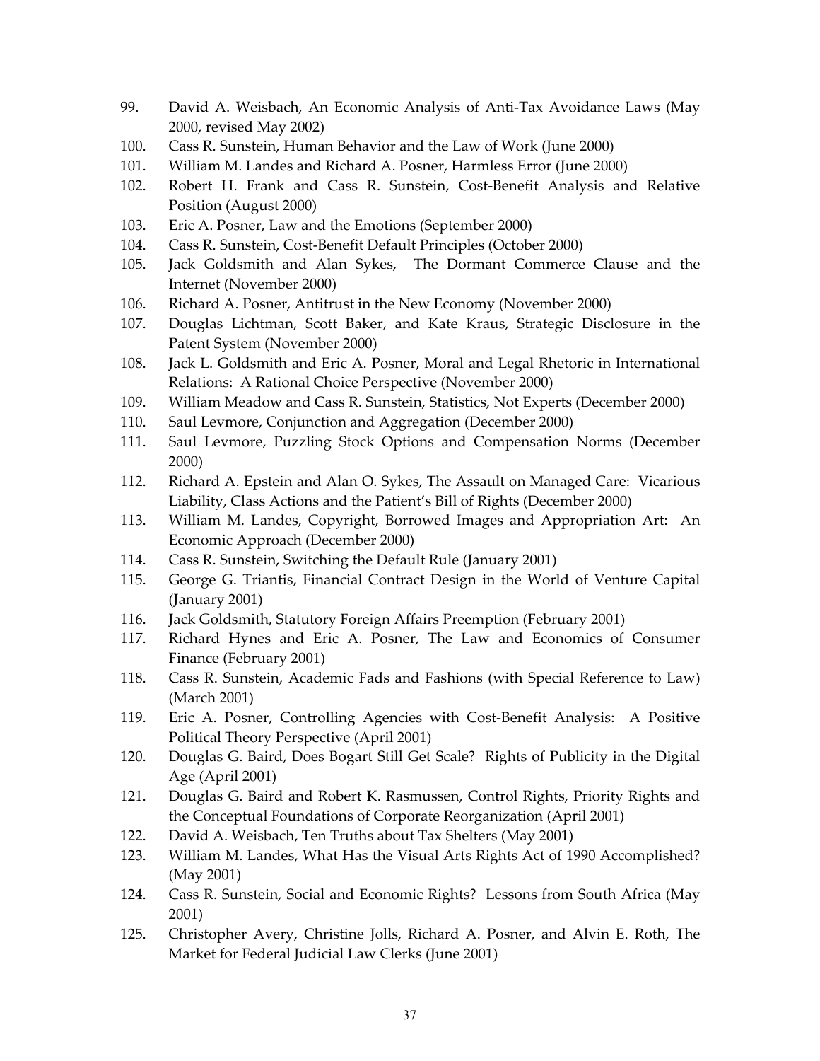99. David A. Weisbach, An Economic Analysis of Anti-Tax Avoidance Laws (May 2000, revised May 2002)
100. Cass R. Sunstein, Human Behavior and the Law of Work (June 2000)
101. William M. Landes and Richard A. Posner, Harmless Error (June 2000)
102. Robert H. Frank and Cass R. Sunstein, Cost-Benefit Analysis and Relative Position (August 2000)
103. Eric A. Posner, Law and the Emotions (September 2000)
104. Cass R. Sunstein, Cost-Benefit Default Principles (October 2000)
105. Jack Goldsmith and Alan Sykes, The Dormant Commerce Clause and the Internet (November 2000)
106. Richard A. Posner, Antitrust in the New Economy (November 2000)
107. Douglas Lichtman, Scott Baker, and Kate Kraus, Strategic Disclosure in the Patent System (November 2000)
108. Jack L. Goldsmith and Eric A. Posner, Moral and Legal Rhetoric in International Relations: A Rational Choice Perspective (November 2000)
109. William Meadow and Cass R. Sunstein, Statistics, Not Experts (December 2000)
110. Saul Levmore, Conjunction and Aggregation (December 2000)
111. Saul Levmore, Puzzling Stock Options and Compensation Norms (December 2000)
112. Richard A. Epstein and Alan O. Sykes, The Assault on Managed Care: Vicarious Liability, Class Actions and the Patient's Bill of Rights (December 2000)
113. William M. Landes, Copyright, Borrowed Images and Appropriation Art: An Economic Approach (December 2000)
114. Cass R. Sunstein, Switching the Default Rule (January 2001)
115. George G. Triantis, Financial Contract Design in the World of Venture Capital (January 2001)
116. Jack Goldsmith, Statutory Foreign Affairs Preemption (February 2001)
117. Richard Hynes and Eric A. Posner, The Law and Economics of Consumer Finance (February 2001)
118. Cass R. Sunstein, Academic Fads and Fashions (with Special Reference to Law) (March 2001)
119. Eric A. Posner, Controlling Agencies with Cost-Benefit Analysis: A Positive Political Theory Perspective (April 2001)
120. Douglas G. Baird, Does Bogart Still Get Scale? Rights of Publicity in the Digital Age (April 2001)
121. Douglas G. Baird and Robert K. Rasmussen, Control Rights, Priority Rights and the Conceptual Foundations of Corporate Reorganization (April 2001)
122. David A. Weisbach, Ten Truths about Tax Shelters (May 2001)
123. William M. Landes, What Has the Visual Arts Rights Act of 1990 Accomplished? (May 2001)
124. Cass R. Sunstein, Social and Economic Rights? Lessons from South Africa (May 2001)
125. Christopher Avery, Christine Jolls, Richard A. Posner, and Alvin E. Roth, The Market for Federal Judicial Law Clerks (June 2001)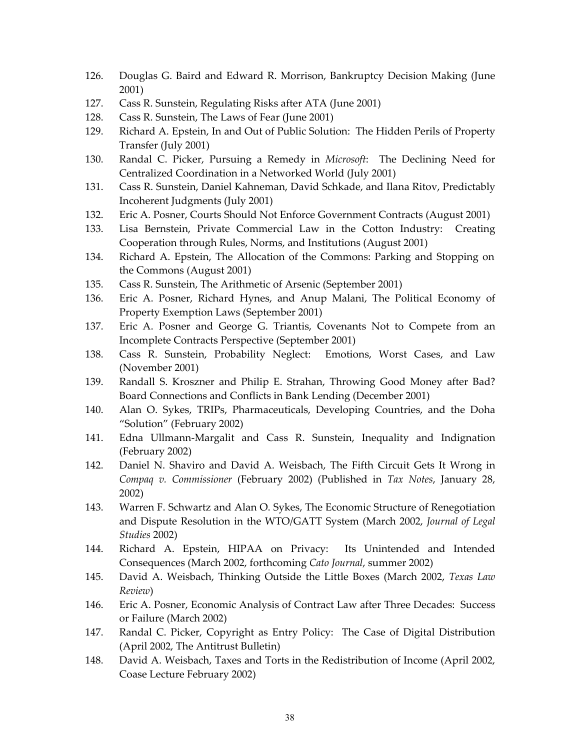126. Douglas G. Baird and Edward R. Morrison, Bankruptcy Decision Making (June 2001)
127. Cass R. Sunstein, Regulating Risks after ATA (June 2001)
128. Cass R. Sunstein, The Laws of Fear (June 2001)
129. Richard A. Epstein, In and Out of Public Solution: The Hidden Perils of Property Transfer (July 2001)
130. Randal C. Picker, Pursuing a Remedy in *Microsoft*: The Declining Need for Centralized Coordination in a Networked World (July 2001)
131. Cass R. Sunstein, Daniel Kahneman, David Schkade, and Ilana Ritov, Predictably Incoherent Judgments (July 2001)
132. Eric A. Posner, Courts Should Not Enforce Government Contracts (August 2001)
133. Lisa Bernstein, Private Commercial Law in the Cotton Industry: Creating Cooperation through Rules, Norms, and Institutions (August 2001)
134. Richard A. Epstein, The Allocation of the Commons: Parking and Stopping on the Commons (August 2001)
135. Cass R. Sunstein, The Arithmetic of Arsenic (September 2001)
136. Eric A. Posner, Richard Hynes, and Anup Malani, The Political Economy of Property Exemption Laws (September 2001)
137. Eric A. Posner and George G. Triantis, Covenants Not to Compete from an Incomplete Contracts Perspective (September 2001)
138. Cass R. Sunstein, Probability Neglect: Emotions, Worst Cases, and Law (November 2001)
139. Randall S. Kroszner and Philip E. Strahan, Throwing Good Money after Bad? Board Connections and Conflicts in Bank Lending (December 2001)
140. Alan O. Sykes, TRIPs, Pharmaceuticals, Developing Countries, and the Doha "Solution" (February 2002)
141. Edna Ullmann-Margalit and Cass R. Sunstein, Inequality and Indignation (February 2002)
142. Daniel N. Shaviro and David A. Weisbach, The Fifth Circuit Gets It Wrong in *Compaq v. Commissioner* (February 2002) (Published in *Tax Notes*, January 28, 2002)
143. Warren F. Schwartz and Alan O. Sykes, The Economic Structure of Renegotiation and Dispute Resolution in the WTO/GATT System (March 2002, *Journal of Legal Studies* 2002)
144. Richard A. Epstein, HIPAA on Privacy: Its Unintended and Intended Consequences (March 2002, forthcoming *Cato Journal*, summer 2002)
145. David A. Weisbach, Thinking Outside the Little Boxes (March 2002, *Texas Law Review*)
146. Eric A. Posner, Economic Analysis of Contract Law after Three Decades: Success or Failure (March 2002)
147. Randal C. Picker, Copyright as Entry Policy: The Case of Digital Distribution (April 2002, The Antitrust Bulletin)
148. David A. Weisbach, Taxes and Torts in the Redistribution of Income (April 2002, Coase Lecture February 2002)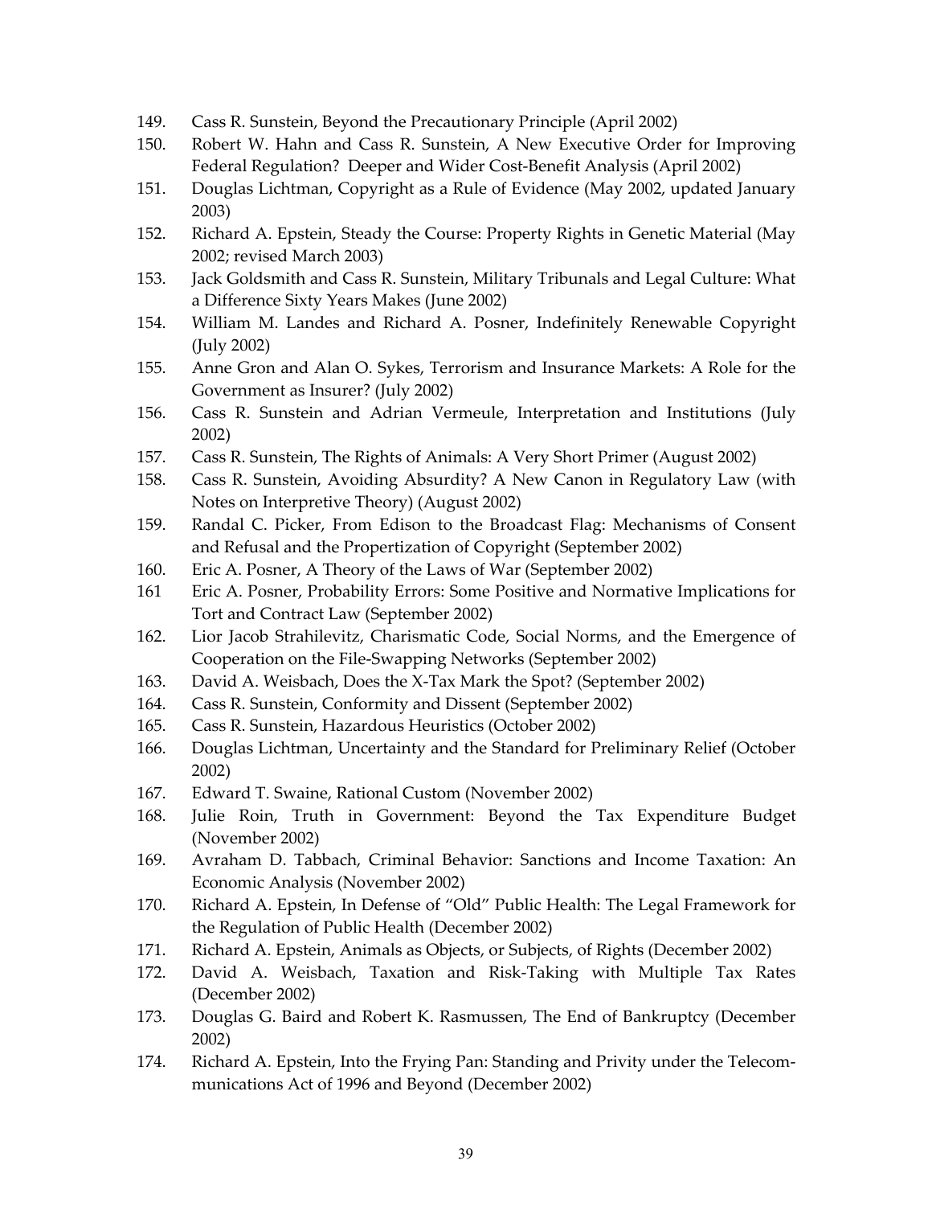149. Cass R. Sunstein, Beyond the Precautionary Principle (April 2002)
150. Robert W. Hahn and Cass R. Sunstein, A New Executive Order for Improving Federal Regulation? Deeper and Wider Cost-Benefit Analysis (April 2002)
151. Douglas Lichtman, Copyright as a Rule of Evidence (May 2002, updated January 2003)
152. Richard A. Epstein, Steady the Course: Property Rights in Genetic Material (May 2002; revised March 2003)
153. Jack Goldsmith and Cass R. Sunstein, Military Tribunals and Legal Culture: What a Difference Sixty Years Makes (June 2002)
154. William M. Landes and Richard A. Posner, Indefinitely Renewable Copyright (July 2002)
155. Anne Gron and Alan O. Sykes, Terrorism and Insurance Markets: A Role for the Government as Insurer? (July 2002)
156. Cass R. Sunstein and Adrian Vermeule, Interpretation and Institutions (July 2002)
157. Cass R. Sunstein, The Rights of Animals: A Very Short Primer (August 2002)
158. Cass R. Sunstein, Avoiding Absurdity? A New Canon in Regulatory Law (with Notes on Interpretive Theory) (August 2002)
159. Randal C. Picker, From Edison to the Broadcast Flag: Mechanisms of Consent and Refusal and the Propertization of Copyright (September 2002)
160. Eric A. Posner, A Theory of the Laws of War (September 2002)
161 Eric A. Posner, Probability Errors: Some Positive and Normative Implications for Tort and Contract Law (September 2002)
162. Lior Jacob Strahilevitz, Charismatic Code, Social Norms, and the Emergence of Cooperation on the File-Swapping Networks (September 2002)
163. David A. Weisbach, Does the X-Tax Mark the Spot? (September 2002)
164. Cass R. Sunstein, Conformity and Dissent (September 2002)
165. Cass R. Sunstein, Hazardous Heuristics (October 2002)
166. Douglas Lichtman, Uncertainty and the Standard for Preliminary Relief (October 2002)
167. Edward T. Swaine, Rational Custom (November 2002)
168. Julie Roin, Truth in Government: Beyond the Tax Expenditure Budget (November 2002)
169. Avraham D. Tabbach, Criminal Behavior: Sanctions and Income Taxation: An Economic Analysis (November 2002)
170. Richard A. Epstein, In Defense of "Old" Public Health: The Legal Framework for the Regulation of Public Health (December 2002)
171. Richard A. Epstein, Animals as Objects, or Subjects, of Rights (December 2002)
172. David A. Weisbach, Taxation and Risk-Taking with Multiple Tax Rates (December 2002)
173. Douglas G. Baird and Robert K. Rasmussen, The End of Bankruptcy (December 2002)
174. Richard A. Epstein, Into the Frying Pan: Standing and Privity under the Telecommunications Act of 1996 and Beyond (December 2002)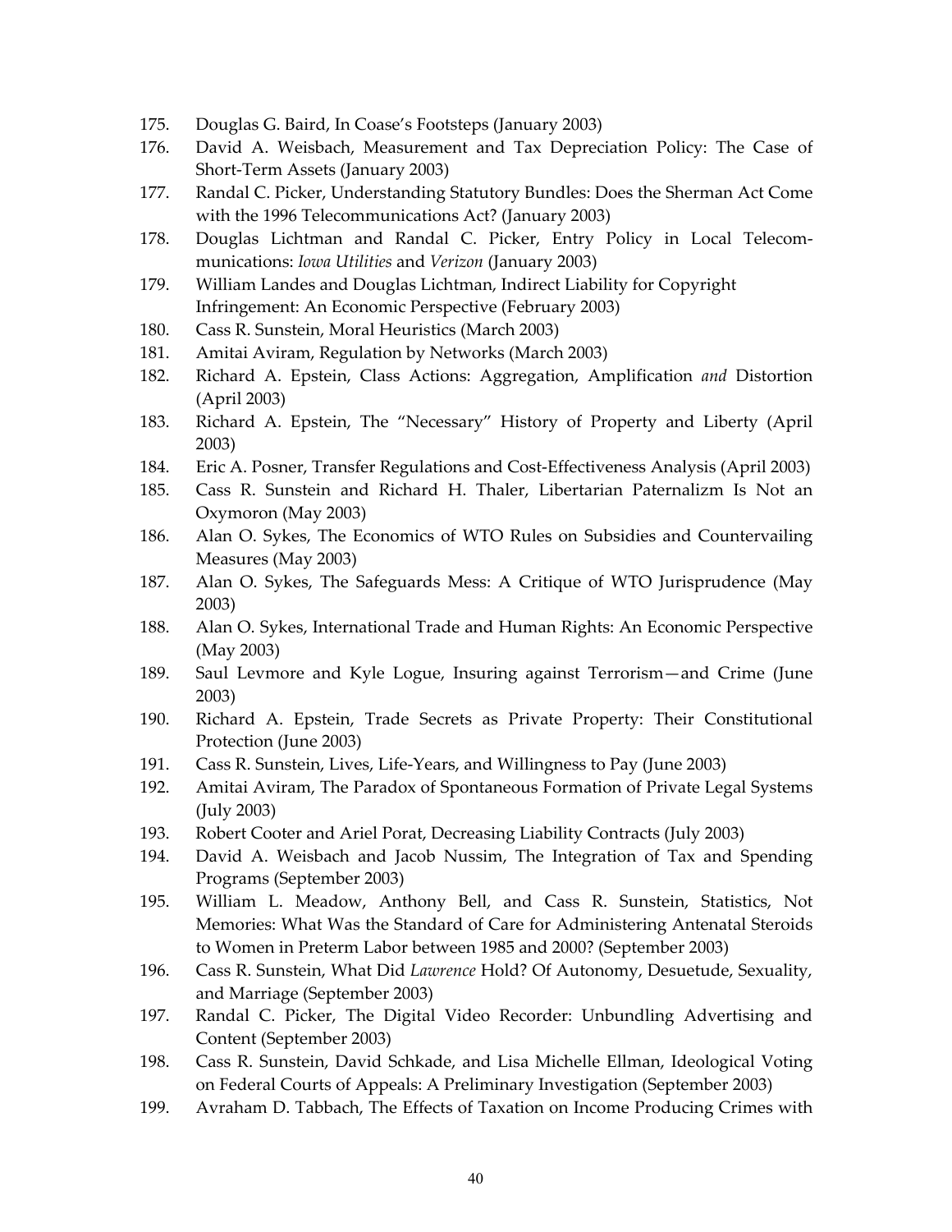175. Douglas G. Baird, In Coase's Footsteps (January 2003)
176. David A. Weisbach, Measurement and Tax Depreciation Policy: The Case of Short-Term Assets (January 2003)
177. Randal C. Picker, Understanding Statutory Bundles: Does the Sherman Act Come with the 1996 Telecommunications Act? (January 2003)
178. Douglas Lichtman and Randal C. Picker, Entry Policy in Local Telecommunications: *Iowa Utilities* and *Verizon* (January 2003)
179. William Landes and Douglas Lichtman, Indirect Liability for Copyright Infringement: An Economic Perspective (February 2003)
180. Cass R. Sunstein, Moral Heuristics (March 2003)
181. Amitai Aviram, Regulation by Networks (March 2003)
182. Richard A. Epstein, Class Actions: Aggregation, Amplification *and* Distortion (April 2003)
183. Richard A. Epstein, The "Necessary" History of Property and Liberty (April 2003)
184. Eric A. Posner, Transfer Regulations and Cost-Effectiveness Analysis (April 2003)
185. Cass R. Sunstein and Richard H. Thaler, Libertarian Paternalizm Is Not an Oxymoron (May 2003)
186. Alan O. Sykes, The Economics of WTO Rules on Subsidies and Countervailing Measures (May 2003)
187. Alan O. Sykes, The Safeguards Mess: A Critique of WTO Jurisprudence (May 2003)
188. Alan O. Sykes, International Trade and Human Rights: An Economic Perspective (May 2003)
189. Saul Levmore and Kyle Logue, Insuring against Terrorism—and Crime (June 2003)
190. Richard A. Epstein, Trade Secrets as Private Property: Their Constitutional Protection (June 2003)
191. Cass R. Sunstein, Lives, Life-Years, and Willingness to Pay (June 2003)
192. Amitai Aviram, The Paradox of Spontaneous Formation of Private Legal Systems (July 2003)
193. Robert Cooter and Ariel Porat, Decreasing Liability Contracts (July 2003)
194. David A. Weisbach and Jacob Nussim, The Integration of Tax and Spending Programs (September 2003)
195. William L. Meadow, Anthony Bell, and Cass R. Sunstein, Statistics, Not Memories: What Was the Standard of Care for Administering Antenatal Steroids to Women in Preterm Labor between 1985 and 2000? (September 2003)
196. Cass R. Sunstein, What Did *Lawrence* Hold? Of Autonomy, Desuetude, Sexuality, and Marriage (September 2003)
197. Randal C. Picker, The Digital Video Recorder: Unbundling Advertising and Content (September 2003)
198. Cass R. Sunstein, David Schkade, and Lisa Michelle Ellman, Ideological Voting on Federal Courts of Appeals: A Preliminary Investigation (September 2003)
199. Avraham D. Tabbach, The Effects of Taxation on Income Producing Crimes with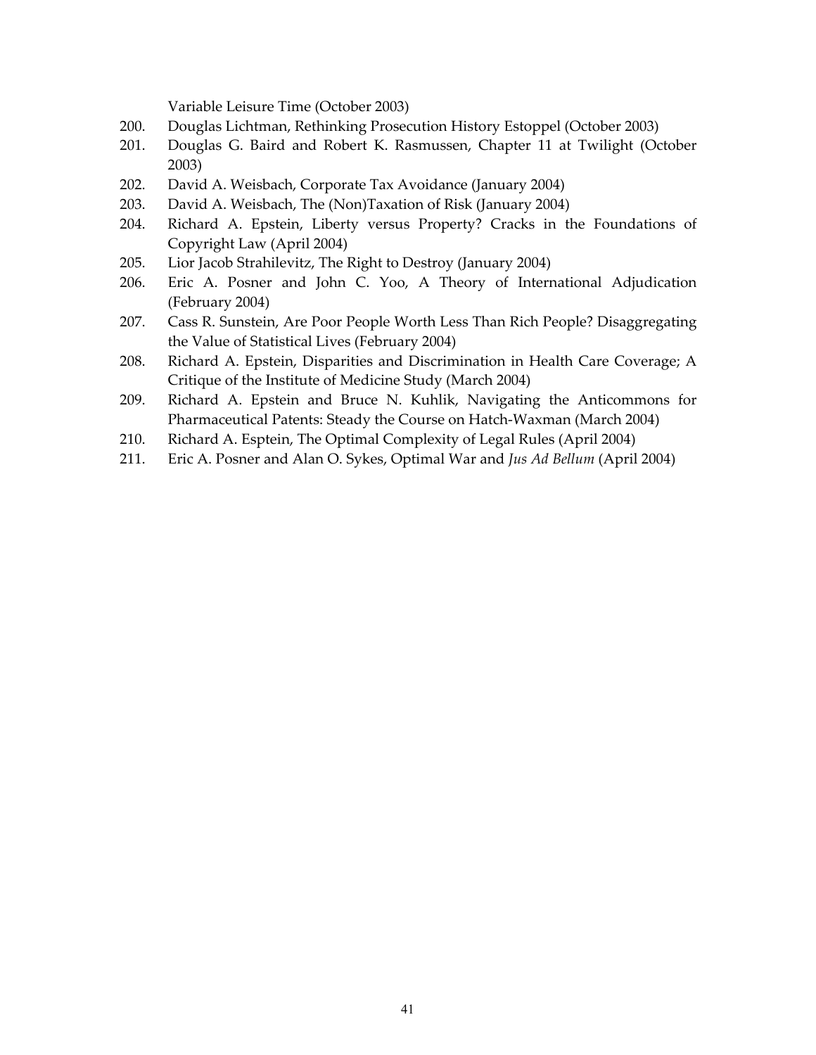Variable Leisure Time (October 2003)

200. Douglas Lichtman, Rethinking Prosecution History Estoppel (October 2003)
201. Douglas G. Baird and Robert K. Rasmussen, Chapter 11 at Twilight (October 2003)
202. David A. Weisbach, Corporate Tax Avoidance (January 2004)
203. David A. Weisbach, The (Non)Taxation of Risk (January 2004)
204. Richard A. Epstein, Liberty versus Property? Cracks in the Foundations of Copyright Law (April 2004)
205. Lior Jacob Strahilevitz, The Right to Destroy (January 2004)
206. Eric A. Posner and John C. Yoo, A Theory of International Adjudication (February 2004)
207. Cass R. Sunstein, Are Poor People Worth Less Than Rich People? Disaggregating the Value of Statistical Lives (February 2004)
208. Richard A. Epstein, Disparities and Discrimination in Health Care Coverage; A Critique of the Institute of Medicine Study (March 2004)
209. Richard A. Epstein and Bruce N. Kuhlik, Navigating the Anticommons for Pharmaceutical Patents: Steady the Course on Hatch-Waxman (March 2004)
210. Richard A. Esptein, The Optimal Complexity of Legal Rules (April 2004)
211. Eric A. Posner and Alan O. Sykes, Optimal War and *Jus Ad Bellum* (April 2004)